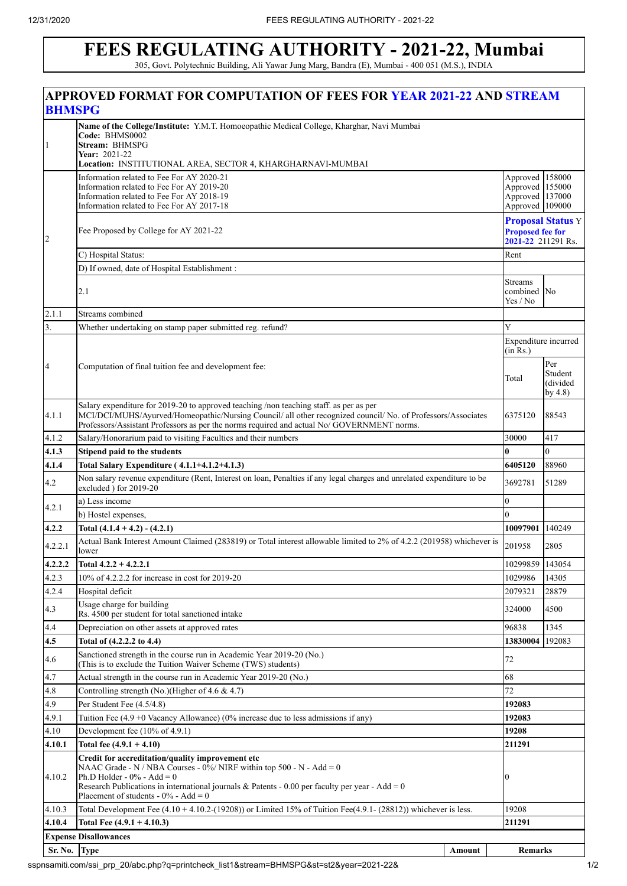# FEES REGULATING AUTHORITY - 2021-22, Mumbai

305, Govt. Polytechnic Building, Ali Yawar Jung Marg, Bandra (E), Mumbai - 400 051 (M.S.), INDIA

## APPROVED FORMAT FOR COMPUTATION OF FEES FOR YEAR 2021-22 AND STREAM BHMSPG

| | | | |
|---|---|---|---|
| 1 | **Name of the College/Institute:** Y.M.T. Homoeopathic Medical College, Kharghar, Navi Mumbai<br>**Code:** BHMS0002<br>**Stream:** BHMSPG<br>**Year:** 2021-22<br>**Location:** INSTITUTIONAL AREA, SECTOR 4, KHARGHARNAVI-MUMBAI | | |
| | Information related to Fee For AY 2020-21<br>Information related to Fee For AY 2019-20<br>Information related to Fee For AY 2018-19<br>Information related to Fee For AY 2017-18 | Approved<br>Approved<br>Approved<br>Approved | 158000<br>155000<br>137000<br>109000 |
| 2 | Fee Proposed by College for AY 2021-22 | **Proposal Status** Y<br>**Proposed fee for 2021-22** 211291 Rs. | |
| | C) Hospital Status: | Rent | |
| | D) If owned, date of Hospital Establishment : | | |
| | 2.1 | Streams combined Yes / No | No |
| 2.1.1 | Streams combined | | |
| 3. | Whether undertaking on stamp paper submitted reg. refund? | Y | |
| 4 | Computation of final tuition fee and development fee: | Expenditure incurred (in Rs.) | |
| | | Total | Per Student (divided by 4.8) |
| 4.1.1 | Salary expenditure for 2019-20 to approved teaching /non teaching staff. as per as per MCI/DCI/MUHS/Ayurved/Homeopathic/Nursing Council/ all other recognized council/ No. of Professors/Associates Professors/Assistant Professors as per the norms required and actual No/ GOVERNMENT norms. | 6375120 | 88543 |
| 4.1.2 | Salary/Honorarium paid to visiting Faculties and their numbers | 30000 | 417 |
| **4.1.3** | **Stipend paid to the students** | **0** | 0 |
| **4.1.4** | **Total Salary Expenditure ( 4.1.1+4.1.2+4.1.3)** | **6405120** | 88960 |
| 4.2 | Non salary revenue expenditure (Rent, Interest on loan, Penalties if any legal charges and unrelated expenditure to be excluded ) for 2019-20 | 3692781 | 51289 |
| 4.2.1 | a) Less income | 0 | |
| | b) Hostel expenses, | 0 | |
| **4.2.2** | **Total (4.1.4 + 4.2) - (4.2.1)** | **10097901** | 140249 |
| 4.2.2.1 | Actual Bank Interest Amount Claimed (283819) or Total interest allowable limited to 2% of 4.2.2 (201958) whichever is lower | 201958 | 2805 |
| **4.2.2.2** | **Total 4.2.2 + 4.2.2.1** | 10299859 | 143054 |
| 4.2.3 | 10% of 4.2.2.2 for increase in cost for 2019-20 | 1029986 | 14305 |
| 4.2.4 | Hospital deficit | 2079321 | 28879 |
| 4.3 | Usage charge for building<br>Rs. 4500 per student for total sanctioned intake | 324000 | 4500 |
| 4.4 | Depreciation on other assets at approved rates | 96838 | 1345 |
| **4.5** | **Total of (4.2.2.2 to 4.4)** | **13830004** | 192083 |
| 4.6 | Sanctioned strength in the course run in Academic Year 2019-20 (No.)<br>(This is to exclude the Tuition Waiver Scheme (TWS) students) | 72 | |
| 4.7 | Actual strength in the course run in Academic Year 2019-20 (No.) | 68 | |
| 4.8 | Controlling strength (No.)(Higher of 4.6 & 4.7) | 72 | |
| 4.9 | Per Student Fee (4.5/4.8) | **192083** | |
| 4.9.1 | Tuition Fee (4.9 +0 Vacancy Allowance) (0% increase due to less admissions if any) | **192083** | |
| 4.10 | Development fee (10% of 4.9.1) | **19208** | |
| **4.10.1** | **Total fee (4.9.1 + 4.10)** | **211291** | |
| 4.10.2 | **Credit for accreditation/quality improvement etc**<br>NAAC Grade - N / NBA Courses - 0%/ NIRF within top 500 - N - Add = 0<br>Ph.D Holder - 0% - Add = 0<br>Research Publications in international journals & Patents - 0.00 per faculty per year - Add = 0<br>Placement of students - 0% - Add = 0 | 0 | |
| 4.10.3 | Total Development Fee (4.10 + 4.10.2-(19208)) or Limited 15% of Tuition Fee(4.9.1- (28812)) whichever is less. | 19208 | |
| **4.10.4** | **Total Fee (4.9.1 + 4.10.3)** | **211291** | |

**Expense Disallowances**

| Sr. No. | Type | Amount | Remarks |
|---|---|---|---|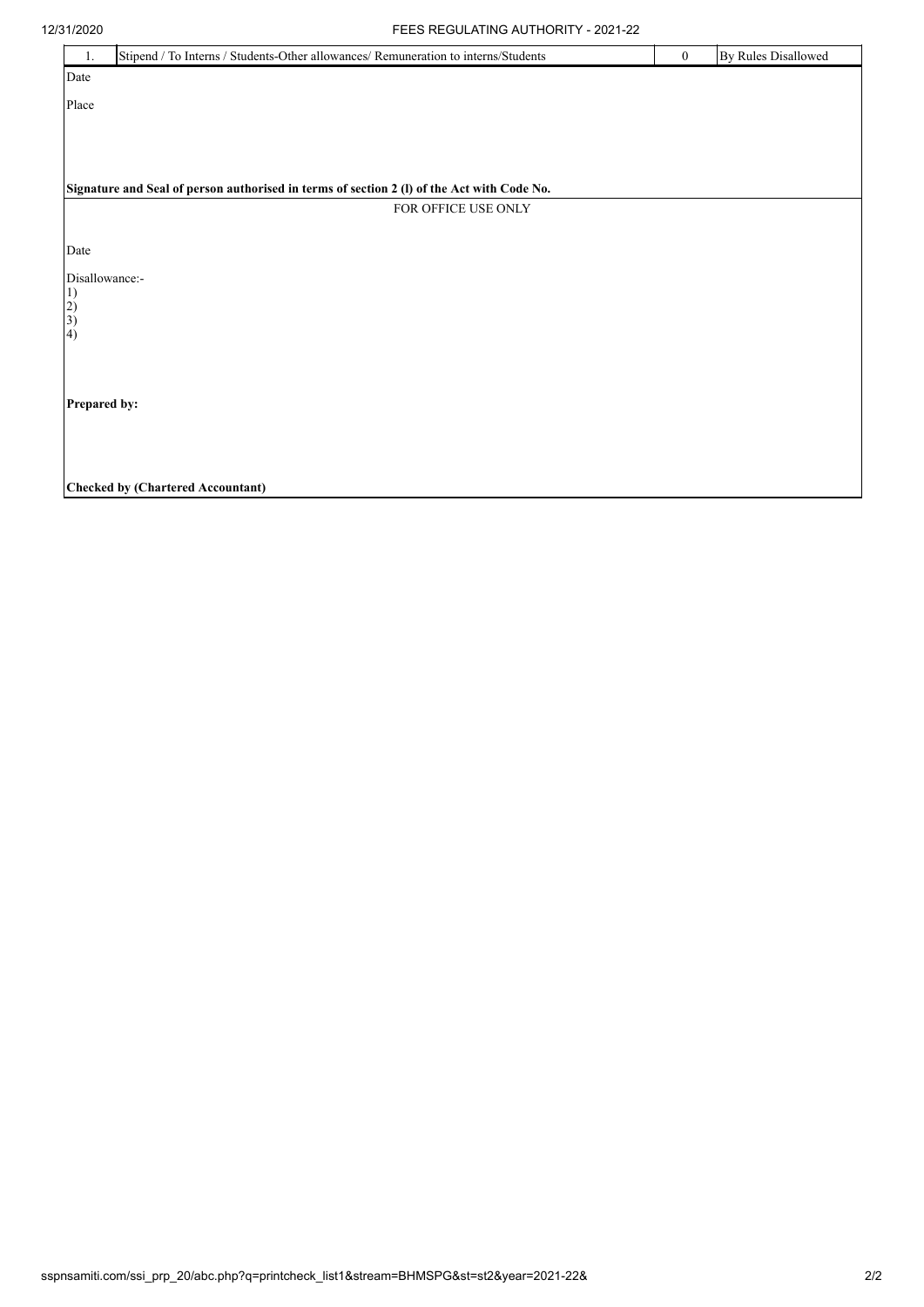| 1. | Stipend / To Interns / Students-Other allowances/ Remuneration to interns/Students | 0 | By Rules Disallowed |
|---|---|---|---|

Date

Place

**Signature and Seal of person authorised in terms of section 2 (l) of the Act with Code No.**

FOR OFFICE USE ONLY

Date

Disallowance:-
1)
2)
3)
4)

**Prepared by:**

**Checked by (Chartered Accountant)**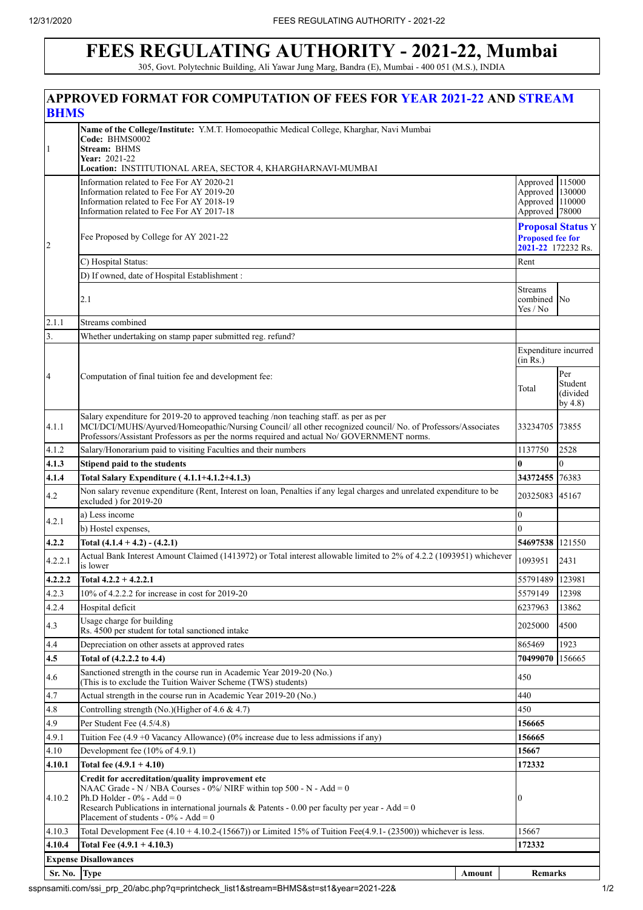# FEES REGULATING AUTHORITY - 2021-22, Mumbai

305, Govt. Polytechnic Building, Ali Yawar Jung Marg, Bandra (E), Mumbai - 400 051 (M.S.), INDIA

## APPROVED FORMAT FOR COMPUTATION OF FEES FOR YEAR 2021-22 AND STREAM BHMS

| | | | |
|---|---|---|---|
| 1 | **Name of the College/Institute:** Y.M.T. Homoeopathic Medical College, Kharghar, Navi Mumbai<br>**Code:** BHMS0002<br>**Stream:** BHMS<br>**Year:** 2021-22<br>**Location:** INSTITUTIONAL AREA, SECTOR 4, KHARGHARNAVI-MUMBAI | | |
| 2 | Information related to Fee For AY 2020-21<br>Information related to Fee For AY 2019-20<br>Information related to Fee For AY 2018-19<br>Information related to Fee For AY 2017-18 | Approved<br>Approved<br>Approved<br>Approved | 115000<br>130000<br>110000<br>78000 |
| | Fee Proposed by College for AY 2021-22 | **Proposal Status** Y<br>**Proposed fee for 2021-22** 172232 Rs. | |
| | C) Hospital Status: | Rent | |
| | D) If owned, date of Hospital Establishment : | | |
| | 2.1 | Streams combined Yes / No | No |
| 2.1.1 | Streams combined | | |
| 3. | Whether undertaking on stamp paper submitted reg. refund? | | |
| 4 | Computation of final tuition fee and development fee: | Expenditure incurred (in Rs.) | |
| | | Total | Per Student (divided by 4.8) |
| 4.1.1 | Salary expenditure for 2019-20 to approved teaching /non teaching staff. as per as per MCI/DCI/MUHS/Ayurved/Homeopathic/Nursing Council/ all other recognized council/ No. of Professors/Associates Professors/Assistant Professors as per the norms required and actual No/ GOVERNMENT norms. | 33234705 | 73855 |
| 4.1.2 | Salary/Honorarium paid to visiting Faculties and their numbers | 1137750 | 2528 |
| **4.1.3** | **Stipend paid to the students** | **0** | 0 |
| **4.1.4** | **Total Salary Expenditure ( 4.1.1+4.1.2+4.1.3)** | **34372455** | 76383 |
| 4.2 | Non salary revenue expenditure (Rent, Interest on loan, Penalties if any legal charges and unrelated expenditure to be excluded ) for 2019-20 | 20325083 | 45167 |
| 4.2.1 | a) Less income | 0 | |
| | b) Hostel expenses, | 0 | |
| **4.2.2** | **Total (4.1.4 + 4.2) - (4.2.1)** | **54697538** | 121550 |
| 4.2.2.1 | Actual Bank Interest Amount Claimed (1413972) or Total interest allowable limited to 2% of 4.2.2 (1093951) whichever is lower | 1093951 | 2431 |
| **4.2.2.2** | **Total 4.2.2 + 4.2.2.1** | 55791489 | 123981 |
| 4.2.3 | 10% of 4.2.2.2 for increase in cost for 2019-20 | 5579149 | 12398 |
| 4.2.4 | Hospital deficit | 6237963 | 13862 |
| 4.3 | Usage charge for building<br>Rs. 4500 per student for total sanctioned intake | 2025000 | 4500 |
| 4.4 | Depreciation on other assets at approved rates | 865469 | 1923 |
| **4.5** | **Total of (4.2.2.2 to 4.4)** | **70499070** | 156665 |
| 4.6 | Sanctioned strength in the course run in Academic Year 2019-20 (No.)<br>(This is to exclude the Tuition Waiver Scheme (TWS) students) | 450 | |
| 4.7 | Actual strength in the course run in Academic Year 2019-20 (No.) | 440 | |
| 4.8 | Controlling strength (No.)(Higher of 4.6 & 4.7) | 450 | |
| 4.9 | Per Student Fee (4.5/4.8) | **156665** | |
| 4.9.1 | Tuition Fee (4.9 +0 Vacancy Allowance) (0% increase due to less admissions if any) | **156665** | |
| 4.10 | Development fee (10% of 4.9.1) | **15667** | |
| **4.10.1** | **Total fee (4.9.1 + 4.10)** | **172332** | |
| 4.10.2 | **Credit for accreditation/quality improvement etc**<br>NAAC Grade - N / NBA Courses - 0%/ NIRF within top 500 - N - Add = 0<br>Ph.D Holder - 0% - Add = 0<br>Research Publications in international journals & Patents - 0.00 per faculty per year - Add = 0<br>Placement of students - 0% - Add = 0 | 0 | |
| 4.10.3 | Total Development Fee (4.10 + 4.10.2-(15667)) or Limited 15% of Tuition Fee(4.9.1- (23500)) whichever is less. | 15667 | |
| **4.10.4** | **Total Fee (4.9.1 + 4.10.3)** | **172332** | |

**Expense Disallowances**

| Sr. No. | Type | Amount | Remarks |
|---|---|---|---|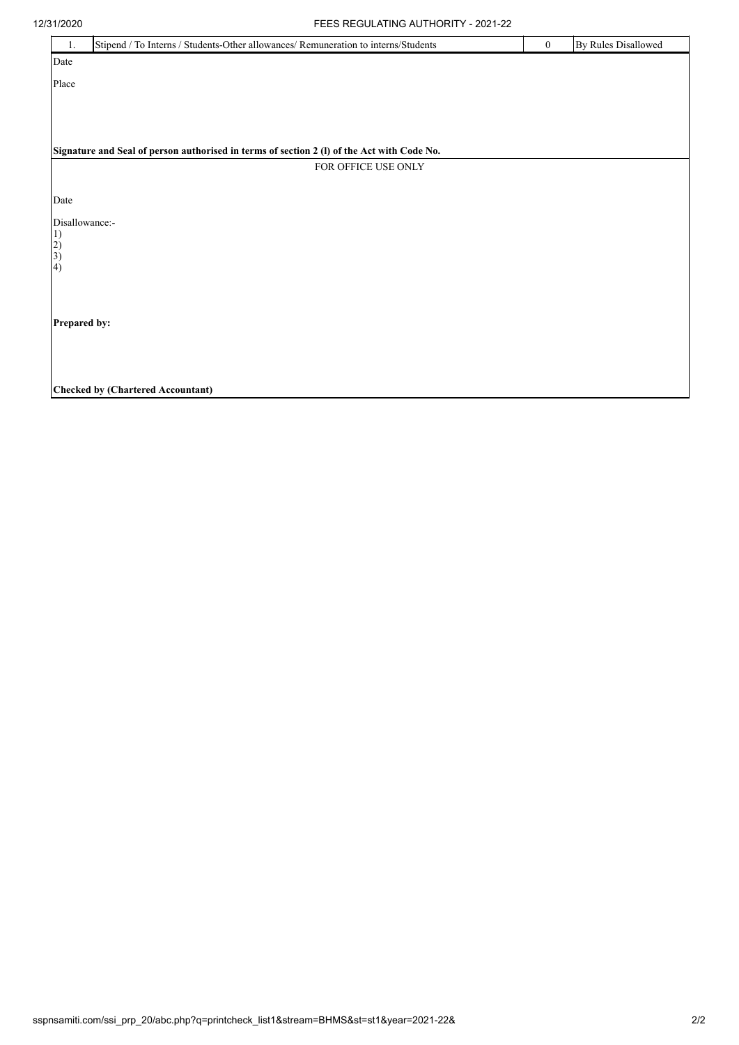| 1. | Stipend / To Interns / Students-Other allowances/ Remuneration to interns/Students | 0 | By Rules Disallowed |
|---|---|---|---|

Date

Place

**Signature and Seal of person authorised in terms of section 2 (l) of the Act with Code No.**

FOR OFFICE USE ONLY

Date

Disallowance:-
1)
2)
3)
4)

**Prepared by:**

**Checked by (Chartered Accountant)**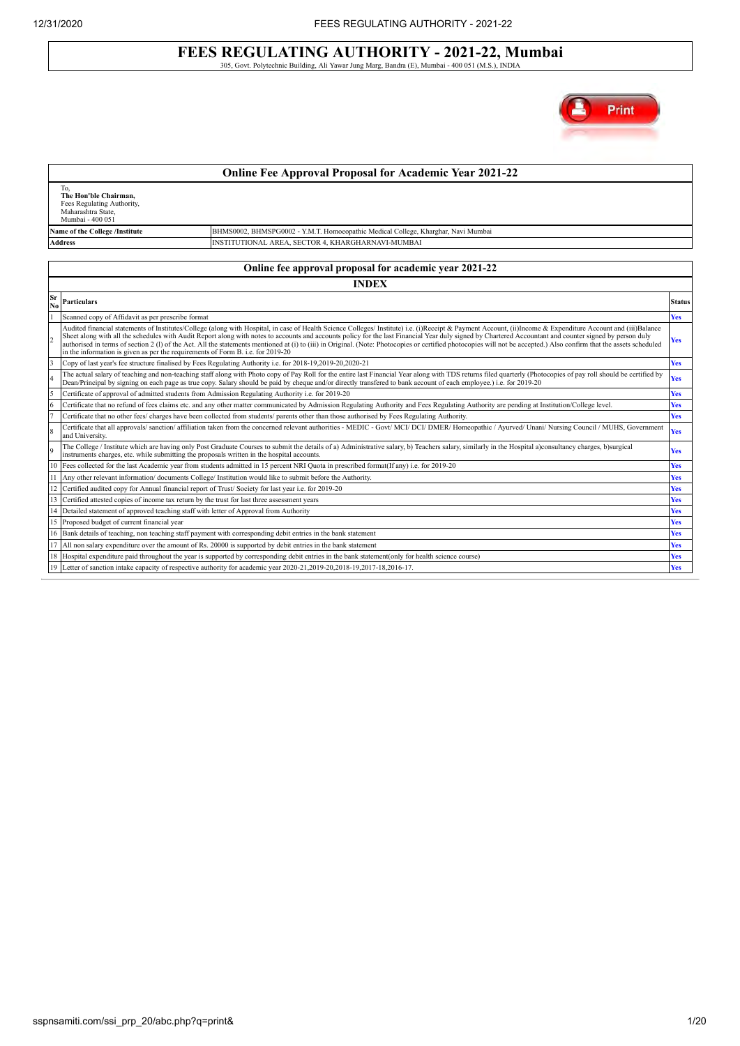# FEES REGULATING AUTHORITY - 2021-22, Mumbai

305, Govt. Polytechnic Building, Ali Yawar Jung Marg, Bandra (E), Mumbai - 400 051 (M.S.), INDIA

## Online Fee Approval Proposal for Academic Year 2021-22

To,
**The Hon'ble Chairman,**
Fees Regulating Authority,
Maharashtra State,
Mumbai - 400 051

| **Name of the College /Institute** | BHMS0002, BHMSPG0002 - Y.M.T. Homoeopathic Medical College, Kharghar, Navi Mumbai |
|---|---|
| **Address** | INSTITUTIONAL AREA, SECTOR 4, KHARGHARNAVI-MUMBAI |

## Online fee approval proposal for academic year 2021-22

### INDEX

| Sr No | Particulars | Status |
|---|---|---|
| 1 | Scanned copy of Affidavit as per prescribe format | Yes |
| 2 | Audited financial statements of Institutes/College (along with Hospital, in case of Health Science Colleges/ Institute) i.e. (i)Receipt & Payment Account, (ii)Income & Expenditure Account and (iii)Balance Sheet along with all the schedules with Audit Report along with notes to accounts and accounts policy for the last Financial Year duly signed by Chartered Accountant and counter signed by person duly authorised in terms of section 2 (l) of the Act. All the statements mentioned at (i) to (iii) in Original. (Note: Photocopies or certified photocopies will not be accepted.) Also confirm that the assets scheduled in the information is given as per the requirements of Form B. i.e. for 2019-20 | Yes |
| 3 | Copy of last year's fee structure finalised by Fees Regulating Authority i.e. for 2018-19,2019-20,2020-21 | Yes |
| 4 | The actual salary of teaching and non-teaching staff along with Photo copy of Pay Roll for the entire last Financial Year along with TDS returns filed quarterly (Photocopies of pay roll should be certified by Dean/Principal by signing on each page as true copy. Salary should be paid by cheque and/or directly transfered to bank account of each employee.) i.e. for 2019-20 | Yes |
| 5 | Certificate of approval of admitted students from Admission Regulating Authority i.e. for 2019-20 | Yes |
| 6 | Certificate that no refund of fees claims etc. and any other matter communicated by Admission Regulating Authority and Fees Regulating Authority are pending at Institution/College level. | Yes |
| 7 | Certificate that no other fees/ charges have been collected from students/ parents other than those authorised by Fees Regulating Authority. | Yes |
| 8 | Certificate that all approvals/ sanction/ affiliation taken from the concerned relevant authorities - MEDIC - Govt/ MCI/ DCI/ DMER/ Homeopathic / Ayurved/ Unani/ Nursing Council / MUHS, Government and University. | Yes |
| 9 | The College / Institute which are having only Post Graduate Courses to submit the details of a) Administrative salary, b) Teachers salary, similarly in the Hospital a)consultancy charges, b)surgical instruments charges, etc. while submitting the proposals written in the hospital accounts. | Yes |
| 10 | Fees collected for the last Academic year from students admitted in 15 percent NRI Quota in prescribed format(If any) i.e. for 2019-20 | Yes |
| 11 | Any other relevant information/ documents College/ Institution would like to submit before the Authority. | Yes |
| 12 | Certified audited copy for Annual financial report of Trust/ Society for last year i.e. for 2019-20 | Yes |
| 13 | Certified attested copies of income tax return by the trust for last three assessment years | Yes |
| 14 | Detailed statement of approved teaching staff with letter of Approval from Authority | Yes |
| 15 | Proposed budget of current financial year | Yes |
| 16 | Bank details of teaching, non teaching staff payment with corresponding debit entries in the bank statement | Yes |
| 17 | All non salary expenditure over the amount of Rs. 20000 is supported by debit entries in the bank statement | Yes |
| 18 | Hospital expenditure paid throughout the year is supported by corresponding debit entries in the bank statement(only for health science course) | Yes |
| 19 | Letter of sanction intake capacity of respective authority for academic year 2020-21,2019-20,2018-19,2017-18,2016-17. | Yes |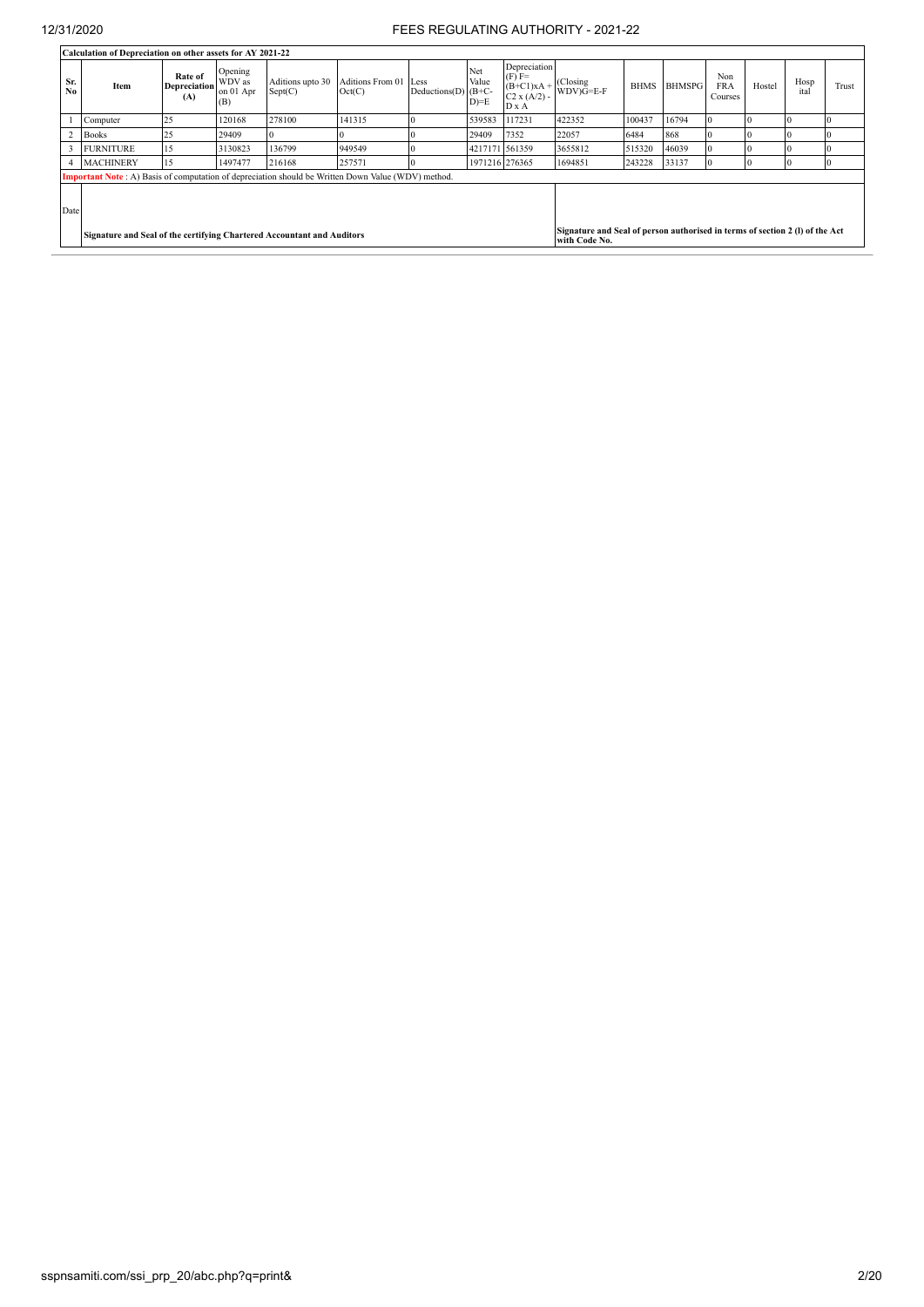| Calculation of Depreciation on other assets for AY 2021-22 | | | | | | | | | | | | | | | | |
|---|---|---|---|---|---|---|---|---|---|---|---|---|---|---|---|---|
| Sr. No | Item | Rate of Depreciation (A) | Opening WDV as on 01 Apr (B) | Aditions upto 30 Sept(C) | Aditions From 01 Oct(C) | Less Deductions(D) | Net Value (B+C-D)=E | Depreciation (F) F= (B+C1)xA + C2 x (A/2) - D x A | (Closing WDV)G=E-F | BHMS | BHMSPG | Non FRA Courses | Hostel | Hosp ital | Trust |
| 1 | Computer | 25 | 120168 | 278100 | 141315 | 0 | 539583 | 117231 | 422352 | 100437 | 16794 | 0 | 0 | 0 | 0 |
| 2 | Books | 25 | 29409 | 0 | 0 | 0 | 29409 | 7352 | 22057 | 6484 | 868 | 0 | 0 | 0 | 0 |
| 3 | FURNITURE | 15 | 3130823 | 136799 | 949549 | 0 | 4217171 | 561359 | 3655812 | 515320 | 46039 | 0 | 0 | 0 | 0 |
| 4 | MACHINERY | 15 | 1497477 | 216168 | 257571 | 0 | 1971216 | 276365 | 1694851 | 243228 | 33137 | 0 | 0 | 0 | 0 |

**Important Note** : A) Basis of computation of depreciation should be Written Down Value (WDV) method.

Date

**Signature and Seal of the certifying Chartered Accountant and Auditors**

**Signature and Seal of person authorised in terms of section 2 (l) of the Act with Code No.**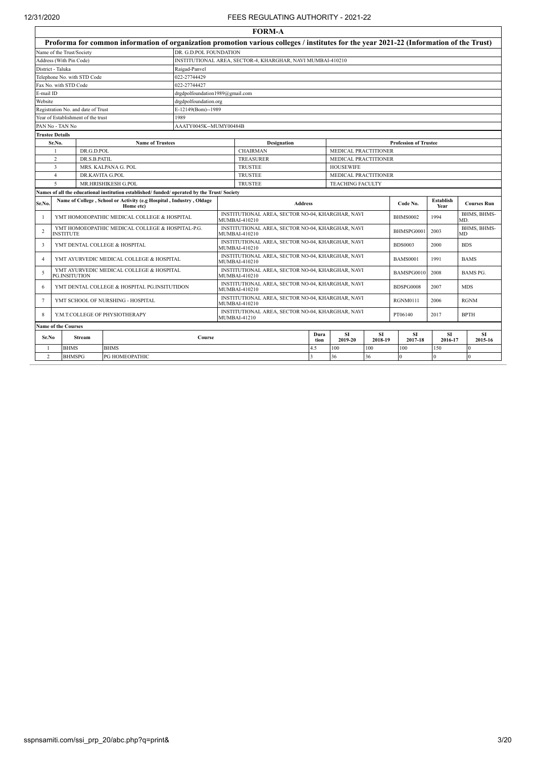# FORM-A

## Proforma for common information of organization promotion various colleges / institutes for the year 2021-22 (Information of the Trust)

| | |
|---|---|
| Name of the Trust/Society | DR. G.D.POL FOUNDATION |
| Address (With Pin Code) | INSTITUTIONAL AREA, SECTOR-4, KHARGHAR, NAVI MUMBAI-410210 |
| District - Taluka | Raigad-Panvel |
| Telephone No. with STD Code | 022-27744429 |
| Fax No. with STD Code | 022-27744427 |
| E-mail ID | drgdpolfoundation1989@gmail.com |
| Website | drgdpolfoundation.org |
| Registration No. and date of Trust | E-12149(Bom)--1989 |
| Year of Establishment of the trust | 1989 |
| PAN No - TAN No | AAATY0045K--MUMY00484B |

**Trustee Details**

| Sr.No. | Name of Trustees | Designation | Profession of Trustee |
|---|---|---|---|
| 1 | DR.G.D.POL | CHAIRMAN | MEDICAL PRACTITIONER |
| 2 | DR.S.B.PATIL | TREASURER | MEDICAL PRACTITIONER |
| 3 | MRS. KALPANA G. POL | TRUSTEE | HOUSEWIFE |
| 4 | DR.KAVITA G.POL | TRUSTEE | MEDICAL PRACTITIONER |
| 5 | MR.HRISHIKESH G.POL | TRUSTEE | TEACHING FACULTY |

**Names of all the educational institution established/ funded/ operated by the Trust/ Society**

| Sr.No. | Name of College , School or Activity (e.g Hospital , Industry , Oldage Home etc) | Address | Code No. | Establish Year | Courses Run |
|---|---|---|---|---|---|
| 1 | YMT HOMOEOPATHIC MEDICAL COLLEGE & HOSPITAL | INSTITUTIONAL AREA, SECTOR NO-04, KHARGHAR, NAVI MUMBAI-410210 | BHMS0002 | 1994 | BHMS, BHMS-MD. |
| 2 | YMT HOMOEOPATHIC MEDICAL COLLEGE & HOSPITAL-P.G. INSTITUTE | INSTITUTIONAL AREA, SECTOR NO-04, KHARGHAR, NAVI MUMBAI-410210 | BHMSPG0001 | 2003 | BHMS, BHMS-MD |
| 3 | YMT DENTAL COLLEGE & HOSPITAL | INSTITUTIONAL AREA, SECTOR NO-04, KHARGHAR, NAVI MUMBAI-410210 | BDS0003 | 2000 | BDS |
| 4 | YMT AYURVEDIC MEDICAL COLLEGE & HOSPITAL | INSTITUTIONAL AREA, SECTOR NO-04, KHARGHAR, NAVI MUMBAI-410210 | BAMS0001 | 1991 | BAMS |
| 5 | YMT AYURVEDIC MEDICAL COLLEGE & HOSPITAL PG.INSITUTION | INSTITUTIONAL AREA, SECTOR NO-04, KHARGHAR, NAVI MUMBAI-410210 | BAMSPG0010 | 2008 | BAMS PG. |
| 6 | YMT DENTAL COLLEGE & HOSPITAL PG.INSITUTIDON | INSTITUTIONAL AREA, SECTOR NO-04, KHARGHAR, NAVI MUMBAI-410210 | BDSPG0008 | 2007 | MDS |
| 7 | YMT SCHOOL OF NURSHING - HOSPITAL | INSTITUTIONAL AREA, SECTOR NO-04, KHARGHAR, NAVI MUMBAI-410210 | RGNM0111 | 2006 | RGNM |
| 8 | Y.M.T.COLLEGE OF PHYSIOTHERAPY | INSTITUTIONAL AREA, SECTOR NO-04, KHARGHAR, NAVI MUMBAI-41210 | PT06140 | 2017 | BPTH |

**Name of the Courses**

| Sr.No | Stream | Course | Duration | SI 2019-20 | SI 2018-19 | SI 2017-18 | SI 2016-17 | SI 2015-16 |
|---|---|---|---|---|---|---|---|---|
| 1 | BHMS | BHMS | 4.5 | 100 | 100 | 100 | 150 | 0 |
| 2 | BHMSPG | PG HOMEOPATHIC | 3 | 36 | 36 | 0 | 0 | 0 |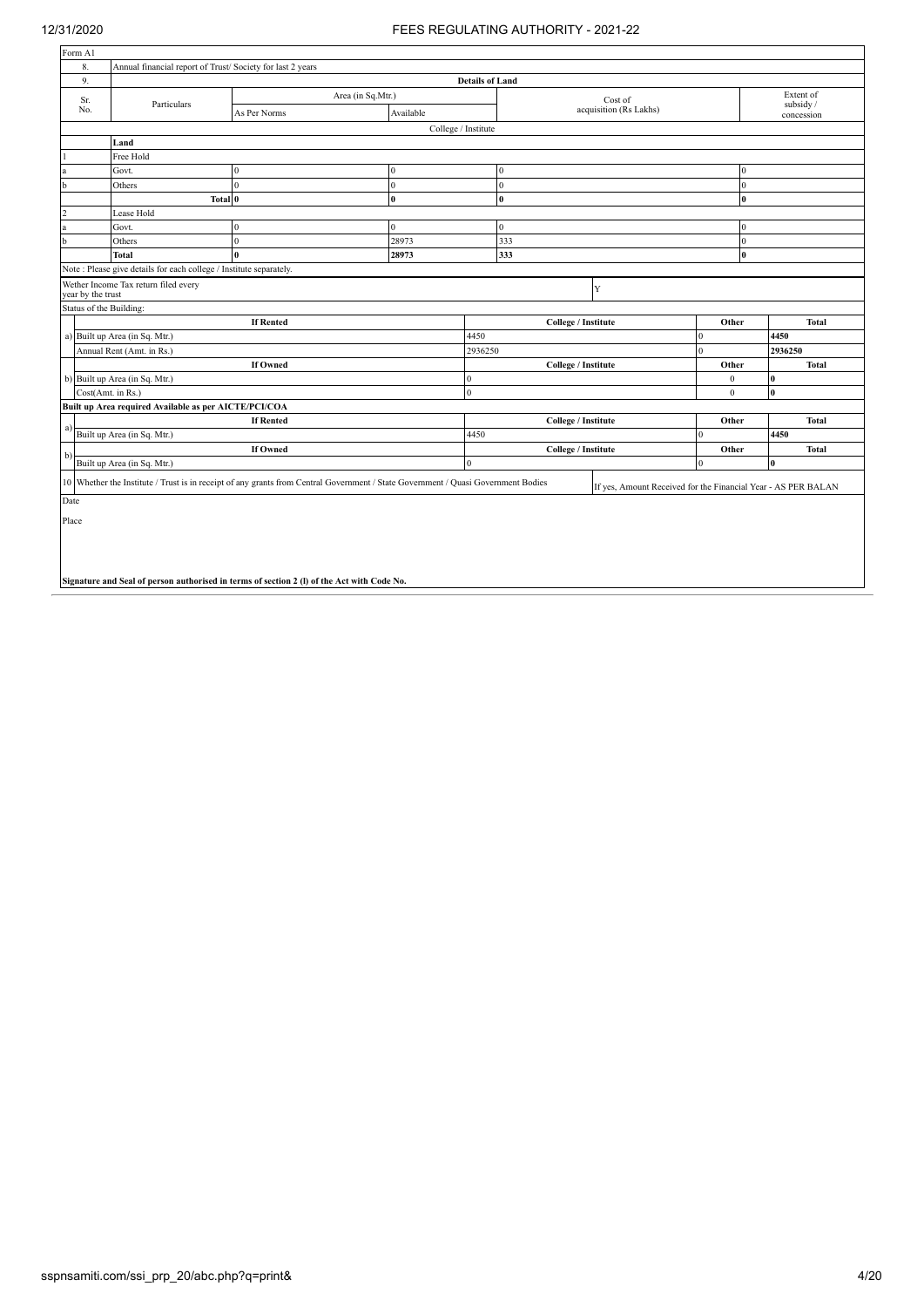Form A1

| 8. | Annual financial report of Trust/ Society for last 2 years | | | | |
|---|---|---|---|---|---|
| 9. | **Details of Land** | | | | |
| Sr. No. | Particulars | Area (in Sq.Mtr.) | | Cost of acquisition (Rs Lakhs) | Extent of subsidy / concession |
| | | As Per Norms | Available | | |
| | College / Institute | | | | |
| | **Land** | | | | |
| 1 | Free Hold | | | | |
| a | Govt. | 0 | 0 | 0 | 0 |
| b | Others | 0 | 0 | 0 | 0 |
| | **Total** | **0** | **0** | **0** | **0** |
| 2 | Lease Hold | | | | |
| a | Govt. | 0 | 0 | 0 | 0 |
| b | Others | 0 | 28973 | 333 | 0 |
| | **Total** | **0** | **28973** | **333** | **0** |

Note : Please give details for each college / Institute separately.

Wether Income Tax return filed every year by the trust: Y

Status of the Building:

| | **If Rented** | **College / Institute** | **Other** | **Total** |
|---|---|---|---|---|
| a) | Built up Area (in Sq. Mtr.) | 4450 | 0 | 4450 |
| | Annual Rent (Amt. in Rs.) | 2936250 | 0 | 2936250 |
| | **If Owned** | **College / Institute** | **Other** | **Total** |
| b) | Built up Area (in Sq. Mtr.) | 0 | 0 | 0 |
| | Cost(Amt. in Rs.) | 0 | 0 | 0 |

**Built up Area required Available as per AICTE/PCI/COA**

| | **If Rented** | **College / Institute** | **Other** | **Total** |
|---|---|---|---|---|
| a) | Built up Area (in Sq. Mtr.) | 4450 | 0 | 4450 |
| | **If Owned** | **College / Institute** | **Other** | **Total** |
| b) | Built up Area (in Sq. Mtr.) | 0 | 0 | 0 |

10 Whether the Institute / Trust is in receipt of any grants from Central Government / State Government / Quasi Government Bodies — If yes, Amount Received for the Financial Year - AS PER BALAN

Date

Place

**Signature and Seal of person authorised in terms of section 2 (l) of the Act with Code No.**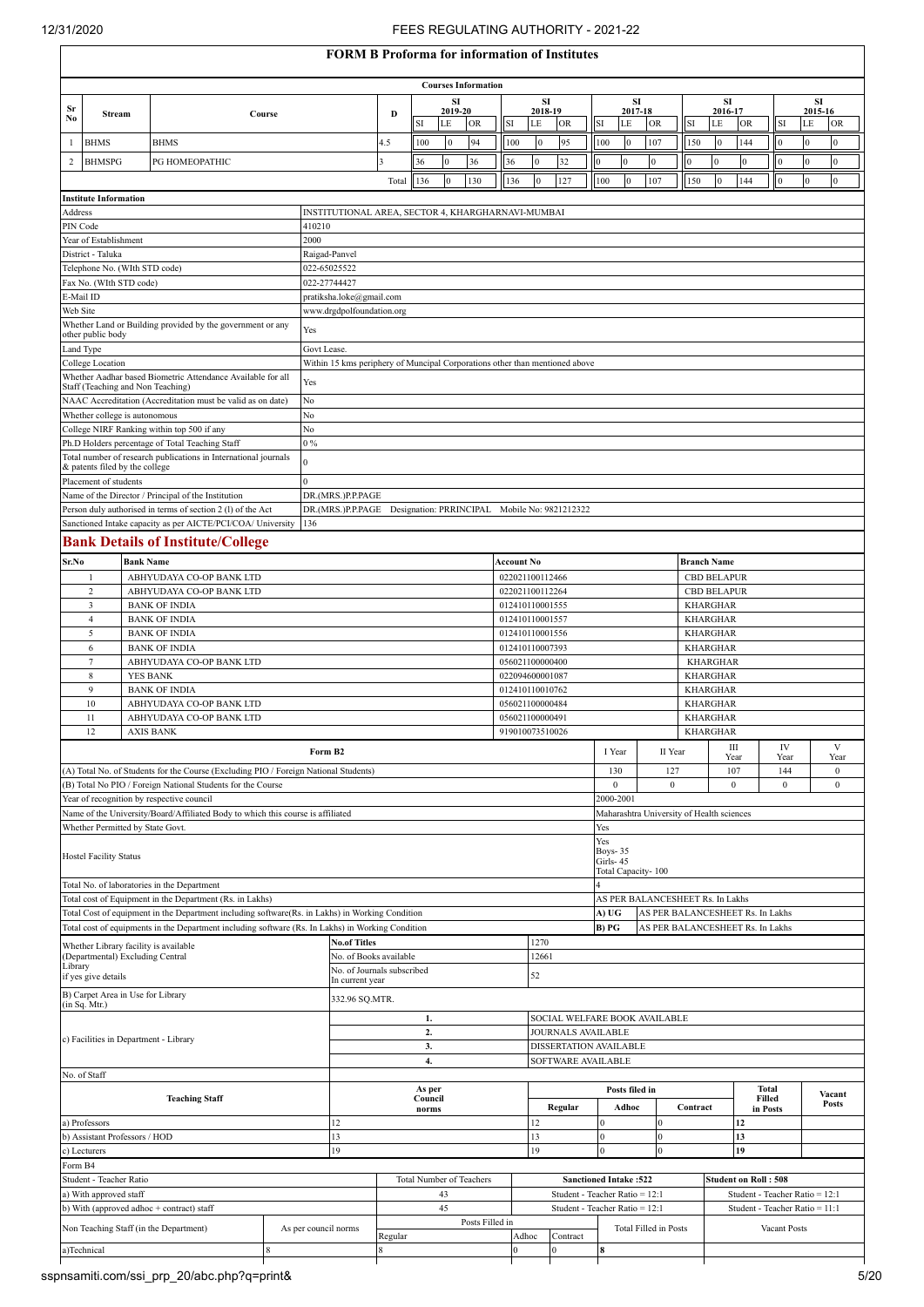# FORM B Proforma for information of Institutes

## Courses Information

| Sr No | Stream | Course | D | SI 2019-20 SI | LE | OR | SI 2018-19 SI | LE | OR | SI 2017-18 SI | LE | OR | SI 2016-17 SI | LE | OR | SI 2015-16 SI | LE | OR |
|---|---|---|---|---|---|---|---|---|---|---|---|---|---|---|---|---|---|---|
| 1 | BHMS | BHMS | 4.5 | 100 | 0 | 94 | 100 | 0 | 95 | 100 | 0 | 107 | 150 | 0 | 144 | 0 | 0 | 0 |
| 2 | BHMSPG | PG HOMEOPATHIC | 3 | 36 | 0 | 36 | 36 | 0 | 32 | 0 | 0 | 0 | 0 | 0 | 0 | 0 | 0 | 0 |
| | | | Total | 136 | 0 | 130 | 136 | 0 | 127 | 100 | 0 | 107 | 150 | 0 | 144 | 0 | 0 | 0 |

## Institute Information

| | |
|---|---|
| Address | INSTITUTIONAL AREA, SECTOR 4, KHARGHARNAVI-MUMBAI |
| PIN Code | 410210 |
| Year of Establishment | 2000 |
| District - Taluka | Raigad-Panvel |
| Telephone No. (WIth STD code) | 022-65025522 |
| Fax No. (WIth STD code) | 022-27744427 |
| E-Mail ID | pratiksha.loke@gmail.com |
| Web Site | www.drgdpolfoundation.org |
| Whether Land or Building provided by the government or any other public body | Yes |
| Land Type | Govt Lease. |
| College Location | Within 15 kms periphery of Muncipal Corporations other than mentioned above |
| Whether Aadhar based Biometric Attendance Available for all Staff (Teaching and Non Teaching) | Yes |
| NAAC Accreditation (Accreditation must be valid as on date) | No |
| Whether college is autonomous | No |
| College NIRF Ranking within top 500 if any | No |
| Ph.D Holders percentage of Total Teaching Staff | 0 % |
| Total number of research publications in International journals & patents filed by the college | 0 |
| Placement of students | 0 |
| Name of the Director / Principal of the Institution | DR.(MRS.)P.P.PAGE |
| Person duly authorised in terms of section 2 (l) of the Act | DR.(MRS.)P.P.PAGE Designation: PRRINCIPAL Mobile No: 9821212322 |
| Sanctioned Intake capacity as per AICTE/PCI/COA/ University | 136 |

## Bank Details of Institute/College

| Sr.No | Bank Name | Account No | Branch Name |
|---|---|---|---|
| 1 | ABHYUDAYA CO-OP BANK LTD | 022021100112466 | CBD BELAPUR |
| 2 | ABHYUDAYA CO-OP BANK LTD | 022021100112264 | CBD BELAPUR |
| 3 | BANK OF INDIA | 012410110001555 | KHARGHAR |
| 4 | BANK OF INDIA | 012410110001557 | KHARGHAR |
| 5 | BANK OF INDIA | 012410110001556 | KHARGHAR |
| 6 | BANK OF INDIA | 012410110007393 | KHARGHAR |
| 7 | ABHYUDAYA CO-OP BANK LTD | 056021100000400 | KHARGHAR |
| 8 | YES BANK | 022094600001087 | KHARGHAR |
| 9 | BANK OF INDIA | 012410110010762 | KHARGHAR |
| 10 | ABHYUDAYA CO-OP BANK LTD | 056021100000484 | KHARGHAR |
| 11 | ABHYUDAYA CO-OP BANK LTD | 056021100000491 | KHARGHAR |
| 12 | AXIS BANK | 919010073510026 | KHARGHAR |

## Form B2

| | I Year | II Year | III Year | IV Year | V Year |
|---|---|---|---|---|---|
| (A) Total No. of Students for the Course (Excluding PIO / Foreign National Students) | 130 | 127 | 107 | 144 | 0 |
| (B) Total No PIO / Foreign National Students for the Course | 0 | 0 | 0 | 0 | 0 |

| | |
|---|---|
| Year of recognition by respective council | 2000-2001 |
| Name of the University/Board/Affiliated Body to which this course is affiliated | Maharashtra University of Health sciences |
| Whether Permitted by State Govt. | Yes |
| Hostel Facility Status | Yes<br>Boys- 35<br>Girls- 45<br>Total Capacity- 100 |
| Total No. of laboratories in the Department | 4 |
| Total cost of Equipment in the Department (Rs. in Lakhs) | AS PER BALANCESHEET Rs. In Lakhs |
| Total Cost of equipment in the Department including software(Rs. in Lakhs) in Working Condition | A) UG — AS PER BALANCESHEET Rs. In Lakhs |
| Total cost of equipments in the Department including software (Rs. In Lakhs) in Working Condition | B) PG — AS PER BALANCESHEET Rs. In Lakhs |

| Whether Library facility is available (Departmental) Excluding Central Library if yes give details | |
|---|---|
| No.of Titles | 1270 |
| No. of Books available | 12661 |
| No. of Journals subscribed In current year | 52 |
| B) Carpet Area in Use for Library (in Sq. Mtr.) | 332.96 SQ.MTR. |

| c) Facilities in Department - Library | |
|---|---|
| 1. | SOCIAL WELFARE BOOK AVAILABLE |
| 2. | JOURNALS AVAILABLE |
| 3. | DISSERTATION AVAILABLE |
| 4. | SOFTWARE AVAILABLE |

No. of Staff

| Teaching Staff | As per Council norms | Posts filed in Regular | Adhoc | Contract | Total Filled in Posts | Vacant Posts |
|---|---|---|---|---|---|---|
| a) Professors | 12 | 12 | 0 | 0 | 12 | |
| b) Assistant Professors / HOD | 13 | 13 | 0 | 0 | 13 | |
| c) Lecturers | 19 | 19 | 0 | 0 | 19 | |

Form B4

| Student - Teacher Ratio | Total Number of Teachers | Sanctioned Intake :522 | Student on Roll : 508 |
|---|---|---|---|
| a) With approved staff | 43 | Student - Teacher Ratio = 12:1 | Student - Teacher Ratio = 12:1 |
| b) With (approved adhoc + contract) staff | 45 | Student - Teacher Ratio = 12:1 | Student - Teacher Ratio = 11:1 |

| Non Teaching Staff (in the Department) | As per council norms | Posts Filled in Regular | Adhoc | Contract | Total Filled in Posts | Vacant Posts |
|---|---|---|---|---|---|---|
| a)Technical | 8 | 8 | 0 | 0 | 8 | |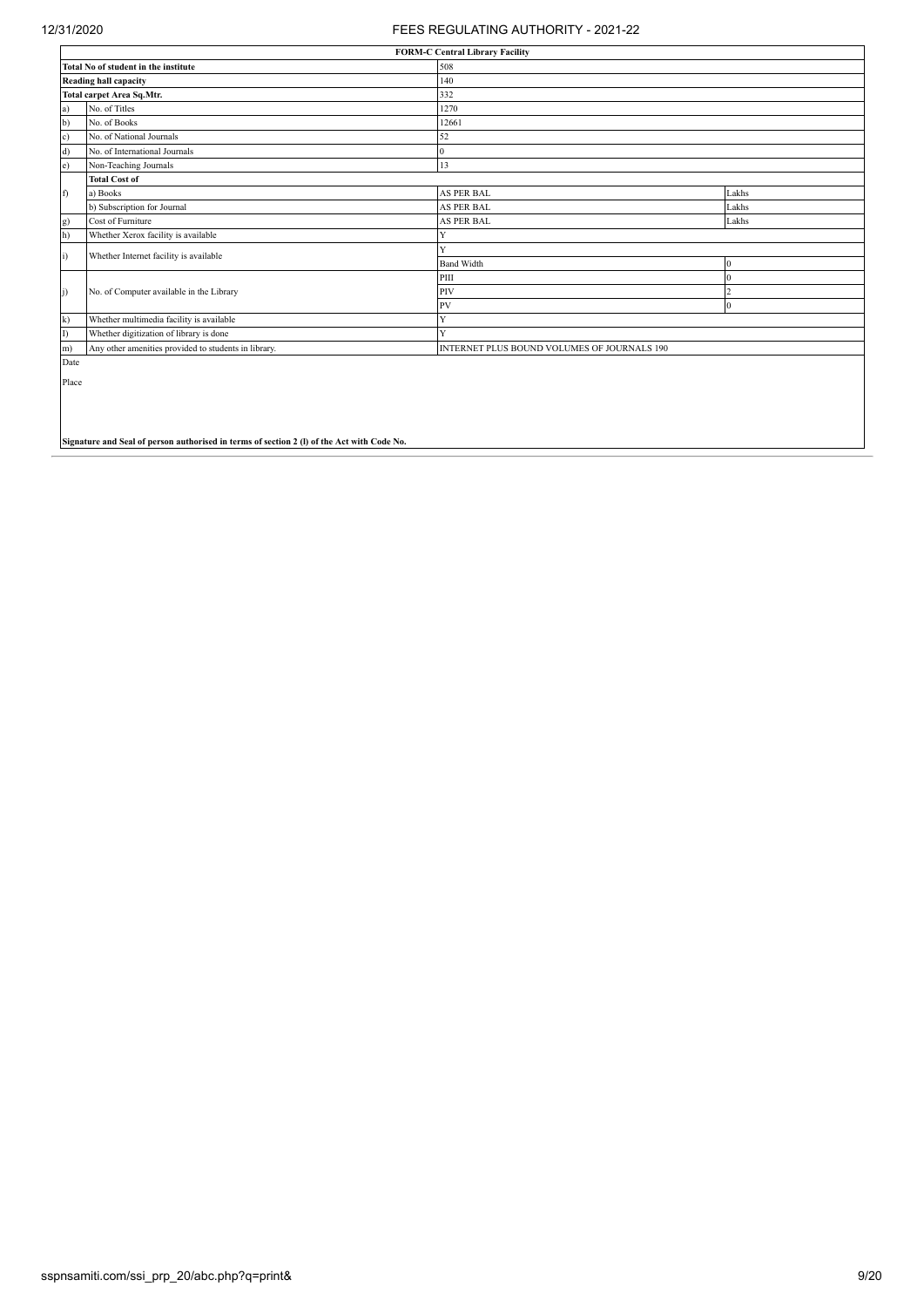| FORM-C Central Library Facility | | | |
|---|---|---|---|
| Total No of student in the institute | | 508 | |
| Reading hall capacity | | 140 | |
| Total carpet Area Sq.Mtr. | | 332 | |
| a) | No. of Titles | 1270 | |
| b) | No. of Books | 12661 | |
| c) | No. of National Journals | 52 | |
| d) | No. of International Journals | 0 | |
| e) | Non-Teaching Journals | 13 | |
| | **Total Cost of** | | |
| f) | a) Books | AS PER BAL | Lakhs |
| | b) Subscription for Journal | AS PER BAL | Lakhs |
| g) | Cost of Furniture | AS PER BAL | Lakhs |
| h) | Whether Xerox facility is available | Y | |
| i) | Whether Internet facility is available | Y | |
| | | Band Width | 0 |
| j) | No. of Computer available in the Library | PIII | 0 |
| | | PIV | 2 |
| | | PV | 0 |
| k) | Whether multimedia facility is available | Y | |
| l) | Whether digitization of library is done | Y | |
| m) | Any other amenities provided to students in library. | INTERNET PLUS BOUND VOLUMES OF JOURNALS 190 | |

Date

Place

**Signature and Seal of person authorised in terms of section 2 (l) of the Act with Code No.**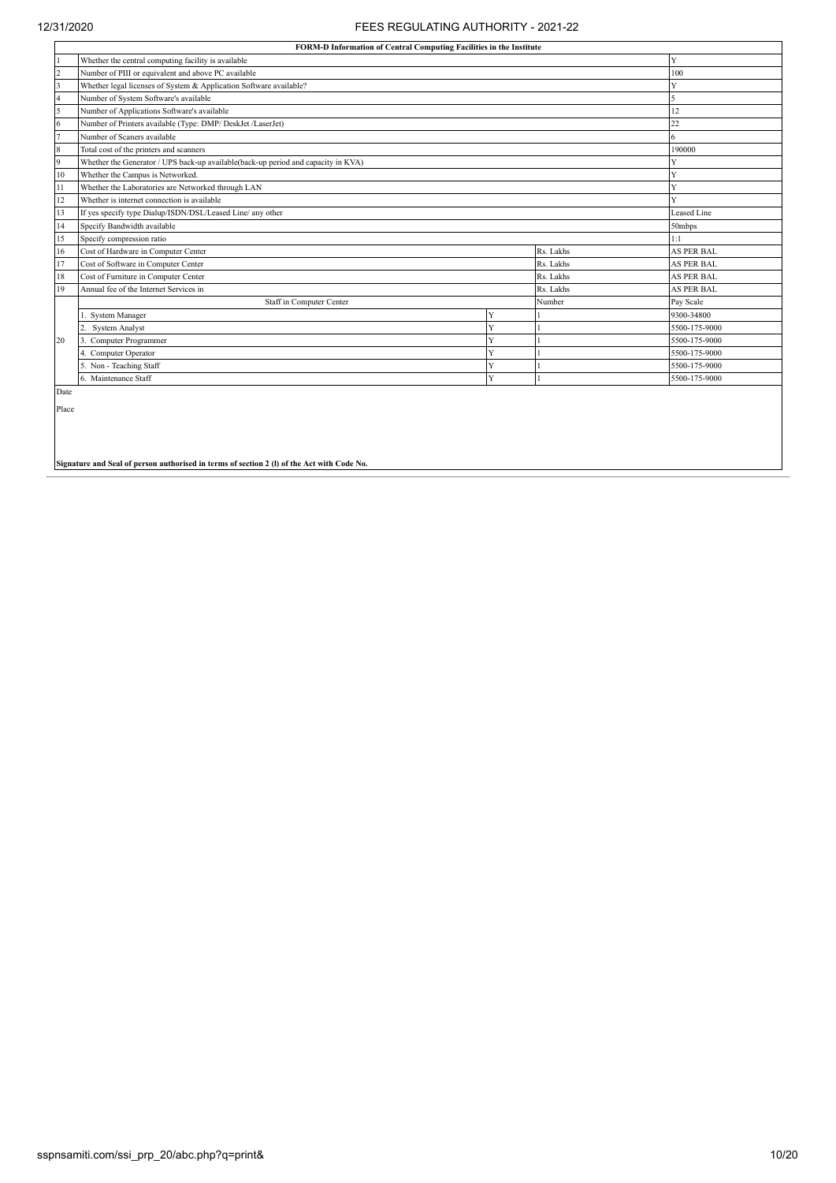| FORM-D Information of Central Computing Facilities in the Institute | | | | |
|---|---|---|---|---|
| 1 | Whether the central computing facility is available | | | Y |
| 2 | Number of PIII or equivalent and above PC available | | | 100 |
| 3 | Whether legal licenses of System & Application Software available? | | | Y |
| 4 | Number of System Software's available | | | 5 |
| 5 | Number of Applications Software's available | | | 12 |
| 6 | Number of Printers available (Type: DMP/ DeskJet /LaserJet) | | | 22 |
| 7 | Number of Scaners available | | | 6 |
| 8 | Total cost of the printers and scanners | | | 190000 |
| 9 | Whether the Generator / UPS back-up available(back-up period and capacity in KVA) | | | Y |
| 10 | Whether the Campus is Networked. | | | Y |
| 11 | Whether the Laboratories are Networked through LAN | | | Y |
| 12 | Whether is internet connection is available | | | Y |
| 13 | If yes specify type Dialup/ISDN/DSL/Leased Line/ any other | | | Leased Line |
| 14 | Specify Bandwidth available | | | 50mbps |
| 15 | Specify compression ratio | | | 1:1 |
| 16 | Cost of Hardware in Computer Center | | Rs. Lakhs | AS PER BAL |
| 17 | Cost of Software in Computer Center | | Rs. Lakhs | AS PER BAL |
| 18 | Cost of Furniture in Computer Center | | Rs. Lakhs | AS PER BAL |
| 19 | Annual fee of the Internet Services in | | Rs. Lakhs | AS PER BAL |
| 20 | Staff in Computer Center | | Number | Pay Scale |
| | 1. System Manager | Y | 1 | 9300-34800 |
| | 2. System Analyst | Y | 1 | 5500-175-9000 |
| | 3. Computer Programmer | Y | 1 | 5500-175-9000 |
| | 4. Computer Operator | Y | 1 | 5500-175-9000 |
| | 5. Non - Teaching Staff | Y | 1 | 5500-175-9000 |
| | 6. Maintenance Staff | Y | 1 | 5500-175-9000 |

Date

Place

**Signature and Seal of person authorised in terms of section 2 (l) of the Act with Code No.**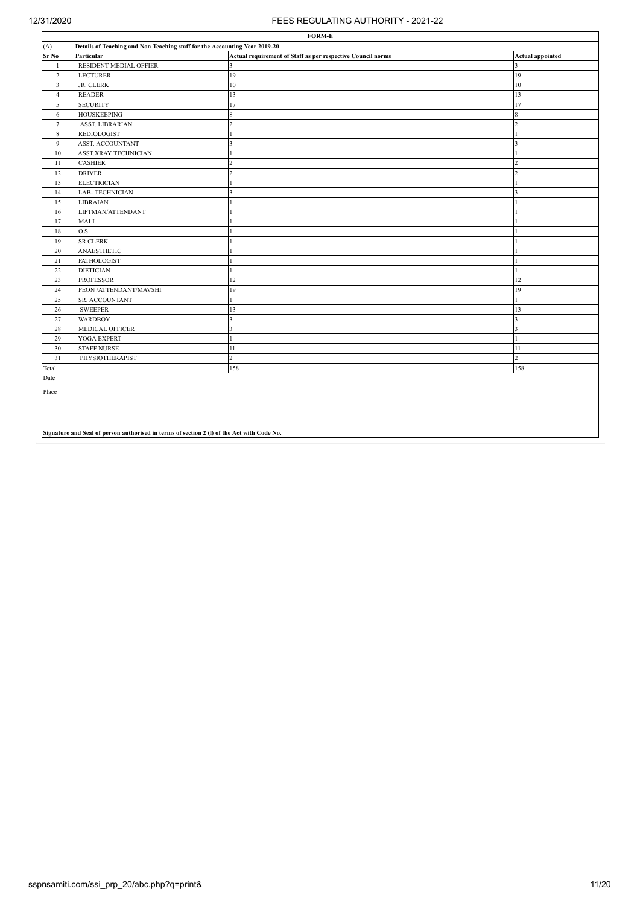## FORM-E

(A) Details of Teaching and Non Teaching staff for the Accounting Year 2019-20

| Sr No | Particular | Actual requirement of Staff as per respective Council norms | Actual appointed |
|---|---|---|---|
| 1 | RESIDENT MEDIAL OFFIER | 3 | 3 |
| 2 | LECTURER | 19 | 19 |
| 3 | JR. CLERK | 10 | 10 |
| 4 | READER | 13 | 13 |
| 5 | SECURITY | 17 | 17 |
| 6 | HOUSKEEPING | 8 | 8 |
| 7 | ASST. LIBRARIAN | 2 | 2 |
| 8 | REDIOLOGIST | 1 | 1 |
| 9 | ASST. ACCOUNTANT | 3 | 3 |
| 10 | ASST.XRAY TECHNICIAN | 1 | 1 |
| 11 | CASHIER | 2 | 2 |
| 12 | DRIVER | 2 | 2 |
| 13 | ELECTRICIAN | 1 | 1 |
| 14 | LAB- TECHNICIAN | 3 | 3 |
| 15 | LIBRAIAN | 1 | 1 |
| 16 | LIFTMAN/ATTENDANT | 1 | 1 |
| 17 | MALI | 1 | 1 |
| 18 | O.S. | 1 | 1 |
| 19 | SR.CLERK | 1 | 1 |
| 20 | ANAESTHETIC | 1 | 1 |
| 21 | PATHOLOGIST | 1 | 1 |
| 22 | DIETICIAN | 1 | 1 |
| 23 | PROFESSOR | 12 | 12 |
| 24 | PEON /ATTENDANT/MAVSHI | 19 | 19 |
| 25 | SR. ACCOUNTANT | 1 | 1 |
| 26 | SWEEPER | 13 | 13 |
| 27 | WARDBOY | 3 | 3 |
| 28 | MEDICAL OFFICER | 3 | 3 |
| 29 | YOGA EXPERT | 1 | 1 |
| 30 | STAFF NURSE | 11 | 11 |
| 31 | PHYSIOTHERAPIST | 2 | 2 |
| Total | | 158 | 158 |

Date

Place

**Signature and Seal of person authorised in terms of section 2 (l) of the Act with Code No.**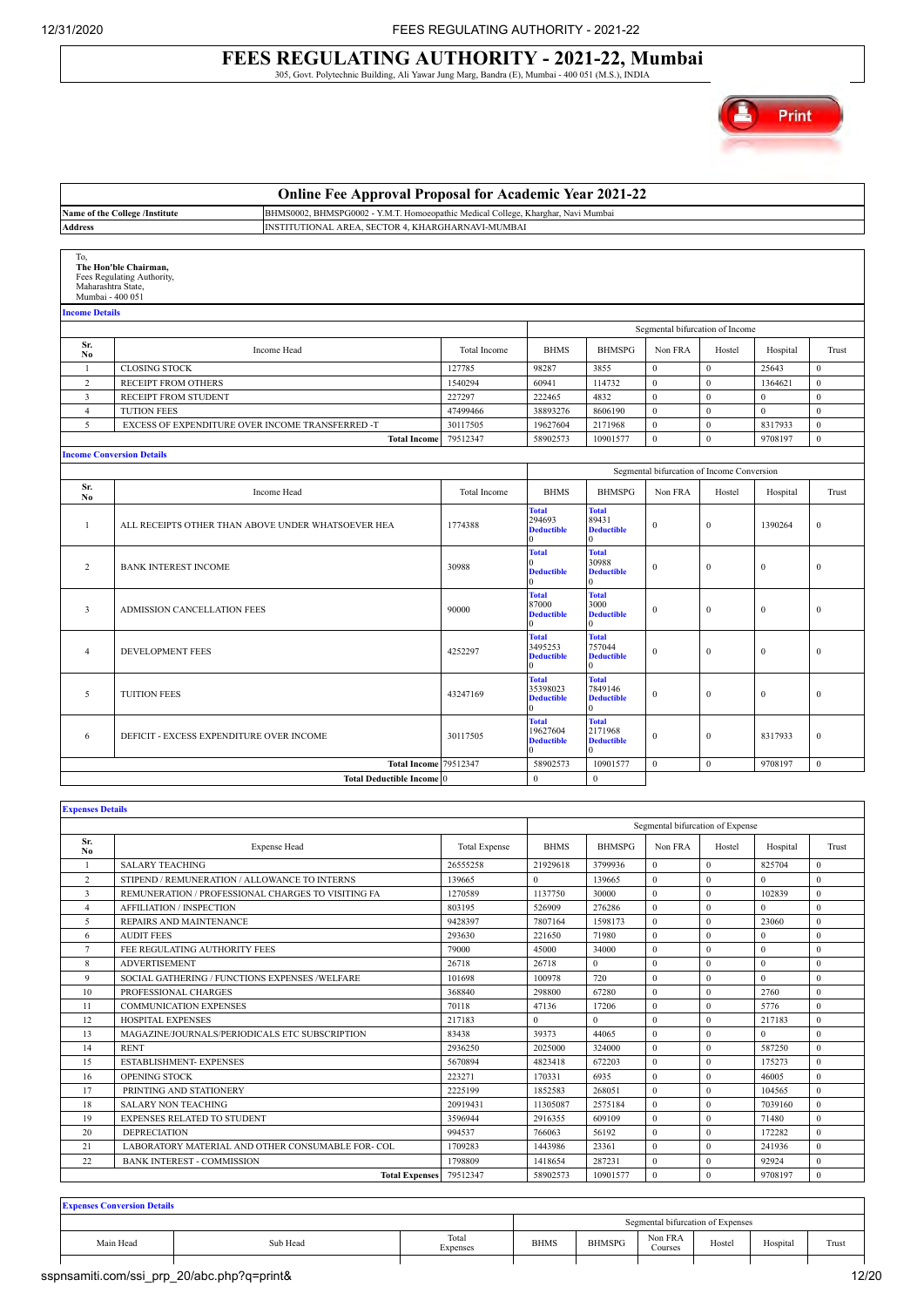# FEES REGULATING AUTHORITY - 2021-22, Mumbai

305, Govt. Polytechnic Building, Ali Yawar Jung Marg, Bandra (E), Mumbai - 400 051 (M.S.), INDIA

## Online Fee Approval Proposal for Academic Year 2021-22

| | |
|---|---|
| **Name of the College /Institute** | BHMS0002, BHMSPG0002 - Y.M.T. Homoeopathic Medical College, Kharghar, Navi Mumbai |
| **Address** | INSTITUTIONAL AREA, SECTOR 4, KHARGHARNAVI-MUMBAI |

To,
**The Hon'ble Chairman,**
Fees Regulating Authority,
Maharashtra State,
Mumbai - 400 051

### Income Details

| | | | Segmental bifurcation of Income | | | | | |
|---|---|---|---|---|---|---|---|---|
| Sr. No | Income Head | Total Income | BHMS | BHMSPG | Non FRA | Hostel | Hospital | Trust |
| 1 | CLOSING STOCK | 127785 | 98287 | 3855 | 0 | 0 | 25643 | 0 |
| 2 | RECEIPT FROM OTHERS | 1540294 | 60941 | 114732 | 0 | 0 | 1364621 | 0 |
| 3 | RECEIPT FROM STUDENT | 227297 | 222465 | 4832 | 0 | 0 | 0 | 0 |
| 4 | TUTION FEES | 47499466 | 38893276 | 8606190 | 0 | 0 | 0 | 0 |
| 5 | EXCESS OF EXPENDITURE OVER INCOME TRANSFERRED -T | 30117505 | 19627604 | 2171968 | 0 | 0 | 8317933 | 0 |
| | **Total Income** | 79512347 | 58902573 | 10901577 | 0 | 0 | 9708197 | 0 |

### Income Conversion Details

| | | | Segmental bifurcation of Income Conversion | | | | | |
|---|---|---|---|---|---|---|---|---|
| Sr. No | Income Head | Total Income | BHMS | BHMSPG | Non FRA | Hostel | Hospital | Trust |
| 1 | ALL RECEIPTS OTHER THAN ABOVE UNDER WHATSOEVER HEA | 1774388 | **Total** 294693 **Deductible** 0 | **Total** 89431 **Deductible** 0 | 0 | 0 | 1390264 | 0 |
| 2 | BANK INTEREST INCOME | 30988 | **Total** 0 **Deductible** 0 | **Total** 30988 **Deductible** 0 | 0 | 0 | 0 | 0 |
| 3 | ADMISSION CANCELLATION FEES | 90000 | **Total** 87000 **Deductible** 0 | **Total** 3000 **Deductible** 0 | 0 | 0 | 0 | 0 |
| 4 | DEVELOPMENT FEES | 4252297 | **Total** 3495253 **Deductible** 0 | **Total** 757044 **Deductible** 0 | 0 | 0 | 0 | 0 |
| 5 | TUITION FEES | 43247169 | **Total** 35398023 **Deductible** 0 | **Total** 7849146 **Deductible** 0 | 0 | 0 | 0 | 0 |
| 6 | DEFICIT - EXCESS EXPENDITURE OVER INCOME | 30117505 | **Total** 19627604 **Deductible** 0 | **Total** 2171968 **Deductible** 0 | 0 | 0 | 8317933 | 0 |
| | **Total Income** | 79512347 | 58902573 | 10901577 | 0 | 0 | 9708197 | 0 |
| | **Total Deductible Income** | 0 | 0 | 0 | | | | |

### Expenses Details

| | | | Segmental bifurcation of Expense | | | | | |
|---|---|---|---|---|---|---|---|---|
| Sr. No | Expense Head | Total Expense | BHMS | BHMSPG | Non FRA | Hostel | Hospital | Trust |
| 1 | SALARY TEACHING | 26555258 | 21929618 | 3799936 | 0 | 0 | 825704 | 0 |
| 2 | STIPEND / REMUNERATION / ALLOWANCE TO INTERNS | 139665 | 0 | 139665 | 0 | 0 | 0 | 0 |
| 3 | REMUNERATION / PROFESSIONAL CHARGES TO VISITING FA | 1270589 | 1137750 | 30000 | 0 | 0 | 102839 | 0 |
| 4 | AFFILIATION / INSPECTION | 803195 | 526909 | 276286 | 0 | 0 | 0 | 0 |
| 5 | REPAIRS AND MAINTENANCE | 9428397 | 7807164 | 1598173 | 0 | 0 | 23060 | 0 |
| 6 | AUDIT FEES | 293630 | 221650 | 71980 | 0 | 0 | 0 | 0 |
| 7 | FEE REGULATING AUTHORITY FEES | 79000 | 45000 | 34000 | 0 | 0 | 0 | 0 |
| 8 | ADVERTISEMENT | 26718 | 26718 | 0 | 0 | 0 | 0 | 0 |
| 9 | SOCIAL GATHERING / FUNCTIONS EXPENSES /WELFARE | 101698 | 100978 | 720 | 0 | 0 | 0 | 0 |
| 10 | PROFESSIONAL CHARGES | 368840 | 298800 | 67280 | 0 | 0 | 2760 | 0 |
| 11 | COMMUNICATION EXPENSES | 70118 | 47136 | 17206 | 0 | 0 | 5776 | 0 |
| 12 | HOSPITAL EXPENSES | 217183 | 0 | 0 | 0 | 0 | 217183 | 0 |
| 13 | MAGAZINE/JOURNALS/PERIODICALS ETC SUBSCRIPTION | 83438 | 39373 | 44065 | 0 | 0 | 0 | 0 |
| 14 | RENT | 2936250 | 2025000 | 324000 | 0 | 0 | 587250 | 0 |
| 15 | ESTABLISHMENT- EXPENSES | 5670894 | 4823418 | 672203 | 0 | 0 | 175273 | 0 |
| 16 | OPENING STOCK | 223271 | 170331 | 6935 | 0 | 0 | 46005 | 0 |
| 17 | PRINTING AND STATIONERY | 2225199 | 1852583 | 268051 | 0 | 0 | 104565 | 0 |
| 18 | SALARY NON TEACHING | 20919431 | 11305087 | 2575184 | 0 | 0 | 7039160 | 0 |
| 19 | EXPENSES RELATED TO STUDENT | 3596944 | 2916355 | 609109 | 0 | 0 | 71480 | 0 |
| 20 | DEPRECIATION | 994537 | 766063 | 56192 | 0 | 0 | 172282 | 0 |
| 21 | LABORATORY MATERIAL AND OTHER CONSUMABLE FOR- COL | 1709283 | 1443986 | 23361 | 0 | 0 | 241936 | 0 |
| 22 | BANK INTEREST - COMMISSION | 1798809 | 1418654 | 287231 | 0 | 0 | 92924 | 0 |
| | **Total Expenses** | 79512347 | 58902573 | 10901577 | 0 | 0 | 9708197 | 0 |

### Expenses Conversion Details

| | | | Segmental bifurcation of Expenses | | | | | |
|---|---|---|---|---|---|---|---|---|
| Main Head | Sub Head | Total Expenses | BHMS | BHMSPG | Non FRA Courses | Hostel | Hospital | Trust |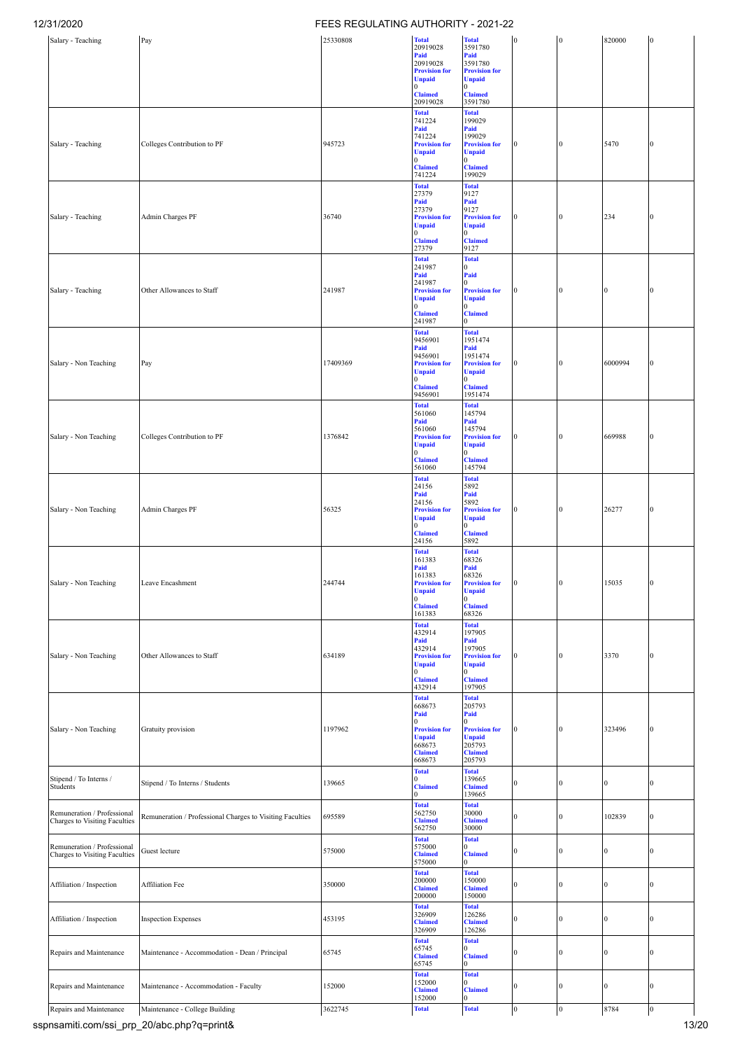| Salary - Teaching | Pay | 25330808 | **Total** 20919028 **Paid** 20919028 **Provision for Unpaid** 0 **Claimed** 20919028 | **Total** 3591780 **Paid** 3591780 **Provision for Unpaid** 0 **Claimed** 3591780 | 0 | 0 | 820000 | 0 |
|---|---|---|---|---|---|---|---|---|
| Salary - Teaching | Colleges Contribution to PF | 945723 | **Total** 741224 **Paid** 741224 **Provision for Unpaid** 0 **Claimed** 741224 | **Total** 199029 **Paid** 199029 **Provision for Unpaid** 0 **Claimed** 199029 | 0 | 0 | 5470 | 0 |
| Salary - Teaching | Admin Charges PF | 36740 | **Total** 27379 **Paid** 27379 **Provision for Unpaid** 0 **Claimed** 27379 | **Total** 9127 **Paid** 9127 **Provision for Unpaid** 0 **Claimed** 9127 | 0 | 0 | 234 | 0 |
| Salary - Teaching | Other Allowances to Staff | 241987 | **Total** 241987 **Paid** 241987 **Provision for Unpaid** 0 **Claimed** 241987 | **Total** 0 **Paid** 0 **Provision for Unpaid** 0 **Claimed** 0 | 0 | 0 | 0 | 0 |
| Salary - Non Teaching | Pay | 17409369 | **Total** 9456901 **Paid** 9456901 **Provision for Unpaid** 0 **Claimed** 9456901 | **Total** 1951474 **Paid** 1951474 **Provision for Unpaid** 0 **Claimed** 1951474 | 0 | 0 | 6000994 | 0 |
| Salary - Non Teaching | Colleges Contribution to PF | 1376842 | **Total** 561060 **Paid** 561060 **Provision for Unpaid** 0 **Claimed** 561060 | **Total** 145794 **Paid** 145794 **Provision for Unpaid** 0 **Claimed** 145794 | 0 | 0 | 669988 | 0 |
| Salary - Non Teaching | Admin Charges PF | 56325 | **Total** 24156 **Paid** 24156 **Provision for Unpaid** 0 **Claimed** 24156 | **Total** 5892 **Paid** 5892 **Provision for Unpaid** 0 **Claimed** 5892 | 0 | 0 | 26277 | 0 |
| Salary - Non Teaching | Leave Encashment | 244744 | **Total** 161383 **Paid** 161383 **Provision for Unpaid** 0 **Claimed** 161383 | **Total** 68326 **Paid** 68326 **Provision for Unpaid** 0 **Claimed** 68326 | 0 | 0 | 15035 | 0 |
| Salary - Non Teaching | Other Allowances to Staff | 634189 | **Total** 432914 **Paid** 432914 **Provision for Unpaid** 0 **Claimed** 432914 | **Total** 197905 **Paid** 197905 **Provision for Unpaid** 0 **Claimed** 197905 | 0 | 0 | 3370 | 0 |
| Salary - Non Teaching | Gratuity provision | 1197962 | **Total** 668673 **Paid** 0 **Provision for Unpaid** 668673 **Claimed** 668673 | **Total** 205793 **Paid** 0 **Provision for Unpaid** 205793 **Claimed** 205793 | 0 | 0 | 323496 | 0 |
| Stipend / To Interns / Students | Stipend / To Interns / Students | 139665 | **Total** 0 **Claimed** 0 | **Total** 139665 **Claimed** 139665 | 0 | 0 | 0 | 0 |
| Remuneration / Professional Charges to Visiting Faculties | Remuneration / Professional Charges to Visiting Faculties | 695589 | **Total** 562750 **Claimed** 562750 | **Total** 30000 **Claimed** 30000 | 0 | 0 | 102839 | 0 |
| Remuneration / Professional Charges to Visiting Faculties | Guest lecture | 575000 | **Total** 575000 **Claimed** 575000 | **Total** 0 **Claimed** 0 | 0 | 0 | 0 | 0 |
| Affiliation / Inspection | Affiliation Fee | 350000 | **Total** 200000 **Claimed** 200000 | **Total** 150000 **Claimed** 150000 | 0 | 0 | 0 | 0 |
| Affiliation / Inspection | Inspection Expenses | 453195 | **Total** 326909 **Claimed** 326909 | **Total** 126286 **Claimed** 126286 | 0 | 0 | 0 | 0 |
| Repairs and Maintenance | Maintenance - Accommodation - Dean / Principal | 65745 | **Total** 65745 **Claimed** 65745 | **Total** 0 **Claimed** 0 | 0 | 0 | 0 | 0 |
| Repairs and Maintenance | Maintenance - Accommodation - Faculty | 152000 | **Total** 152000 **Claimed** 152000 | **Total** 0 **Claimed** 0 | 0 | 0 | 0 | 0 |
| Repairs and Maintenance | Maintenance - College Building | 3622745 | **Total** | **Total** | 0 | 0 | 8784 | 0 |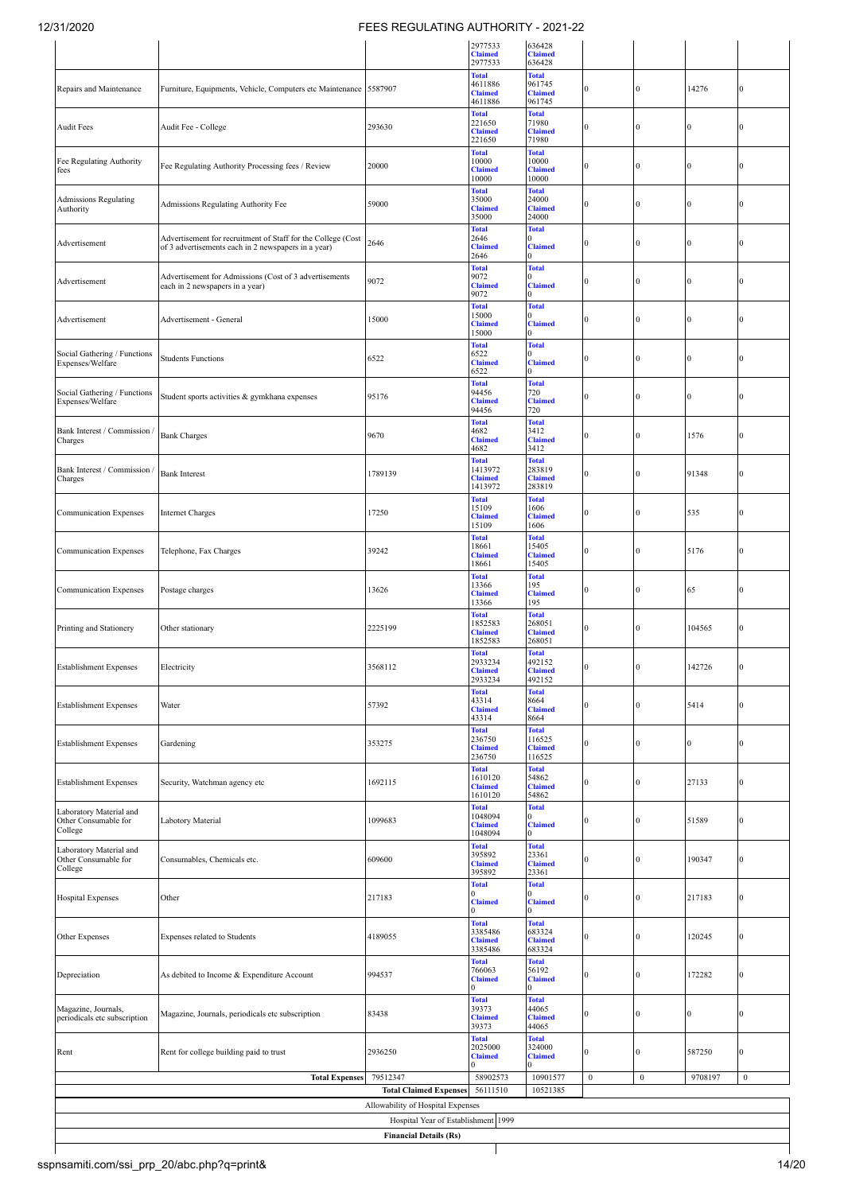| | | | 2977533 Claimed 2977533 | 636428 Claimed 636428 | | | | |
|---|---|---|---|---|---|---|---|---|
| Repairs and Maintenance | Furniture, Equipments, Vehicle, Computers etc Maintenance | 5587907 | Total 4611886 Claimed 4611886 | Total 961745 Claimed 961745 | 0 | 0 | 14276 | 0 |
| Audit Fees | Audit Fee - College | 293630 | Total 221650 Claimed 221650 | Total 71980 Claimed 71980 | 0 | 0 | 0 | 0 |
| Fee Regulating Authority fees | Fee Regulating Authority Processing fees / Review | 20000 | Total 10000 Claimed 10000 | Total 10000 Claimed 10000 | 0 | 0 | 0 | 0 |
| Admissions Regulating Authority | Admissions Regulating Authority Fee | 59000 | Total 35000 Claimed 35000 | Total 24000 Claimed 24000 | 0 | 0 | 0 | 0 |
| Advertisement | Advertisement for recruitment of Staff for the College (Cost of 3 advertisements each in 2 newspapers in a year) | 2646 | Total 2646 Claimed 2646 | Total 0 Claimed 0 | 0 | 0 | 0 | 0 |
| Advertisement | Advertisement for Admissions (Cost of 3 advertisements each in 2 newspapers in a year) | 9072 | Total 9072 Claimed 9072 | Total 0 Claimed 0 | 0 | 0 | 0 | 0 |
| Advertisement | Advertisement - General | 15000 | Total 15000 Claimed 15000 | Total 0 Claimed 0 | 0 | 0 | 0 | 0 |
| Social Gathering / Functions Expenses/Welfare | Students Functions | 6522 | Total 6522 Claimed 6522 | Total 0 Claimed 0 | 0 | 0 | 0 | 0 |
| Social Gathering / Functions Expenses/Welfare | Student sports activities & gymkhana expenses | 95176 | Total 94456 Claimed 94456 | Total 720 Claimed 720 | 0 | 0 | 0 | 0 |
| Bank Interest / Commission / Charges | Bank Charges | 9670 | Total 4682 Claimed 4682 | Total 3412 Claimed 3412 | 0 | 0 | 1576 | 0 |
| Bank Interest / Commission / Charges | Bank Interest | 1789139 | Total 1413972 Claimed 1413972 | Total 283819 Claimed 283819 | 0 | 0 | 91348 | 0 |
| Communication Expenses | Internet Charges | 17250 | Total 15109 Claimed 15109 | Total 1606 Claimed 1606 | 0 | 0 | 535 | 0 |
| Communication Expenses | Telephone, Fax Charges | 39242 | Total 18661 Claimed 18661 | Total 15405 Claimed 15405 | 0 | 0 | 5176 | 0 |
| Communication Expenses | Postage charges | 13626 | Total 13366 Claimed 13366 | Total 195 Claimed 195 | 0 | 0 | 65 | 0 |
| Printing and Stationery | Other stationary | 2225199 | Total 1852583 Claimed 1852583 | Total 268051 Claimed 268051 | 0 | 0 | 104565 | 0 |
| Establishment Expenses | Electricity | 3568112 | Total 2933234 Claimed 2933234 | Total 492152 Claimed 492152 | 0 | 0 | 142726 | 0 |
| Establishment Expenses | Water | 57392 | Total 43314 Claimed 43314 | Total 8664 Claimed 8664 | 0 | 0 | 5414 | 0 |
| Establishment Expenses | Gardening | 353275 | Total 236750 Claimed 236750 | Total 116525 Claimed 116525 | 0 | 0 | 0 | 0 |
| Establishment Expenses | Security, Watchman agency etc | 1692115 | Total 1610120 Claimed 1610120 | Total 54862 Claimed 54862 | 0 | 0 | 27133 | 0 |
| Laboratory Material and Other Consumable for College | Labotory Material | 1099683 | Total 1048094 Claimed 1048094 | Total 0 Claimed 0 | 0 | 0 | 51589 | 0 |
| Laboratory Material and Other Consumable for College | Consumables, Chemicals etc. | 609600 | Total 395892 Claimed 395892 | Total 23361 Claimed 23361 | 0 | 0 | 190347 | 0 |
| Hospital Expenses | Other | 217183 | Total 0 Claimed 0 | Total 0 Claimed 0 | 0 | 0 | 217183 | 0 |
| Other Expenses | Expenses related to Students | 4189055 | Total 3385486 Claimed 3385486 | Total 683324 Claimed 683324 | 0 | 0 | 120245 | 0 |
| Depreciation | As debited to Income & Expenditure Account | 994537 | Total 766063 Claimed 0 | Total 56192 Claimed 0 | 0 | 0 | 172282 | 0 |
| Magazine, Journals, periodicals etc subscription | Magazine, Journals, periodicals etc subscription | 83438 | Total 39373 Claimed 39373 | Total 44065 Claimed 44065 | 0 | 0 | 0 | 0 |
| Rent | Rent for college building paid to trust | 2936250 | Total 2025000 Claimed 0 | Total 324000 Claimed 0 | 0 | 0 | 587250 | 0 |
| | Total Expenses | 79512347 | 58902573 | 10901577 | 0 | 0 | 9708197 | 0 |
| | | Total Claimed Expenses | 56111510 | 10521385 | | | | |

Allowability of Hospital Expenses

Hospital Year of Establishment 1999

**Financial Details (Rs)**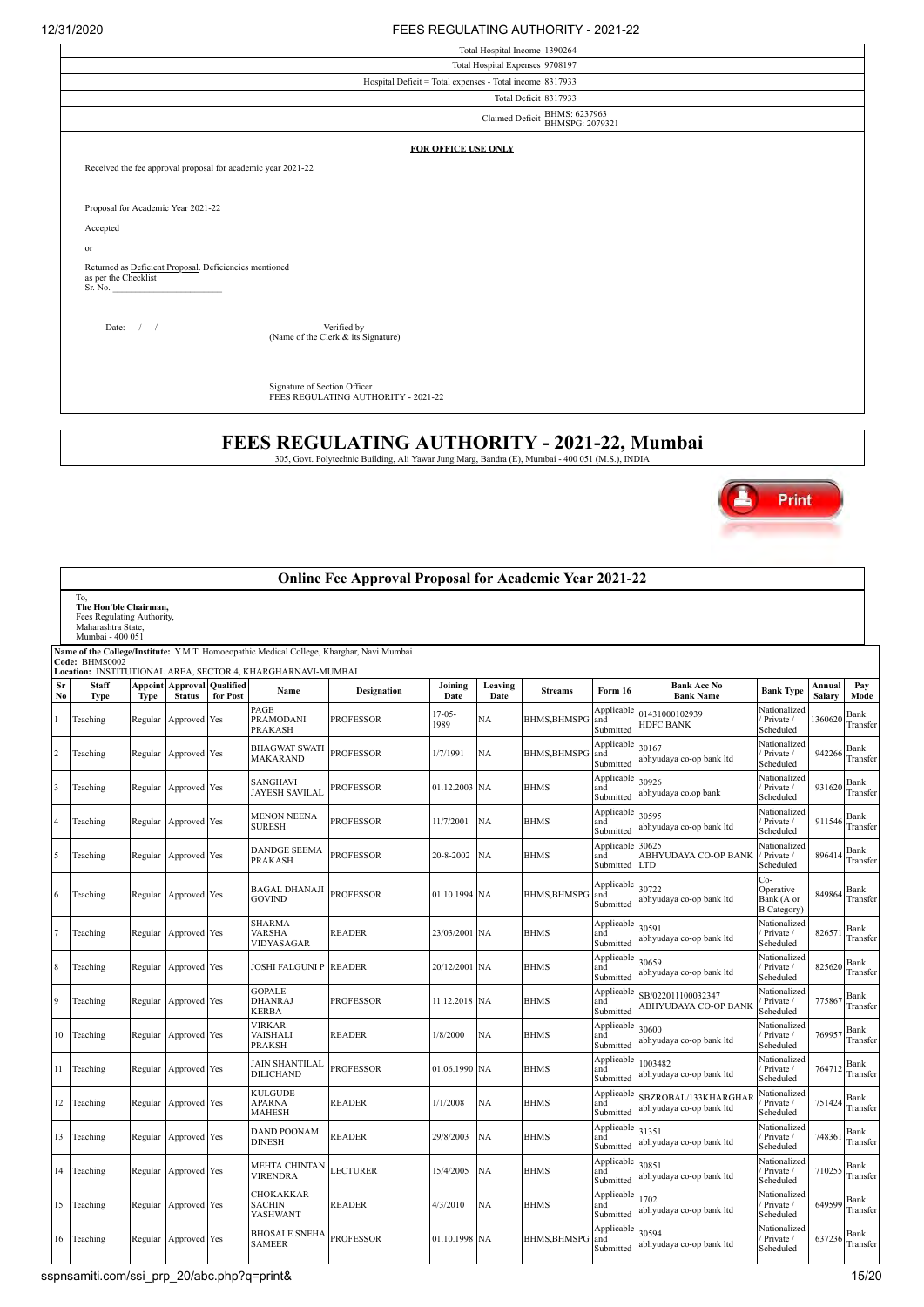| | |
|---|---|
| Total Hospital Income | 1390264 |
| Total Hospital Expenses | 9708197 |
| Hospital Deficit = Total expenses - Total income | 8317933 |
| Total Deficit | 8317933 |
| Claimed Deficit | BHMS: 6237963 BHMSPG: 2079321 |

**FOR OFFICE USE ONLY**

Received the fee approval proposal for academic year 2021-22

Proposal for Academic Year 2021-22

Accepted

or

Returned as Deficient Proposal. Deficiencies mentioned as per the Checklist Sr. No. ____________________

Date: / /

Verified by (Name of the Clerk & its Signature)

Signature of Section Officer
FEES REGULATING AUTHORITY - 2021-22

# FEES REGULATING AUTHORITY - 2021-22, Mumbai

305, Govt. Polytechnic Building, Ali Yawar Jung Marg, Bandra (E), Mumbai - 400 051 (M.S.), INDIA

Print

## Online Fee Approval Proposal for Academic Year 2021-22

To,
**The Hon'ble Chairman,**
Fees Regulating Authority,
Maharashtra State,
Mumbai - 400 051

**Name of the College/Institute:** Y.M.T. Homoeopathic Medical College, Kharghar, Navi Mumbai
**Code:** BHMS0002
**Location:** INSTITUTIONAL AREA, SECTOR 4, KHARGHARNAVI-MUMBAI

| Sr No | Staff Type | Appoint Type | Approval Status | Qualified for Post | Name | Designation | Joining Date | Leaving Date | Streams | Form 16 | Bank Acc No Bank Name | Bank Type | Annual Salary | Pay Mode |
|---|---|---|---|---|---|---|---|---|---|---|---|---|---|---|
| 1 | Teaching | Regular | Approved | Yes | PAGE PRAMODANI PRAKASH | PROFESSOR | 17-05-1989 | NA | BHMS,BHMSPG | Applicable and Submitted | 01431000102939 HDFC BANK | Nationalized / Private / Scheduled | 1360620 | Bank Transfer |
| 2 | Teaching | Regular | Approved | Yes | BHAGWAT SWATI MAKARAND | PROFESSOR | 1/7/1991 | NA | BHMS,BHMSPG | Applicable and Submitted | 30167 abhyudaya co-op bank ltd | Nationalized / Private / Scheduled | 942266 | Bank Transfer |
| 3 | Teaching | Regular | Approved | Yes | SANGHAVI JAYESH SAVILAL | PROFESSOR | 01.12.2003 | NA | BHMS | Applicable and Submitted | 30926 abhyudaya co.op bank | Nationalized / Private / Scheduled | 931620 | Bank Transfer |
| 4 | Teaching | Regular | Approved | Yes | MENON NEENA SURESH | PROFESSOR | 11/7/2001 | NA | BHMS | Applicable and Submitted | 30595 abhyudaya co-op bank ltd | Nationalized / Private / Scheduled | 911546 | Bank Transfer |
| 5 | Teaching | Regular | Approved | Yes | DANDGE SEEMA PRAKASH | PROFESSOR | 20-8-2002 | NA | BHMS | Applicable and Submitted | 30625 ABHYUDAYA CO-OP BANK LTD | Nationalized / Private / Scheduled | 896414 | Bank Transfer |
| 6 | Teaching | Regular | Approved | Yes | BAGAL DHANAJI GOVIND | PROFESSOR | 01.10.1994 | NA | BHMS,BHMSPG | Applicable and Submitted | 30722 abhyudaya co-op bank ltd | Co-Operative Bank (A or B Category) | 849864 | Bank Transfer |
| 7 | Teaching | Regular | Approved | Yes | SHARMA VARSHA VIDYASAGAR | READER | 23/03/2001 | NA | BHMS | Applicable and Submitted | 30591 abhyudaya co-op bank ltd | Nationalized / Private / Scheduled | 826571 | Bank Transfer |
| 8 | Teaching | Regular | Approved | Yes | JOSHI FALGUNI P | READER | 20/12/2001 | NA | BHMS | Applicable and Submitted | 30659 abhyudaya co-op bank ltd | Nationalized / Private / Scheduled | 825620 | Bank Transfer |
| 9 | Teaching | Regular | Approved | Yes | GOPALE DHANRAJ KERBA | PROFESSOR | 11.12.2018 | NA | BHMS | Applicable and Submitted | SB/022011100032347 ABHYUDAYA CO-OP BANK | Nationalized / Private / Scheduled | 775867 | Bank Transfer |
| 10 | Teaching | Regular | Approved | Yes | VIRKAR VAISHALI PRAKSH | READER | 1/8/2000 | NA | BHMS | Applicable and Submitted | 30600 abhyudaya co-op bank ltd | Nationalized / Private / Scheduled | 769957 | Bank Transfer |
| 11 | Teaching | Regular | Approved | Yes | JAIN SHANTILAL DILICHAND | PROFESSOR | 01.06.1990 | NA | BHMS | Applicable and Submitted | 1003482 abhyudaya co-op bank ltd | Nationalized / Private / Scheduled | 764712 | Bank Transfer |
| 12 | Teaching | Regular | Approved | Yes | KULGUDE APARNA MAHESH | READER | 1/1/2008 | NA | BHMS | Applicable and Submitted | SBZROBAL/133KHARGHAR abhyudaya co-op bank ltd | Nationalized / Private / Scheduled | 751424 | Bank Transfer |
| 13 | Teaching | Regular | Approved | Yes | DAND POONAM DINESH | READER | 29/8/2003 | NA | BHMS | Applicable and Submitted | 31351 abhyudaya co-op bank ltd | Nationalized / Private / Scheduled | 748361 | Bank Transfer |
| 14 | Teaching | Regular | Approved | Yes | MEHTA CHINTAN VIRENDRA | LECTURER | 15/4/2005 | NA | BHMS | Applicable and Submitted | 30851 abhyudaya co-op bank ltd | Nationalized / Private / Scheduled | 710255 | Bank Transfer |
| 15 | Teaching | Regular | Approved | Yes | CHOKAKKAR SACHIN YASHWANT | READER | 4/3/2010 | NA | BHMS | Applicable and Submitted | 1702 abhyudaya co-op bank ltd | Nationalized / Private / Scheduled | 649599 | Bank Transfer |
| 16 | Teaching | Regular | Approved | Yes | BHOSALE SNEHA SAMEER | PROFESSOR | 01.10.1998 | NA | BHMS,BHMSPG | Applicable and Submitted | 30594 abhyudaya co-op bank ltd | Nationalized / Private / Scheduled | 637236 | Bank Transfer |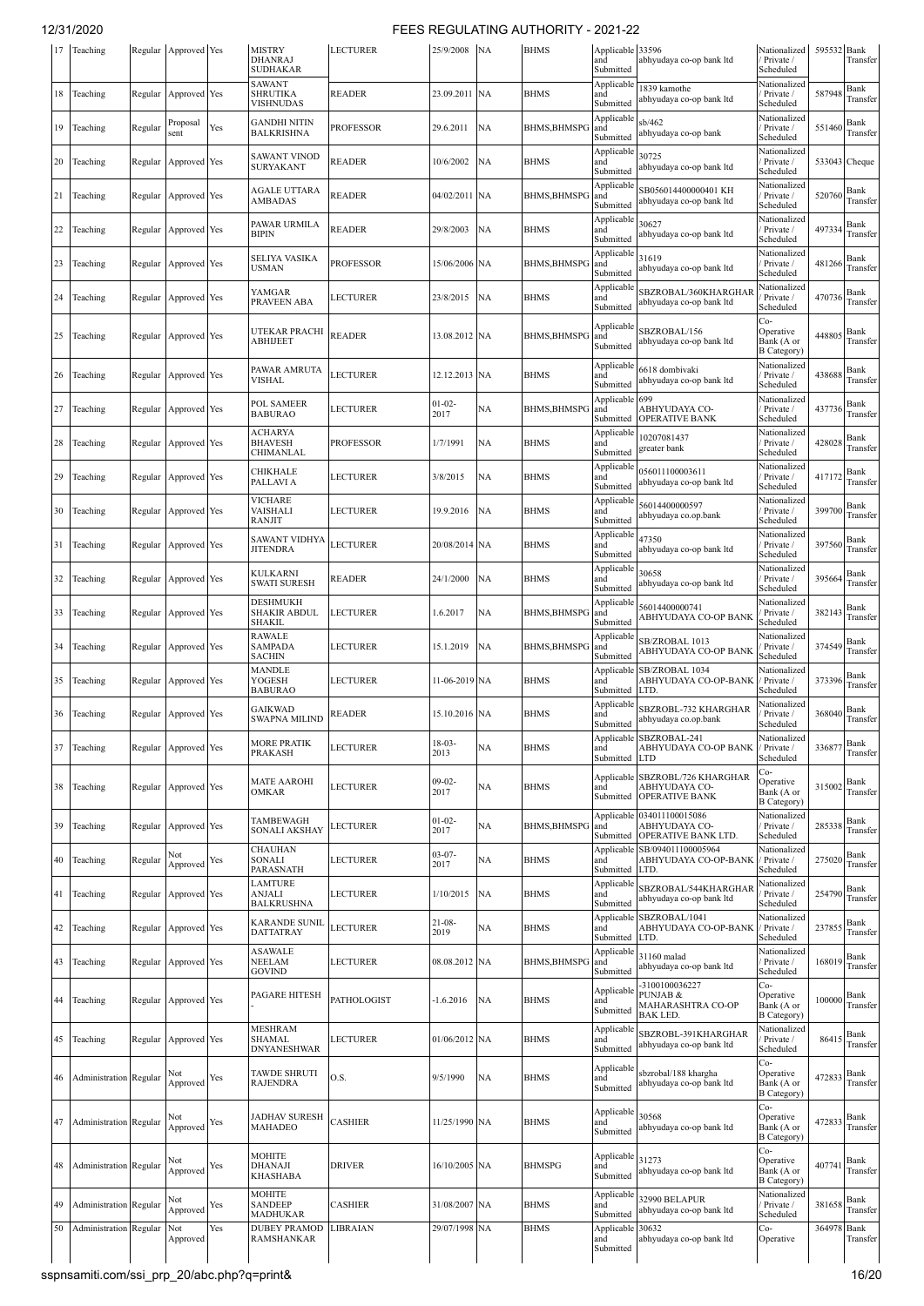| 17 | Teaching | Regular | Approved | Yes | MISTRY DHANRAJ SUDHAKAR | LECTURER | 25/9/2008 | NA | BHMS | Applicable and Submitted | 33596 abhyudaya co-op bank ltd | Nationalized / Private / Scheduled | 595532 | Bank Transfer |
|---|---|---|---|---|---|---|---|---|---|---|---|---|---|---|
| 18 | Teaching | Regular | Approved | Yes | SAWANT SHRUTIKA VISHNUDAS | READER | 23.09.2011 | NA | BHMS | Applicable and Submitted | 1839 kamothe abhyudaya co-op bank ltd | Nationalized / Private / Scheduled | 587948 | Bank Transfer |
| 19 | Teaching | Regular | Proposal sent | Yes | GANDHI NITIN BALKRISHNA | PROFESSOR | 29.6.2011 | NA | BHMS,BHMSPG | Applicable and Submitted | sb/462 abhyudaya co-op bank | Nationalized / Private / Scheduled | 551460 | Bank Transfer |
| 20 | Teaching | Regular | Approved | Yes | SAWANT VINOD SURYAKANT | READER | 10/6/2002 | NA | BHMS | Applicable and Submitted | 30725 abhyudaya co-op bank ltd | Nationalized / Private / Scheduled | 533043 | Cheque |
| 21 | Teaching | Regular | Approved | Yes | AGALE UTTARA AMBADAS | READER | 04/02/2011 | NA | BHMS,BHMSPG | Applicable and Submitted | SB056014400000401 KH abhyudaya co-op bank ltd | Nationalized / Private / Scheduled | 520760 | Bank Transfer |
| 22 | Teaching | Regular | Approved | Yes | PAWAR URMILA BIPIN | READER | 29/8/2003 | NA | BHMS | Applicable and Submitted | 30627 abhyudaya co-op bank ltd | Nationalized / Private / Scheduled | 497334 | Bank Transfer |
| 23 | Teaching | Regular | Approved | Yes | SELIYA VASIKA USMAN | PROFESSOR | 15/06/2006 | NA | BHMS,BHMSPG | Applicable and Submitted | 31619 abhyudaya co-op bank ltd | Nationalized / Private / Scheduled | 481266 | Bank Transfer |
| 24 | Teaching | Regular | Approved | Yes | YAMGAR PRAVEEN ABA | LECTURER | 23/8/2015 | NA | BHMS | Applicable and Submitted | SBZROBAL/360KHARGHAR abhyudaya co-op bank ltd | Nationalized / Private / Scheduled | 470736 | Bank Transfer |
| 25 | Teaching | Regular | Approved | Yes | UTEKAR PRACHI ABHIJEET | READER | 13.08.2012 | NA | BHMS,BHMSPG | Applicable and Submitted | SBZROBAL/156 abhyudaya co-op bank ltd | Co-Operative Bank (A or B Category) | 448805 | Bank Transfer |
| 26 | Teaching | Regular | Approved | Yes | PAWAR AMRUTA VISHAL | LECTURER | 12.12.2013 | NA | BHMS | Applicable and Submitted | 6618 dombivaki abhyudaya co-op bank ltd | Nationalized / Private / Scheduled | 438688 | Bank Transfer |
| 27 | Teaching | Regular | Approved | Yes | POL SAMEER BABURAO | LECTURER | 01-02-2017 | NA | BHMS,BHMSPG | Applicable and Submitted | 699 ABHYUDAYA CO-OPERATIVE BANK | Nationalized / Private / Scheduled | 437736 | Bank Transfer |
| 28 | Teaching | Regular | Approved | Yes | ACHARYA BHAVESH CHIMANLAL | PROFESSOR | 1/7/1991 | NA | BHMS | Applicable and Submitted | 10207081437 greater bank | Nationalized / Private / Scheduled | 428028 | Bank Transfer |
| 29 | Teaching | Regular | Approved | Yes | CHIKHALE PALLAVI A | LECTURER | 3/8/2015 | NA | BHMS | Applicable and Submitted | 056011100003611 abhyudaya co-op bank ltd | Nationalized / Private / Scheduled | 417172 | Bank Transfer |
| 30 | Teaching | Regular | Approved | Yes | VICHARE VAISHALI RANJIT | LECTURER | 19.9.2016 | NA | BHMS | Applicable and Submitted | 56014400000597 abhyudaya co.op.bank | Nationalized / Private / Scheduled | 399700 | Bank Transfer |
| 31 | Teaching | Regular | Approved | Yes | SAWANT VIDHYA JITENDRA | LECTURER | 20/08/2014 | NA | BHMS | Applicable and Submitted | 47350 abhyudaya co-op bank ltd | Nationalized / Private / Scheduled | 397560 | Bank Transfer |
| 32 | Teaching | Regular | Approved | Yes | KULKARNI SWATI SURESH | READER | 24/1/2000 | NA | BHMS | Applicable and Submitted | 30658 abhyudaya co-op bank ltd | Nationalized / Private / Scheduled | 395664 | Bank Transfer |
| 33 | Teaching | Regular | Approved | Yes | DESHMUKH SHAKIR ABDUL SHAKIL | LECTURER | 1.6.2017 | NA | BHMS,BHMSPG | Applicable and Submitted | 56014400000741 ABHYUDAYA CO-OP BANK | Nationalized / Private / Scheduled | 382143 | Bank Transfer |
| 34 | Teaching | Regular | Approved | Yes | RAWALE SAMPADA SACHIN | LECTURER | 15.1.2019 | NA | BHMS,BHMSPG | Applicable and Submitted | SB/ZROBAL 1013 ABHYUDAYA CO-OP BANK | Nationalized / Private / Scheduled | 374549 | Bank Transfer |
| 35 | Teaching | Regular | Approved | Yes | MANDLE YOGESH BABURAO | LECTURER | 11-06-2019 | NA | BHMS | Applicable and Submitted | SB/ZROBAL 1034 ABHYUDAYA CO-OP-BANK LTD. | Nationalized / Private / Scheduled | 373396 | Bank Transfer |
| 36 | Teaching | Regular | Approved | Yes | GAIKWAD SWAPNA MILIND | READER | 15.10.2016 | NA | BHMS | Applicable and Submitted | SBZROBL-732 KHARGHAR abhyudaya co.op.bank | Nationalized / Private / Scheduled | 368040 | Bank Transfer |
| 37 | Teaching | Regular | Approved | Yes | MORE PRATIK PRAKASH | LECTURER | 18-03-2013 | NA | BHMS | Applicable and Submitted | SBZROBAL-241 ABHYUDAYA CO-OP BANK LTD | Nationalized / Private / Scheduled | 336877 | Bank Transfer |
| 38 | Teaching | Regular | Approved | Yes | MATE AAROHI OMKAR | LECTURER | 09-02-2017 | NA | BHMS | Applicable and Submitted | SBZROBL/726 KHARGHAR ABHYUDAYA CO-OPERATIVE BANK | Co-Operative Bank (A or B Category) | 315002 | Bank Transfer |
| 39 | Teaching | Regular | Approved | Yes | TAMBEWAGH SONALI AKSHAY | LECTURER | 01-02-2017 | NA | BHMS,BHMSPG | Applicable and Submitted | 034011100015086 ABHYUDAYA CO-OPERATIVE BANK LTD. | Nationalized / Private / Scheduled | 285338 | Bank Transfer |
| 40 | Teaching | Regular | Not Approved | Yes | CHAUHAN SONALI PARASNATH | LECTURER | 03-07-2017 | NA | BHMS | Applicable and Submitted | SB/094011100005964 ABHYUDAYA CO-OP-BANK LTD. | Nationalized / Private / Scheduled | 275020 | Bank Transfer |
| 41 | Teaching | Regular | Approved | Yes | LAMTURE ANJALI BALKRUSHNA | LECTURER | 1/10/2015 | NA | BHMS | Applicable and Submitted | SBZROBAL/544KHARGHAR abhyudaya co-op bank ltd | Nationalized / Private / Scheduled | 254790 | Bank Transfer |
| 42 | Teaching | Regular | Approved | Yes | KARANDE SUNIL DATTATRAY | LECTURER | 21-08-2019 | NA | BHMS | Applicable and Submitted | SBZROBAL/1041 ABHYUDAYA CO-OP-BANK LTD. | Nationalized / Private / Scheduled | 237855 | Bank Transfer |
| 43 | Teaching | Regular | Approved | Yes | ASAWALE NEELAM GOVIND | LECTURER | 08.08.2012 | NA | BHMS,BHMSPG | Applicable and Submitted | 31160 malad abhyudaya co-op bank ltd | Nationalized / Private / Scheduled | 168019 | Bank Transfer |
| 44 | Teaching | Regular | Approved | Yes | PAGARE HITESH - | PATHOLOGIST | -1.6.2016 | NA | BHMS | Applicable and Submitted | -3100100036227 PUNJAB & MAHARASHTRA CO-OP BAK LED. | Co-Operative Bank (A or B Category) | 100000 | Bank Transfer |
| 45 | Teaching | Regular | Approved | Yes | MESHRAM SHAMAL DNYANESHWAR | LECTURER | 01/06/2012 | NA | BHMS | Applicable and Submitted | SBZROBL-391KHARGHAR abhyudaya co-op bank ltd | Nationalized / Private / Scheduled | 86415 | Bank Transfer |
| 46 | Administration | Regular | Not Approved | Yes | TAWDE SHRUTI RAJENDRA | O.S. | 9/5/1990 | NA | BHMS | Applicable and Submitted | sbzrobal/188 khargha abhyudaya co-op bank ltd | Co-Operative Bank (A or B Category) | 472833 | Bank Transfer |
| 47 | Administration | Regular | Not Approved | Yes | JADHAV SURESH MAHADEO | CASHIER | 11/25/1990 | NA | BHMS | Applicable and Submitted | 30568 abhyudaya co-op bank ltd | Co-Operative Bank (A or B Category) | 472833 | Bank Transfer |
| 48 | Administration | Regular | Not Approved | Yes | MOHITE DHANAJI KHASHABA | DRIVER | 16/10/2005 | NA | BHMSPG | Applicable and Submitted | 31273 abhyudaya co-op bank ltd | Co-Operative Bank (A or B Category) | 407741 | Bank Transfer |
| 49 | Administration | Regular | Not Approved | Yes | MOHITE SANDEEP MADHUKAR | CASHIER | 31/08/2007 | NA | BHMS | Applicable and Submitted | 32990 BELAPUR abhyudaya co-op bank ltd | Nationalized / Private / Scheduled | 381658 | Bank Transfer |
| 50 | Administration | Regular | Not Approved | Yes | DUBEY PRAMOD RAMSHANKAR | LIBRAIAN | 29/07/1998 | NA | BHMS | Applicable and Submitted | 30632 abhyudaya co-op bank ltd | Co-Operative | 364978 | Bank Transfer |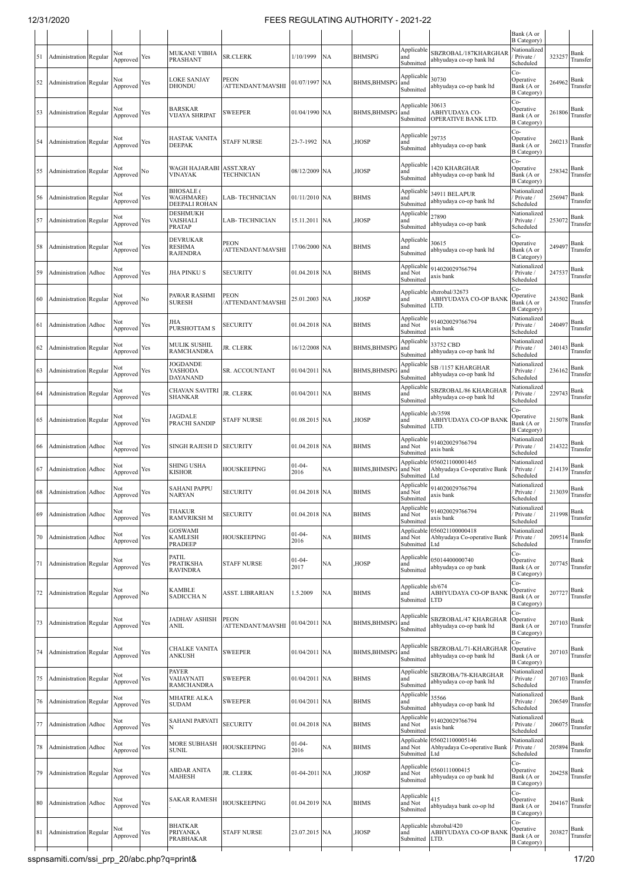| | | | | | | | | | | | | | |
|---|---|---|---|---|---|---|---|---|---|---|---|---|---|
| | | | | | | | | | | | Bank (A or B Category) | | |
| 51 | Administration | Regular | Not Approved | Yes | MUKANE VIBHA PRASHANT | SR.CLERK | 1/10/1999 | NA | BHMSPG | Applicable and Submitted | SBZROBAL/187KHARGHAR abhyudaya co-op bank ltd | Nationalized / Private / Scheduled | 323257 | Bank Transfer |
| 52 | Administration | Regular | Not Approved | Yes | LOKE SANJAY DHONDU | PEON /ATTENDANT/MAVSHI | 01/07/1997 | NA | BHMS,BHMSPG | Applicable and Submitted | 30730 abhyudaya co-op bank ltd | Co-Operative Bank (A or B Category) | 264962 | Bank Transfer |
| 53 | Administration | Regular | Not Approved | Yes | BARSKAR VIJAYA SHRIPAT | SWEEPER | 01/04/1990 | NA | BHMS,BHMSPG | Applicable and Submitted | 30613 ABHYUDAYA CO-OPERATIVE BANK LTD. | Co-Operative Bank (A or B Category) | 261806 | Bank Transfer |
| 54 | Administration | Regular | Not Approved | Yes | HASTAK VANITA DEEPAK | STAFF NURSE | 23-7-1992 | NA | ,HOSP | Applicable and Submitted | 29735 abhyudaya co-op bank | Co-Operative Bank (A or B Category) | 260213 | Bank Transfer |
| 55 | Administration | Regular | Not Approved | No | WAGH HAJARABI VINAYAK | ASST.XRAY TECHNICIAN | 08/12/2009 | NA | ,HOSP | Applicable and Submitted | 1420 KHARGHAR abhyudaya co-op bank ltd | Co-Operative Bank (A or B Category) | 258342 | Bank Transfer |
| 56 | Administration | Regular | Not Approved | Yes | BHOSALE ( WAGHMARE) DEEPALI ROHAN | LAB- TECHNICIAN | 01/11/2010 | NA | BHMS | Applicable and Submitted | 34911 BELAPUR abhyudaya co-op bank ltd | Nationalized / Private / Scheduled | 256947 | Bank Transfer |
| 57 | Administration | Regular | Not Approved | Yes | DESHMUKH VAISHALI PRATAP | LAB- TECHNICIAN | 15.11.2011 | NA | ,HOSP | Applicable and Submitted | 27890 abhyudaya co-op bank | Nationalized / Private / Scheduled | 253072 | Bank Transfer |
| 58 | Administration | Regular | Not Approved | Yes | DEVRUKAR RESHMA RAJENDRA | PEON /ATTENDANT/MAVSHI | 17/06/2000 | NA | BHMS | Applicable and Submitted | 30615 abhyudaya co-op bank ltd | Co-Operative Bank (A or B Category) | 249497 | Bank Transfer |
| 59 | Administration | Adhoc | Not Approved | Yes | JHA PINKU S | SECURITY | 01.04.2018 | NA | BHMS | Applicable and Not Submitted | 914020029766794 axis bank | Nationalized / Private / Scheduled | 247537 | Bank Transfer |
| 60 | Administration | Regular | Not Approved | No | PAWAR RASHMI SURESH | PEON /ATTENDANT/MAVSHI | 25.01.2003 | NA | ,HOSP | Applicable and Submitted | sbzrobal/32673 ABHYUDAYA CO-OP BANK LTD. | Co-Operative Bank (A or B Category) | 243502 | Bank Transfer |
| 61 | Administration | Adhoc | Not Approved | Yes | JHA PURSHOTTAM S | SECURITY | 01.04.2018 | NA | BHMS | Applicable and Not Submitted | 914020029766794 axis bank | Nationalized / Private / Scheduled | 240497 | Bank Transfer |
| 62 | Administration | Regular | Not Approved | Yes | MULIK SUSHIL RAMCHANDRA | JR. CLERK | 16/12/2008 | NA | BHMS,BHMSPG | Applicable and Submitted | 33752 CBD abhyudaya co-op bank ltd | Nationalized / Private / Scheduled | 240143 | Bank Transfer |
| 63 | Administration | Regular | Not Approved | Yes | JOGDANDE YASHODA DAYANAND | SR. ACCOUNTANT | 01/04/2011 | NA | BHMS,BHMSPG | Applicable and Submitted | SB /1157 KHARGHAR abhyudaya co-op bank ltd | Nationalized / Private / Scheduled | 236162 | Bank Transfer |
| 64 | Administration | Regular | Not Approved | Yes | CHAVAN SAVITRI SHANKAR | JR. CLERK | 01/04/2011 | NA | BHMS | Applicable and Submitted | SBZROBAL/86 KHARGHAR abhyudaya co-op bank ltd | Nationalized / Private / Scheduled | 229743 | Bank Transfer |
| 65 | Administration | Regular | Not Approved | Yes | JAGDALE PRACHI SANDIP | STAFF NURSE | 01.08.2015 | NA | ,HOSP | Applicable and Submitted | sb/3598 ABHYUDAYA CO-OP BANK LTD. | Co-Operative Bank (A or B Category) | 215078 | Bank Transfer |
| 66 | Administration | Adhoc | Not Approved | Yes | SINGH RAJESH D | SECURITY | 01.04.2018 | NA | BHMS | Applicable and Not Submitted | 914020029766794 axis bank | Nationalized / Private / Scheduled | 214322 | Bank Transfer |
| 67 | Administration | Adhoc | Not Approved | Yes | SHING USHA KISHOR | HOUSKEEPING | 01-04-2016 | NA | BHMS,BHMSPG | Applicable and Not Submitted | 056021100001465 Abhyudaya Co-operative Bank Ltd | Nationalized / Private / Scheduled | 214139 | Bank Transfer |
| 68 | Administration | Adhoc | Not Approved | Yes | SAHANI PAPPU NARYAN | SECURITY | 01.04.2018 | NA | BHMS | Applicable and Not Submitted | 914020029766794 axis bank | Nationalized / Private / Scheduled | 213039 | Bank Transfer |
| 69 | Administration | Adhoc | Not Approved | Yes | THAKUR RAMVRIKSH M | SECURITY | 01.04.2018 | NA | BHMS | Applicable and Not Submitted | 914020029766794 axis bank | Nationalized / Private / Scheduled | 211998 | Bank Transfer |
| 70 | Administration | Adhoc | Not Approved | Yes | GOSWAMI KAMLESH PRADEEP | HOUSKEEPING | 01-04-2016 | NA | BHMS | Applicable and Not Submitted | 056021100000418 Abhyudaya Co-operative Bank Ltd | Nationalized / Private / Scheduled | 209514 | Bank Transfer |
| 71 | Administration | Regular | Not Approved | Yes | PATIL PRATIKSHA RAVINDRA | STAFF NURSE | 01-04-2017 | NA | ,HOSP | Applicable and Submitted | 05014400000740 abhyudaya co op bank | Co-Operative Bank (A or B Category) | 207745 | Bank Transfer |
| 72 | Administration | Regular | Not Approved | No | KAMBLE SADICCHA N | ASST. LIBRARIAN | 1.5.2009 | NA | BHMS | Applicable and Submitted | sb/674 ABHYUDAYA CO-OP BANK LTD | Co-Operative Bank (A or B Category) | 207727 | Bank Transfer |
| 73 | Administration | Regular | Not Approved | Yes | JADHAV ASHISH ANIL | PEON /ATTENDANT/MAVSHI | 01/04/2011 | NA | BHMS,BHMSPG | Applicable and Submitted | SBZROBAL/47 KHARGHAR abhyudaya co-op bank ltd | Co-Operative Bank (A or B Category) | 207103 | Bank Transfer |
| 74 | Administration | Regular | Not Approved | Yes | CHALKE VANITA ANKUSH | SWEEPER | 01/04/2011 | NA | BHMS,BHMSPG | Applicable and Submitted | SBZROBAL/71-KHARGHAR abhyudaya co-op bank ltd | Co-Operative Bank (A or B Category) | 207103 | Bank Transfer |
| 75 | Administration | Regular | Not Approved | Yes | PAYER VAIJAYNATI RAMCHANDRA | SWEEPER | 01/04/2011 | NA | BHMS | Applicable and Submitted | SBZROBA/78-KHARGHAR abhyudaya co-op bank ltd | Nationalized / Private / Scheduled | 207103 | Bank Transfer |
| 76 | Administration | Regular | Not Approved | Yes | MHATRE ALKA SUDAM | SWEEPER | 01/04/2011 | NA | BHMS | Applicable and Submitted | 35566 abhyudaya co-op bank ltd | Nationalized / Private / Scheduled | 206549 | Bank Transfer |
| 77 | Administration | Adhoc | Not Approved | Yes | SAHANI PARVATI N | SECURITY | 01.04.2018 | NA | BHMS | Applicable and Not Submitted | 914020029766794 axis bank | Nationalized / Private / Scheduled | 206075 | Bank Transfer |
| 78 | Administration | Adhoc | Not Approved | Yes | MORE SUBHASH SUNIL | HOUSKEEPING | 01-04-2016 | NA | BHMS | Applicable and Not Submitted | 056021100005146 Abhyudaya Co-operative Bank Ltd | Nationalized / Private / Scheduled | 205894 | Bank Transfer |
| 79 | Administration | Regular | Not Approved | Yes | ABDAR ANITA MAHESH | JR. CLERK | 01-04-2011 | NA | ,HOSP | Applicable and Not Submitted | 0560111000415 abhyudaya co op bank ltd | Co-Operative Bank (A or B Category) | 204258 | Bank Transfer |
| 80 | Administration | Adhoc | Not Approved | Yes | SAKAR RAMESH . | HOUSKEEPING | 01.04.2019 | NA | BHMS | Applicable and Not Submitted | 415 abhyudaya bank co-op ltd | Co-Operative Bank (A or B Category) | 204167 | Bank Transfer |
| 81 | Administration | Regular | Not Approved | Yes | BHATKAR PRIYANKA PRABHAKAR | STAFF NURSE | 23.07.2015 | NA | ,HOSP | Applicable and Submitted | sbzrobal/420 ABHYUDAYA CO-OP BANK LTD. | Co-Operative Bank (A or B Category) | 203827 | Bank Transfer |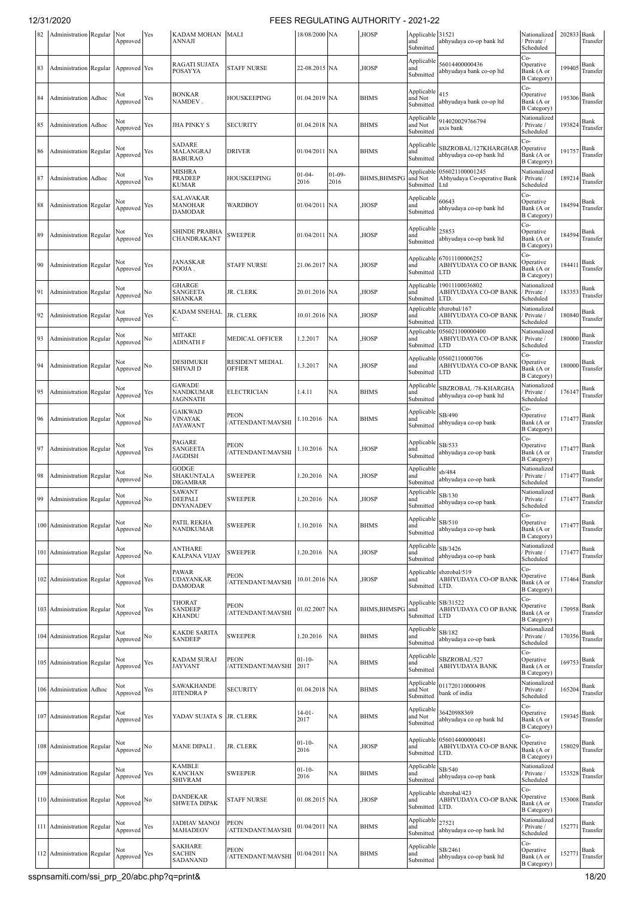| 82 | Administration | Regular | Not Approved | Yes | KADAM MOHAN ANNAJI | MALI | 18/08/2000 | NA | ,HOSP | Applicable and Submitted | 31521 abhyudaya co-op bank ltd | Nationalized / Private / Scheduled | 202833 | Bank Transfer |
|---|---|---|---|---|---|---|---|---|---|---|---|---|---|---|
| 83 | Administration | Regular | Approved | Yes | RAGATI SUJATA POSAYYA | STAFF NURSE | 22-08.2015 | NA | ,HOSP | Applicable and Submitted | 56014400000436 abhyudaya bank co-op ltd | Co-Operative Bank (A or B Category) | 199405 | Bank Transfer |
| 84 | Administration | Adhoc | Not Approved | Yes | BONKAR NAMDEV . | HOUSKEEPING | 01.04.2019 | NA | BHMS | Applicable and Not Submitted | 415 abhyudaya bank co-op ltd | Co-Operative Bank (A or B Category) | 195306 | Bank Transfer |
| 85 | Administration | Adhoc | Not Approved | Yes | JHA PINKY S | SECURITY | 01.04.2018 | NA | BHMS | Applicable and Not Submitted | 914020029766794 axis bank | Nationalized / Private / Scheduled | 193824 | Bank Transfer |
| 86 | Administration | Regular | Not Approved | Yes | SADARE MALANGRAJ BABURAO | DRIVER | 01/04/2011 | NA | BHMS | Applicable and Submitted | SBZROBAL/127KHARGHAR abhyudaya co-op bank ltd | Co-Operative Bank (A or B Category) | 191757 | Bank Transfer |
| 87 | Administration | Adhoc | Not Approved | Yes | MISHRA PRADEEP KUMAR | HOUSKEEPING | 01-04-2016 | 01-09-2016 | BHMS,BHMSPG | Applicable and Not Submitted | 056021100001245 Abhyudaya Co-operative Bank Ltd | Nationalized / Private / Scheduled | 189214 | Bank Transfer |
| 88 | Administration | Regular | Not Approved | Yes | SALAVAKAR MANOHAR DAMODAR | WARDBOY | 01/04/2011 | NA | ,HOSP | Applicable and Submitted | 60643 abhyudaya co-op bank ltd | Co-Operative Bank (A or B Category) | 184594 | Bank Transfer |
| 89 | Administration | Regular | Not Approved | Yes | SHINDE PRABHA CHANDRAKANT | SWEEPER | 01/04/2011 | NA | ,HOSP | Applicable and Submitted | 25853 abhyudaya co-op bank ltd | Co-Operative Bank (A or B Category) | 184594 | Bank Transfer |
| 90 | Administration | Regular | Not Approved | Yes | JANASKAR POOJA . | STAFF NURSE | 21.06.2017 | NA | ,HOSP | Applicable and Submitted | 67011100006252 ABHYUDAYA CO OP BANK LTD | Co-Operative Bank (A or B Category) | 184411 | Bank Transfer |
| 91 | Administration | Regular | Not Approved | No | GHARGE SANGEETA SHANKAR | JR. CLERK | 20.01.2016 | NA | ,HOSP | Applicable and Submitted | 19011100036802 ABHYUDAYA CO-OP BANK LTD. | Nationalized / Private / Scheduled | 183353 | Bank Transfer |
| 92 | Administration | Regular | Not Approved | Yes | KADAM SNEHAL C. | JR. CLERK | 10.01.2016 | NA | ,HOSP | Applicable and Submitted | sbzrobal/167 ABHYUDAYA CO-OP BANK LTD. | Nationalized / Private / Scheduled | 180840 | Bank Transfer |
| 93 | Administration | Regular | Not Approved | No | MITAKE ADINATH F | MEDICAL OFFICER | 1.2.2017 | NA | ,HOSP | Applicable and Submitted | 056021100000400 ABHYUDAYA CO-OP BANK LTD | Nationalized / Private / Scheduled | 180000 | Bank Transfer |
| 94 | Administration | Regular | Not Approved | No | DESHMUKH SHIVAJI D | RESIDENT MEDIAL OFFIER | 1.3.2017 | NA | ,HOSP | Applicable and Submitted | 05602110000706 ABHYUDAYA CO-OP BANK LTD | Co-Operative Bank (A or B Category) | 180000 | Bank Transfer |
| 95 | Administration | Regular | Not Approved | Yes | GAWADE NANDKUMAR JAGNNATH | ELECTRICIAN | 1.4.11 | NA | BHMS | Applicable and Submitted | SBZROBAL /78-KHARGHA abhyudaya co-op bank ltd | Nationalized / Private / Scheduled | 176147 | Bank Transfer |
| 96 | Administration | Regular | Not Approved | No | GAIKWAD VINAYAK JAYAWANT | PEON /ATTENDANT/MAVSHI | 1.10.2016 | NA | BHMS | Applicable and Submitted | SB/490 abhyudaya co-op bank | Co-Operative Bank (A or B Category) | 171477 | Bank Transfer |
| 97 | Administration | Regular | Not Approved | Yes | PAGARE SANGEETA JAGDISH | PEON /ATTENDANT/MAVSHI | 1.10.2016 | NA | ,HOSP | Applicable and Submitted | SB/533 abhyudaya co-op bank | Co-Operative Bank (A or B Category) | 171477 | Bank Transfer |
| 98 | Administration | Regular | Not Approved | No | GODGE SHAKUNTALA DIGAMBAR | SWEEPER | 1.20.2016 | NA | ,HOSP | Applicable and Submitted | sb/484 abhyudaya co-op bank | Nationalized / Private / Scheduled | 171477 | Bank Transfer |
| 99 | Administration | Regular | Not Approved | No | SAWANT DEEPALI DNYANADEV | SWEEPER | 1.20.2016 | NA | ,HOSP | Applicable and Submitted | SB/130 abhyudaya co-op bank | Nationalized / Private / Scheduled | 171477 | Bank Transfer |
| 100 | Administration | Regular | Not Approved | No | PATIL REKHA NANDKUMAR | SWEEPER | 1.10.2016 | NA | BHMS | Applicable and Submitted | SB/510 abhyudaya co-op bank | Co-Operative Bank (A or B Category) | 171477 | Bank Transfer |
| 101 | Administration | Regular | Not Approved | No | ANTHARE KALPANA VIJAY | SWEEPER | 1.20.2016 | NA | ,HOSP | Applicable and Submitted | SB/3426 abhyudaya co-op bank | Nationalized / Private / Scheduled | 171477 | Bank Transfer |
| 102 | Administration | Regular | Not Approved | Yes | PAWAR UDAYANKAR DAMODAR | PEON /ATTENDANT/MAVSHI | 10.01.2016 | NA | ,HOSP | Applicable and Submitted | sbzrobal/519 ABHYUDAYA CO-OP BANK LTD. | Co-Operative Bank (A or B Category) | 171464 | Bank Transfer |
| 103 | Administration | Regular | Not Approved | Yes | THORAT SANDEEP KHANDU | PEON /ATTENDANT/MAVSHI | 01.02.2007 | NA | BHMS,BHMSPG | Applicable and Submitted | SB/31522 ABHYUDAYA CO OP BANK LTD | Co-Operative Bank (A or B Category) | 170958 | Bank Transfer |
| 104 | Administration | Regular | Not Approved | No | KAKDE SARITA SANDEEP | SWEEPER | 1.20.2016 | NA | BHMS | Applicable and Submitted | SB/182 abhyudaya co-op bank | Nationalized / Private / Scheduled | 170356 | Bank Transfer |
| 105 | Administration | Regular | Not Approved | Yes | KADAM SURAJ JAYVANT | PEON /ATTENDANT/MAVSHI | 01-10-2017 | NA | BHMS | Applicable and Submitted | SBZROBAL/527 ABHYUDAYA BANK | Co-Operative Bank (A or B Category) | 169753 | Bank Transfer |
| 106 | Administration | Adhoc | Not Approved | Yes | SAWAKHANDE JITENDRA P | SECURITY | 01.04.2018 | NA | BHMS | Applicable and Not Submitted | 011720110000498 bank of india | Nationalized / Private / Scheduled | 165204 | Bank Transfer |
| 107 | Administration | Regular | Not Approved | Yes | YADAV SUJATA S | JR. CLERK | 14-01-2017 | NA | BHMS | Applicable and Not Submitted | 36420988369 abhyudaya co-op bank ltd | Co-Operative Bank (A or B Category) | 159345 | Bank Transfer |
| 108 | Administration | Regular | Not Approved | No | MANE DIPALI . | JR. CLERK | 01-10-2016 | NA | ,HOSP | Applicable and Submitted | 056014400000481 ABHYUDAYA CO-OP BANK LTD. | Co-Operative Bank (A or B Category) | 158029 | Bank Transfer |
| 109 | Administration | Regular | Not Approved | Yes | KAMBLE KANCHAN SHIVRAM | SWEEPER | 01-10-2016 | NA | BHMS | Applicable and Submitted | SB/540 abhyudaya co-op bank | Nationalized / Private / Scheduled | 153528 | Bank Transfer |
| 110 | Administration | Regular | Not Approved | No | DANDEKAR SHWETA DIPAK | STAFF NURSE | 01.08.2015 | NA | ,HOSP | Applicable and Submitted | sbzrobal/423 ABHYUDAYA CO-OP BANK LTD. | Co-Operative Bank (A or B Category) | 153008 | Bank Transfer |
| 111 | Administration | Regular | Not Approved | Yes | JADHAV MANOJ MAHADEOV | PEON /ATTENDANT/MAVSHI | 01/04/2011 | NA | BHMS | Applicable and Submitted | 27521 abhyudaya co-op bank ltd | Nationalized / Private / Scheduled | 152771 | Bank Transfer |
| 112 | Administration | Regular | Not Approved | Yes | SAKHARE SACHIN SADANAND | PEON /ATTENDANT/MAVSHI | 01/04/2011 | NA | BHMS | Applicable and Submitted | SB/2461 abhyudaya co-op bank ltd | Co-Operative Bank (A or B Category) | 152771 | Bank Transfer |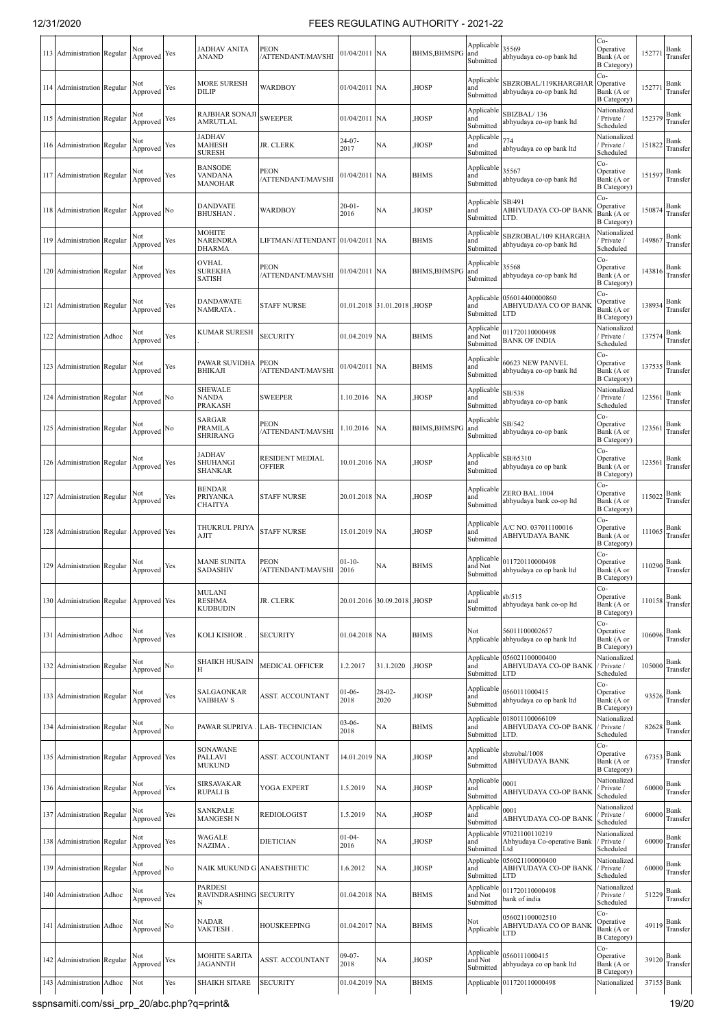| 113 | Administration | Regular | Not Approved | Yes | JADHAV ANITA ANAND | PEON /ATTENDANT/MAVSHI | 01/04/2011 | NA | BHMS,BHMSPG | Applicable and Submitted | 35569 abhyudaya co-op bank ltd | Co-Operative Bank (A or B Category) | 152771 | Bank Transfer |
|---|---|---|---|---|---|---|---|---|---|---|---|---|---|---|
| 114 | Administration | Regular | Not Approved | Yes | MORE SURESH DILIP | WARDBOY | 01/04/2011 | NA | ,HOSP | Applicable and Submitted | SBZROBAL/119KHARGHAR abhyudaya co-op bank ltd | Co-Operative Bank (A or B Category) | 152771 | Bank Transfer |
| 115 | Administration | Regular | Not Approved | Yes | RAJBHAR SONAJI AMRUTLAL | SWEEPER | 01/04/2011 | NA | ,HOSP | Applicable and Submitted | SBIZBAL/ 136 abhyudaya co-op bank ltd | Nationalized / Private / Scheduled | 152379 | Bank Transfer |
| 116 | Administration | Regular | Not Approved | Yes | JADHAV MAHESH SURESH | JR. CLERK | 24-07-2017 | NA | ,HOSP | Applicable and Submitted | 774 abhyudaya co op bank ltd | Nationalized / Private / Scheduled | 151822 | Bank Transfer |
| 117 | Administration | Regular | Not Approved | Yes | BANSODE VANDANA MANOHAR | PEON /ATTENDANT/MAVSHI | 01/04/2011 | NA | BHMS | Applicable and Submitted | 35567 abhyudaya co-op bank ltd | Co-Operative Bank (A or B Category) | 151597 | Bank Transfer |
| 118 | Administration | Regular | Not Approved | No | DANDVATE BHUSHAN . | WARDBOY | 20-01-2016 | NA | ,HOSP | Applicable and Submitted | SB/491 ABHYUDAYA CO-OP BANK LTD. | Co-Operative Bank (A or B Category) | 150874 | Bank Transfer |
| 119 | Administration | Regular | Not Approved | Yes | MOHITE NARENDRA DHARMA | LIFTMAN/ATTENDANT | 01/04/2011 | NA | BHMS | Applicable and Submitted | SBZROBAL/109 KHARGHA abhyudaya co-op bank ltd | Nationalized / Private / Scheduled | 149867 | Bank Transfer |
| 120 | Administration | Regular | Not Approved | Yes | OVHAL SUREKHA SATISH | PEON /ATTENDANT/MAVSHI | 01/04/2011 | NA | BHMS,BHMSPG | Applicable and Submitted | 35568 abhyudaya co-op bank ltd | Co-Operative Bank (A or B Category) | 143816 | Bank Transfer |
| 121 | Administration | Regular | Not Approved | Yes | DANDAWATE NAMRATA . | STAFF NURSE | 01.01.2018 | 31.01.2018 | ,HOSP | Applicable and Submitted | 056014400000860 ABHYUDAYA CO OP BANK LTD | Co-Operative Bank (A or B Category) | 138934 | Bank Transfer |
| 122 | Administration | Adhoc | Not Approved | Yes | KUMAR SURESH . | SECURITY | 01.04.2019 | NA | BHMS | Applicable and Not Submitted | 011720110000498 BANK OF INDIA | Nationalized / Private / Scheduled | 137574 | Bank Transfer |
| 123 | Administration | Regular | Not Approved | Yes | PAWAR SUVIDHA BHIKAJI | PEON /ATTENDANT/MAVSHI | 01/04/2011 | NA | BHMS | Applicable and Submitted | 60623 NEW PANVEL abhyudaya co-op bank ltd | Co-Operative Bank (A or B Category) | 137535 | Bank Transfer |
| 124 | Administration | Regular | Not Approved | No | SHEWALE NANDA PRAKASH | SWEEPER | 1.10.2016 | NA | ,HOSP | Applicable and Submitted | SB/538 abhyudaya co-op bank | Nationalized / Private / Scheduled | 123561 | Bank Transfer |
| 125 | Administration | Regular | Not Approved | No | SARGAR PRAMILA SHRIRANG | PEON /ATTENDANT/MAVSHI | 1.10.2016 | NA | BHMS,BHMSPG | Applicable and Submitted | SB/542 abhyudaya co-op bank | Co-Operative Bank (A or B Category) | 123561 | Bank Transfer |
| 126 | Administration | Regular | Not Approved | Yes | JADHAV SHUHANGI SHANKAR | RESIDENT MEDIAL OFFIER | 10.01.2016 | NA | ,HOSP | Applicable and Submitted | SB/65310 abhyudaya co op bank | Co-Operative Bank (A or B Category) | 123561 | Bank Transfer |
| 127 | Administration | Regular | Not Approved | Yes | BENDAR PRIYANKA CHAITYA | STAFF NURSE | 20.01.2018 | NA | ,HOSP | Applicable and Submitted | ZERO BAL.1004 abhyudaya bank co-op ltd | Co-Operative Bank (A or B Category) | 115022 | Bank Transfer |
| 128 | Administration | Regular | Approved | Yes | THUKRUL PRIYA AJIT | STAFF NURSE | 15.01.2019 | NA | ,HOSP | Applicable and Submitted | A/C NO. 037011100016 ABHYUDAYA BANK | Co-Operative Bank (A or B Category) | 111065 | Bank Transfer |
| 129 | Administration | Regular | Not Approved | Yes | MANE SUNITA SADASHIV | PEON /ATTENDANT/MAVSHI | 01-10-2016 | NA | BHMS | Applicable and Not Submitted | 011720110000498 abhyudaya co op bank ltd | Co-Operative Bank (A or B Category) | 110290 | Bank Transfer |
| 130 | Administration | Regular | Approved | Yes | MULANI RESHMA KUDBUDIN | JR. CLERK | 20.01.2016 | 30.09.2018 | ,HOSP | Applicable and Submitted | sb/515 abhyudaya bank co-op ltd | Co-Operative Bank (A or B Category) | 110158 | Bank Transfer |
| 131 | Administration | Adhoc | Not Approved | Yes | KOLI KISHOR . | SECURITY | 01.04.2018 | NA | BHMS | Not Applicable | 56011100002657 abhyudaya co op bank ltd | Co-Operative Bank (A or B Category) | 106096 | Bank Transfer |
| 132 | Administration | Regular | Not Approved | No | SHAIKH HUSAIN H | MEDICAL OFFICER | 1.2.2017 | 31.1.2020 | ,HOSP | Applicable and Submitted | 056021100000400 ABHYUDAYA CO-OP BANK LTD | Nationalized / Private / Scheduled | 105000 | Bank Transfer |
| 133 | Administration | Regular | Not Approved | Yes | SALGAONKAR VAIBHAV S | ASST. ACCOUNTANT | 01-06-2018 | 28-02-2020 | ,HOSP | Applicable and Submitted | 0560111000415 abhyudaya co op bank ltd | Co-Operative Bank (A or B Category) | 93526 | Bank Transfer |
| 134 | Administration | Regular | Not Approved | No | PAWAR SUPRIYA . | LAB- TECHNICIAN | 03-06-2018 | NA | BHMS | Applicable and Submitted | 018011100066109 ABHYUDAYA CO-OP BANK LTD. | Nationalized / Private / Scheduled | 82628 | Bank Transfer |
| 135 | Administration | Regular | Approved | Yes | SONAWANE PALLAVI MUKUND | ASST. ACCOUNTANT | 14.01.2019 | NA | ,HOSP | Applicable and Submitted | sbzrobal/1008 ABHYUDAYA BANK | Co-Operative Bank (A or B Category) | 67353 | Bank Transfer |
| 136 | Administration | Regular | Not Approved | Yes | SIRSAVAKAR RUPALI B | YOGA EXPERT | 1.5.2019 | NA | ,HOSP | Applicable and Submitted | 0001 ABHYUDAYA CO-OP BANK | Nationalized / Private / Scheduled | 60000 | Bank Transfer |
| 137 | Administration | Regular | Not Approved | Yes | SANKPALE MANGESH N | REDIOLOGIST | 1.5.2019 | NA | ,HOSP | Applicable and Submitted | 0001 ABHYUDAYA CO-OP BANK | Nationalized / Private / Scheduled | 60000 | Bank Transfer |
| 138 | Administration | Regular | Not Approved | Yes | WAGALE NAZIMA . | DIETICIAN | 01-04-2016 | NA | ,HOSP | Applicable and Submitted | 97021100110219 Abhyudaya Co-operative Bank Ltd | Nationalized / Private / Scheduled | 60000 | Bank Transfer |
| 139 | Administration | Regular | Not Approved | No | NAIK MUKUND G | ANAESTHETIC | 1.6.2012 | NA | ,HOSP | Applicable and Submitted | 056021100000400 ABHYUDAYA CO-OP BANK LTD | Nationalized / Private / Scheduled | 60000 | Bank Transfer |
| 140 | Administration | Adhoc | Not Approved | Yes | PARDESI RAVINDRASHING N | SECURITY | 01.04.2018 | NA | BHMS | Applicable and Not Submitted | 011720110000498 bank of india | Nationalized / Private / Scheduled | 51229 | Bank Transfer |
| 141 | Administration | Adhoc | Not Approved | No | NADAR VAKTESH . | HOUSKEEPING | 01.04.2017 | NA | BHMS | Not Applicable | 056021100002510 ABHYUDAYA CO OP BANK LTD | Co-Operative Bank (A or B Category) | 49119 | Bank Transfer |
| 142 | Administration | Regular | Not Approved | Yes | MOHITE SARITA JAGANNTH | ASST. ACCOUNTANT | 09-07-2018 | NA | ,HOSP | Applicable and Not Submitted | 0560111000415 abhyudaya co op bank ltd | Co-Operative Bank (A or B Category) | 39120 | Bank Transfer |
| 143 | Administration | Adhoc | Not | Yes | SHAIKH SITARE | SECURITY | 01.04.2019 | NA | BHMS | Applicable | 011720110000498 | Nationalized | 37155 | Bank |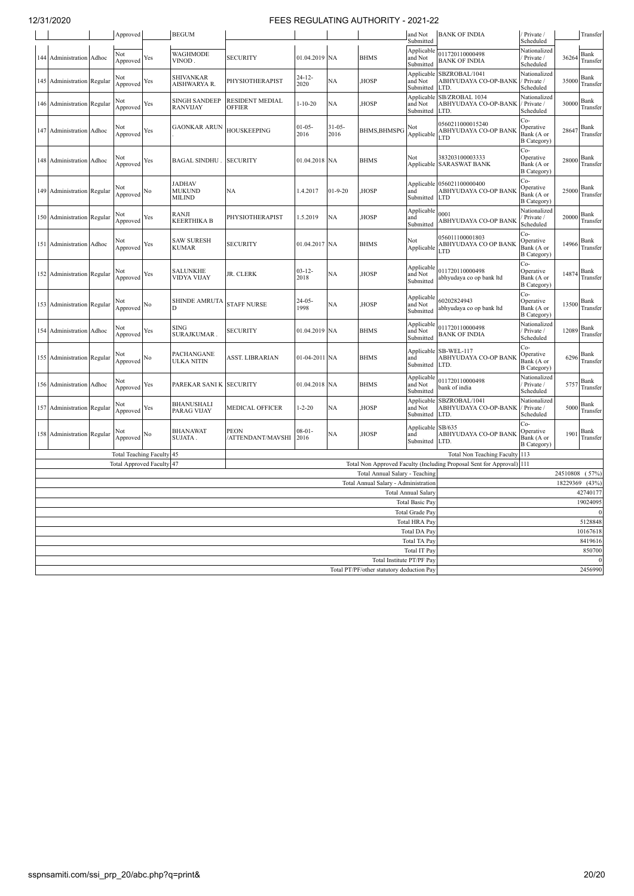| | | | Approved | | BEGUM | | | | | and Not Submitted | BANK OF INDIA | / Private / Scheduled | | Transfer |
|---|---|---|---|---|---|---|---|---|---|---|---|---|---|---|
| 144 | Administration | Adhoc | Not Approved | Yes | WAGHMODE VINOD . | SECURITY | 01.04.2019 | NA | BHMS | Applicable and Not Submitted | 011720110000498 BANK OF INDIA | Nationalized / Private / Scheduled | 36264 | Bank Transfer |
| 145 | Administration | Regular | Not Approved | Yes | SHIVANKAR AISHWARYA R. | PHYSIOTHERAPIST | 24-12-2020 | NA | ,HOSP | Applicable and Not Submitted | SBZROBAL/1041 ABHYUDAYA CO-OP-BANK LTD. | Nationalized / Private / Scheduled | 35000 | Bank Transfer |
| 146 | Administration | Regular | Not Approved | Yes | SINGH SANDEEP RANVIJAY | RESIDENT MEDIAL OFFIER | 1-10-20 | NA | ,HOSP | Applicable and Not Submitted | SB/ZROBAL 1034 ABHYUDAYA CO-OP-BANK LTD. | Nationalized / Private / Scheduled | 30000 | Bank Transfer |
| 147 | Administration | Adhoc | Not Approved | Yes | GAONKAR ARUN . | HOUSKEEPING | 01-05-2016 | 31-05-2016 | BHMS,BHMSPG | Not Applicable | 0560211000015240 ABHYUDAYA CO-OP BANK LTD | Co-Operative Bank (A or B Category) | 28647 | Bank Transfer |
| 148 | Administration | Adhoc | Not Approved | Yes | BAGAL SINDHU . | SECURITY | 01.04.2018 | NA | BHMS | Not Applicable | 383203100003333 SARASWAT BANK | Co-Operative Bank (A or B Category) | 28000 | Bank Transfer |
| 149 | Administration | Regular | Not Approved | No | JADHAV MUKUND MILIND | NA | 1.4.2017 | 01-9-20 | ,HOSP | Applicable and Submitted | 056021100000400 ABHYUDAYA CO-OP BANK LTD | Co-Operative Bank (A or B Category) | 25000 | Bank Transfer |
| 150 | Administration | Regular | Not Approved | Yes | RANJI KEERTHIKA B | PHYSIOTHERAPIST | 1.5.2019 | NA | ,HOSP | Applicable and Submitted | 0001 ABHYUDAYA CO-OP BANK | Nationalized / Private / Scheduled | 20000 | Bank Transfer |
| 151 | Administration | Adhoc | Not Approved | Yes | SAW SURESH KUMAR | SECURITY | 01.04.2017 | NA | BHMS | Not Applicable | 056011100001803 ABHYUDAYA CO OP BANK LTD | Co-Operative Bank (A or B Category) | 14966 | Bank Transfer |
| 152 | Administration | Regular | Not Approved | Yes | SALUNKHE VIDYA VIJAY | JR. CLERK | 03-12-2018 | NA | ,HOSP | Applicable and Not Submitted | 011720110000498 abhyudaya co op bank ltd | Co-Operative Bank (A or B Category) | 14874 | Bank Transfer |
| 153 | Administration | Regular | Not Approved | No | SHINDE AMRUTA D | STAFF NURSE | 24-05-1998 | NA | ,HOSP | Applicable and Not Submitted | 60202824943 abhyudaya co op bank ltd | Co-Operative Bank (A or B Category) | 13500 | Bank Transfer |
| 154 | Administration | Adhoc | Not Approved | Yes | SING SURAJKUMAR . | SECURITY | 01.04.2019 | NA | BHMS | Applicable and Not Submitted | 011720110000498 BANK OF INDIA | Nationalized / Private / Scheduled | 12089 | Bank Transfer |
| 155 | Administration | Regular | Not Approved | No | PACHANGANE ULKA NITIN | ASST. LIBRARIAN | 01-04-2011 | NA | BHMS | Applicable and Submitted | SB-WEL-117 ABHYUDAYA CO-OP BANK LTD. | Co-Operative Bank (A or B Category) | 6296 | Bank Transfer |
| 156 | Administration | Adhoc | Not Approved | Yes | PAREKAR SANI K | SECURITY | 01.04.2018 | NA | BHMS | Applicable and Not Submitted | 011720110000498 bank of india | Nationalized / Private / Scheduled | 5757 | Bank Transfer |
| 157 | Administration | Regular | Not Approved | Yes | BHANUSHALI PARAG VIJAY | MEDICAL OFFICER | 1-2-20 | NA | ,HOSP | Applicable and Not Submitted | SBZROBAL/1041 ABHYUDAYA CO-OP-BANK LTD. | Nationalized / Private / Scheduled | 5000 | Bank Transfer |
| 158 | Administration | Regular | Not Approved | No | BHANAWAT SUJATA . | PEON /ATTENDANT/MAVSHI | 08-01-2016 | NA | ,HOSP | Applicable and Submitted | SB/635 ABHYUDAYA CO-OP BANK LTD. | Co-Operative Bank (A or B Category) | 1901 | Bank Transfer |

| | |
|---|---|
| Total Teaching Faculty | 45 |
| Total Approved Faculty | 47 |
| Total Non Teaching Faculty | 113 |
| Total Non Approved Faculty (Including Proposal Sent for Approval) | 111 |
| Total Annual Salary - Teaching | 24510808 ( 57%) |
| Total Annual Salary - Administration | 18229369 (43%) |
| Total Annual Salary | 42740177 |
| Total Basic Pay | 19024095 |
| Total Grade Pay | 0 |
| Total HRA Pay | 5128848 |
| Total DA Pay | 10167618 |
| Total TA Pay | 8419616 |
| Total IT Pay | 850700 |
| Total Institute PT/PF Pay | 0 |
| Total PT/PF/other statutory deduction Pay | 2456990 |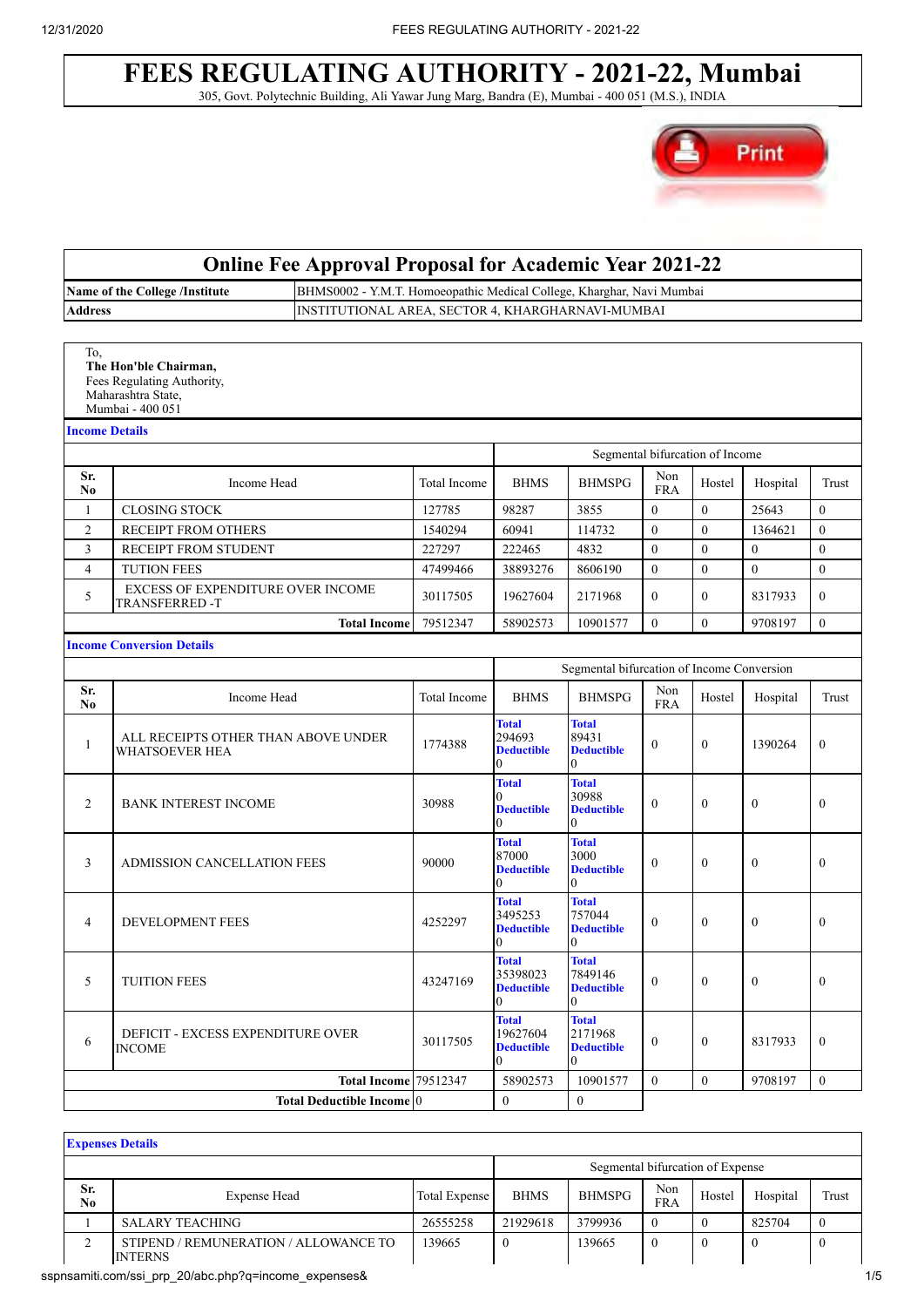# FEES REGULATING AUTHORITY - 2021-22, Mumbai

305, Govt. Polytechnic Building, Ali Yawar Jung Marg, Bandra (E), Mumbai - 400 051 (M.S.), INDIA

Print

## Online Fee Approval Proposal for Academic Year 2021-22

| | |
|---|---|
| **Name of the College /Institute** | BHMS0002 - Y.M.T. Homoeopathic Medical College, Kharghar, Navi Mumbai |
| **Address** | INSTITUTIONAL AREA, SECTOR 4, KHARGHARNAVI-MUMBAI |

To,
**The Hon'ble Chairman,**
Fees Regulating Authority,
Maharashtra State,
Mumbai - 400 051

### Income Details

| | | | Segmental bifurcation of Income | | | | | |
|---|---|---|---|---|---|---|---|---|
| **Sr. No** | Income Head | Total Income | BHMS | BHMSPG | Non FRA | Hostel | Hospital | Trust |
| 1 | CLOSING STOCK | 127785 | 98287 | 3855 | 0 | 0 | 25643 | 0 |
| 2 | RECEIPT FROM OTHERS | 1540294 | 60941 | 114732 | 0 | 0 | 1364621 | 0 |
| 3 | RECEIPT FROM STUDENT | 227297 | 222465 | 4832 | 0 | 0 | 0 | 0 |
| 4 | TUTION FEES | 47499466 | 38893276 | 8606190 | 0 | 0 | 0 | 0 |
| 5 | EXCESS OF EXPENDITURE OVER INCOME TRANSFERRED -T | 30117505 | 19627604 | 2171968 | 0 | 0 | 8317933 | 0 |
| | **Total Income** | 79512347 | 58902573 | 10901577 | 0 | 0 | 9708197 | 0 |

### Income Conversion Details

| | | | Segmental bifurcation of Income Conversion | | | | | |
|---|---|---|---|---|---|---|---|---|
| **Sr. No** | Income Head | Total Income | BHMS | BHMSPG | Non FRA | Hostel | Hospital | Trust |
| 1 | ALL RECEIPTS OTHER THAN ABOVE UNDER WHATSOEVER HEA | 1774388 | **Total** 294693 **Deductible** 0 | **Total** 89431 **Deductible** 0 | 0 | 0 | 1390264 | 0 |
| 2 | BANK INTEREST INCOME | 30988 | **Total** 0 **Deductible** 0 | **Total** 30988 **Deductible** 0 | 0 | 0 | 0 | 0 |
| 3 | ADMISSION CANCELLATION FEES | 90000 | **Total** 87000 **Deductible** 0 | **Total** 3000 **Deductible** 0 | 0 | 0 | 0 | 0 |
| 4 | DEVELOPMENT FEES | 4252297 | **Total** 3495253 **Deductible** 0 | **Total** 757044 **Deductible** 0 | 0 | 0 | 0 | 0 |
| 5 | TUITION FEES | 43247169 | **Total** 35398023 **Deductible** 0 | **Total** 7849146 **Deductible** 0 | 0 | 0 | 0 | 0 |
| 6 | DEFICIT - EXCESS EXPENDITURE OVER INCOME | 30117505 | **Total** 19627604 **Deductible** 0 | **Total** 2171968 **Deductible** 0 | 0 | 0 | 8317933 | 0 |
| | **Total Income** | 79512347 | 58902573 | 10901577 | 0 | 0 | 9708197 | 0 |
| | **Total Deductible Income** | 0 | 0 | 0 | | | | |

### Expenses Details

| | | | Segmental bifurcation of Expense | | | | | |
|---|---|---|---|---|---|---|---|---|
| **Sr. No** | Expense Head | Total Expense | BHMS | BHMSPG | Non FRA | Hostel | Hospital | Trust |
| 1 | SALARY TEACHING | 26555258 | 21929618 | 3799936 | 0 | 0 | 825704 | 0 |
| 2 | STIPEND / REMUNERATION / ALLOWANCE TO INTERNS | 139665 | 0 | 139665 | 0 | 0 | 0 | 0 |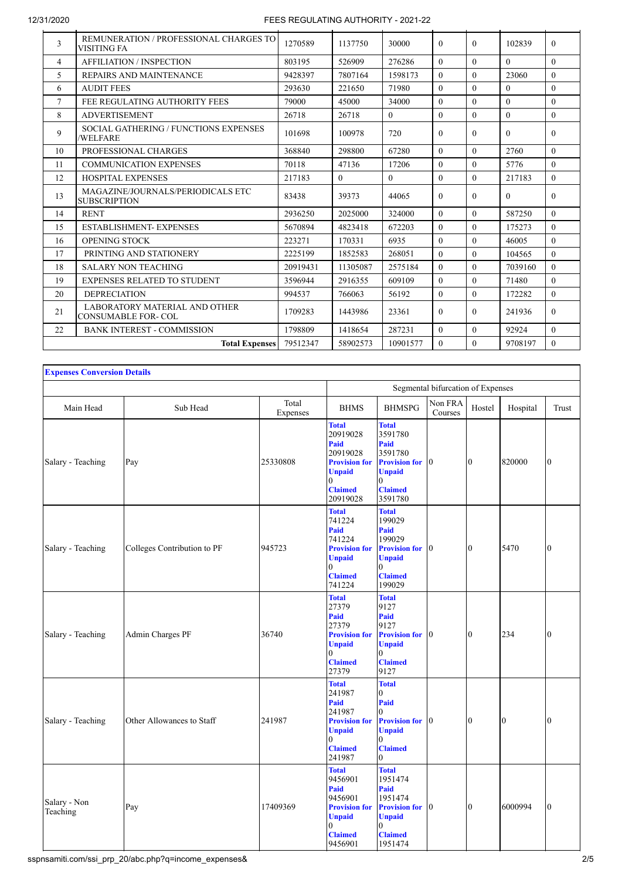| 3 | REMUNERATION / PROFESSIONAL CHARGES TO VISITING FA | 1270589 | 1137750 | 30000 | 0 | 0 | 102839 | 0 |
|---|---|---|---|---|---|---|---|---|
| 4 | AFFILIATION / INSPECTION | 803195 | 526909 | 276286 | 0 | 0 | 0 | 0 |
| 5 | REPAIRS AND MAINTENANCE | 9428397 | 7807164 | 1598173 | 0 | 0 | 23060 | 0 |
| 6 | AUDIT FEES | 293630 | 221650 | 71980 | 0 | 0 | 0 | 0 |
| 7 | FEE REGULATING AUTHORITY FEES | 79000 | 45000 | 34000 | 0 | 0 | 0 | 0 |
| 8 | ADVERTISEMENT | 26718 | 26718 | 0 | 0 | 0 | 0 | 0 |
| 9 | SOCIAL GATHERING / FUNCTIONS EXPENSES /WELFARE | 101698 | 100978 | 720 | 0 | 0 | 0 | 0 |
| 10 | PROFESSIONAL CHARGES | 368840 | 298800 | 67280 | 0 | 0 | 2760 | 0 |
| 11 | COMMUNICATION EXPENSES | 70118 | 47136 | 17206 | 0 | 0 | 5776 | 0 |
| 12 | HOSPITAL EXPENSES | 217183 | 0 | 0 | 0 | 0 | 217183 | 0 |
| 13 | MAGAZINE/JOURNALS/PERIODICALS ETC SUBSCRIPTION | 83438 | 39373 | 44065 | 0 | 0 | 0 | 0 |
| 14 | RENT | 2936250 | 2025000 | 324000 | 0 | 0 | 587250 | 0 |
| 15 | ESTABLISHMENT- EXPENSES | 5670894 | 4823418 | 672203 | 0 | 0 | 175273 | 0 |
| 16 | OPENING STOCK | 223271 | 170331 | 6935 | 0 | 0 | 46005 | 0 |
| 17 | PRINTING AND STATIONERY | 2225199 | 1852583 | 268051 | 0 | 0 | 104565 | 0 |
| 18 | SALARY NON TEACHING | 20919431 | 11305087 | 2575184 | 0 | 0 | 7039160 | 0 |
| 19 | EXPENSES RELATED TO STUDENT | 3596944 | 2916355 | 609109 | 0 | 0 | 71480 | 0 |
| 20 | DEPRECIATION | 994537 | 766063 | 56192 | 0 | 0 | 172282 | 0 |
| 21 | LABORATORY MATERIAL AND OTHER CONSUMABLE FOR- COL | 1709283 | 1443986 | 23361 | 0 | 0 | 241936 | 0 |
| 22 | BANK INTEREST - COMMISSION | 1798809 | 1418654 | 287231 | 0 | 0 | 92924 | 0 |
| | **Total Expenses** | 79512347 | 58902573 | 10901577 | 0 | 0 | 9708197 | 0 |

**Expenses Conversion Details**

| Main Head | Sub Head | Total Expenses | Segmental bifurcation of Expenses | | | | | |
|---|---|---|---|---|---|---|---|---|
| | | | BHMS | BHMSPG | Non FRA Courses | Hostel | Hospital | Trust |
| Salary - Teaching | Pay | 25330808 | **Total** 20919028 **Paid** 20919028 **Provision for Unpaid** 0 **Claimed** 20919028 | **Total** 3591780 **Paid** 3591780 **Provision for Unpaid** 0 **Claimed** 3591780 | 0 | 0 | 820000 | 0 |
| Salary - Teaching | Colleges Contribution to PF | 945723 | **Total** 741224 **Paid** 741224 **Provision for Unpaid** 0 **Claimed** 741224 | **Total** 199029 **Paid** 199029 **Provision for Unpaid** 0 **Claimed** 199029 | 0 | 0 | 5470 | 0 |
| Salary - Teaching | Admin Charges PF | 36740 | **Total** 27379 **Paid** 27379 **Provision for Unpaid** 0 **Claimed** 27379 | **Total** 9127 **Paid** 9127 **Provision for Unpaid** 0 **Claimed** 9127 | 0 | 0 | 234 | 0 |
| Salary - Teaching | Other Allowances to Staff | 241987 | **Total** 241987 **Paid** 241987 **Provision for Unpaid** 0 **Claimed** 241987 | **Total** 0 **Paid** 0 **Provision for Unpaid** 0 **Claimed** 0 | 0 | 0 | 0 | 0 |
| Salary - Non Teaching | Pay | 17409369 | **Total** 9456901 **Paid** 9456901 **Provision for Unpaid** 0 **Claimed** 9456901 | **Total** 1951474 **Paid** 1951474 **Provision for Unpaid** 0 **Claimed** 1951474 | 0 | 0 | 6000994 | 0 |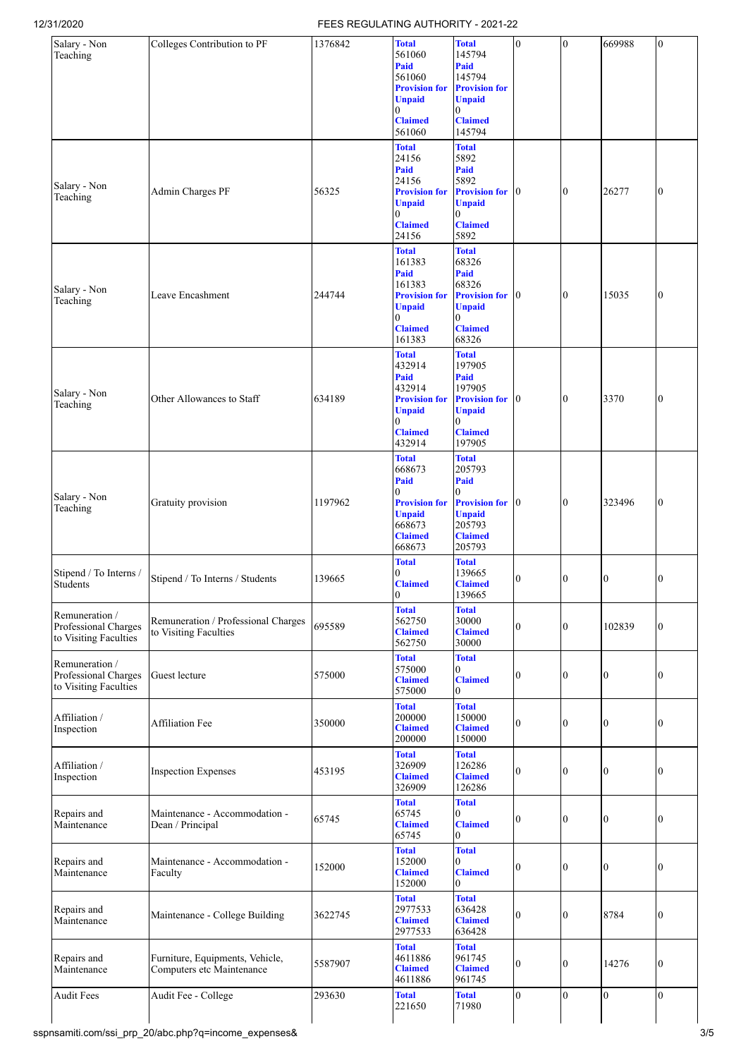| | | | | | | | | |
|---|---|---|---|---|---|---|---|---|
| Salary - Non Teaching | Colleges Contribution to PF | 1376842 | **Total** 561060 **Paid** 561060 **Provision for Unpaid** 0 **Claimed** 561060 | **Total** 145794 **Paid** 145794 **Provision for Unpaid** 0 **Claimed** 145794 | 0 | 0 | 669988 | 0 |
| Salary - Non Teaching | Admin Charges PF | 56325 | **Total** 24156 **Paid** 24156 **Provision for Unpaid** 0 **Claimed** 24156 | **Total** 5892 **Paid** 5892 **Provision for Unpaid** 0 **Claimed** 5892 | 0 | 0 | 26277 | 0 |
| Salary - Non Teaching | Leave Encashment | 244744 | **Total** 161383 **Paid** 161383 **Provision for Unpaid** 0 **Claimed** 161383 | **Total** 68326 **Paid** 68326 **Provision for Unpaid** 0 **Claimed** 68326 | 0 | 0 | 15035 | 0 |
| Salary - Non Teaching | Other Allowances to Staff | 634189 | **Total** 432914 **Paid** 432914 **Provision for Unpaid** 0 **Claimed** 432914 | **Total** 197905 **Paid** 197905 **Provision for Unpaid** 0 **Claimed** 197905 | 0 | 0 | 3370 | 0 |
| Salary - Non Teaching | Gratuity provision | 1197962 | **Total** 668673 **Paid** 0 **Provision for Unpaid** 668673 **Claimed** 668673 | **Total** 205793 **Paid** 0 **Provision for Unpaid** 205793 **Claimed** 205793 | 0 | 0 | 323496 | 0 |
| Stipend / To Interns / Students | Stipend / To Interns / Students | 139665 | **Total** 0 **Claimed** 0 | **Total** 139665 **Claimed** 139665 | 0 | 0 | 0 | 0 |
| Remuneration / Professional Charges to Visiting Faculties | Remuneration / Professional Charges to Visiting Faculties | 695589 | **Total** 562750 **Claimed** 562750 | **Total** 30000 **Claimed** 30000 | 0 | 0 | 102839 | 0 |
| Remuneration / Professional Charges to Visiting Faculties | Guest lecture | 575000 | **Total** 575000 **Claimed** 575000 | **Total** 0 **Claimed** 0 | 0 | 0 | 0 | 0 |
| Affiliation / Inspection | Affiliation Fee | 350000 | **Total** 200000 **Claimed** 200000 | **Total** 150000 **Claimed** 150000 | 0 | 0 | 0 | 0 |
| Affiliation / Inspection | Inspection Expenses | 453195 | **Total** 326909 **Claimed** 326909 | **Total** 126286 **Claimed** 126286 | 0 | 0 | 0 | 0 |
| Repairs and Maintenance | Maintenance - Accommodation - Dean / Principal | 65745 | **Total** 65745 **Claimed** 65745 | **Total** 0 **Claimed** 0 | 0 | 0 | 0 | 0 |
| Repairs and Maintenance | Maintenance - Accommodation - Faculty | 152000 | **Total** 152000 **Claimed** 152000 | **Total** 0 **Claimed** 0 | 0 | 0 | 0 | 0 |
| Repairs and Maintenance | Maintenance - College Building | 3622745 | **Total** 2977533 **Claimed** 2977533 | **Total** 636428 **Claimed** 636428 | 0 | 0 | 8784 | 0 |
| Repairs and Maintenance | Furniture, Equipments, Vehicle, Computers etc Maintenance | 5587907 | **Total** 4611886 **Claimed** 4611886 | **Total** 961745 **Claimed** 961745 | 0 | 0 | 14276 | 0 |
| Audit Fees | Audit Fee - College | 293630 | **Total** 221650 | **Total** 71980 | 0 | 0 | 0 | 0 |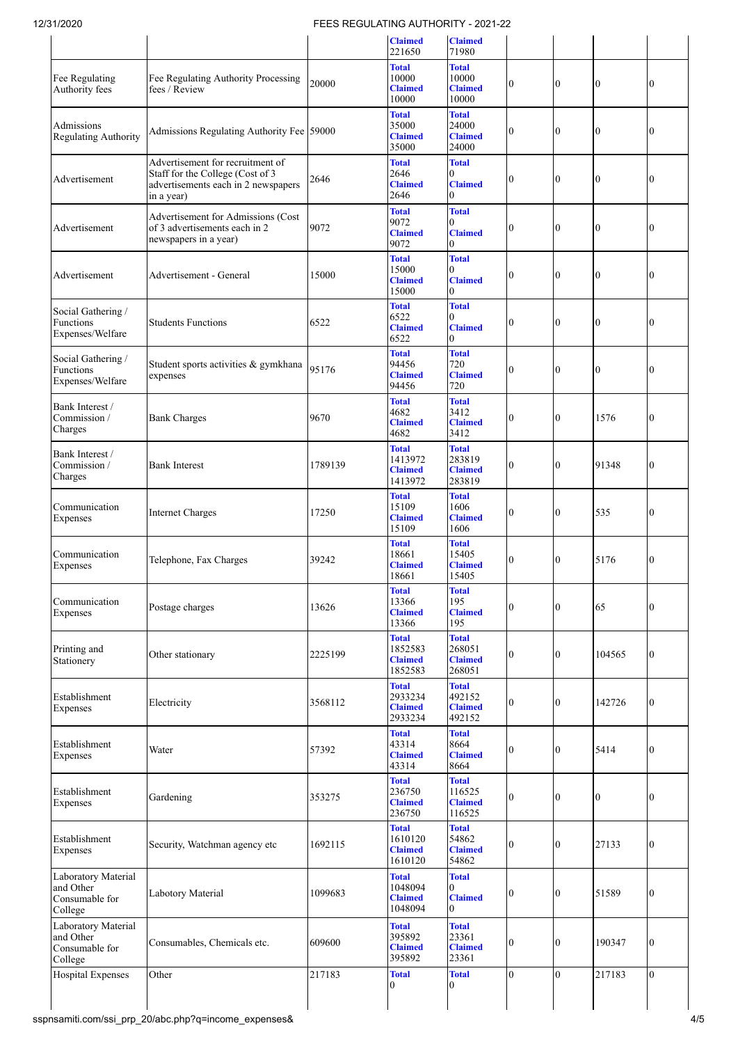| | | | Claimed 221650 | Claimed 71980 | | | | |
|---|---|---|---|---|---|---|---|---|
| Fee Regulating Authority fees | Fee Regulating Authority Processing fees / Review | 20000 | **Total** 10000 **Claimed** 10000 | **Total** 10000 **Claimed** 10000 | 0 | 0 | 0 | 0 |
| Admissions Regulating Authority | Admissions Regulating Authority Fee | 59000 | **Total** 35000 **Claimed** 35000 | **Total** 24000 **Claimed** 24000 | 0 | 0 | 0 | 0 |
| Advertisement | Advertisement for recruitment of Staff for the College (Cost of 3 advertisements each in 2 newspapers in a year) | 2646 | **Total** 2646 **Claimed** 2646 | **Total** 0 **Claimed** 0 | 0 | 0 | 0 | 0 |
| Advertisement | Advertisement for Admissions (Cost of 3 advertisements each in 2 newspapers in a year) | 9072 | **Total** 9072 **Claimed** 9072 | **Total** 0 **Claimed** 0 | 0 | 0 | 0 | 0 |
| Advertisement | Advertisement - General | 15000 | **Total** 15000 **Claimed** 15000 | **Total** 0 **Claimed** 0 | 0 | 0 | 0 | 0 |
| Social Gathering / Functions Expenses/Welfare | Students Functions | 6522 | **Total** 6522 **Claimed** 6522 | **Total** 0 **Claimed** 0 | 0 | 0 | 0 | 0 |
| Social Gathering / Functions Expenses/Welfare | Student sports activities & gymkhana expenses | 95176 | **Total** 94456 **Claimed** 94456 | **Total** 720 **Claimed** 720 | 0 | 0 | 0 | 0 |
| Bank Interest / Commission / Charges | Bank Charges | 9670 | **Total** 4682 **Claimed** 4682 | **Total** 3412 **Claimed** 3412 | 0 | 0 | 1576 | 0 |
| Bank Interest / Commission / Charges | Bank Interest | 1789139 | **Total** 1413972 **Claimed** 1413972 | **Total** 283819 **Claimed** 283819 | 0 | 0 | 91348 | 0 |
| Communication Expenses | Internet Charges | 17250 | **Total** 15109 **Claimed** 15109 | **Total** 1606 **Claimed** 1606 | 0 | 0 | 535 | 0 |
| Communication Expenses | Telephone, Fax Charges | 39242 | **Total** 18661 **Claimed** 18661 | **Total** 15405 **Claimed** 15405 | 0 | 0 | 5176 | 0 |
| Communication Expenses | Postage charges | 13626 | **Total** 13366 **Claimed** 13366 | **Total** 195 **Claimed** 195 | 0 | 0 | 65 | 0 |
| Printing and Stationery | Other stationary | 2225199 | **Total** 1852583 **Claimed** 1852583 | **Total** 268051 **Claimed** 268051 | 0 | 0 | 104565 | 0 |
| Establishment Expenses | Electricity | 3568112 | **Total** 2933234 **Claimed** 2933234 | **Total** 492152 **Claimed** 492152 | 0 | 0 | 142726 | 0 |
| Establishment Expenses | Water | 57392 | **Total** 43314 **Claimed** 43314 | **Total** 8664 **Claimed** 8664 | 0 | 0 | 5414 | 0 |
| Establishment Expenses | Gardening | 353275 | **Total** 236750 **Claimed** 236750 | **Total** 116525 **Claimed** 116525 | 0 | 0 | 0 | 0 |
| Establishment Expenses | Security, Watchman agency etc | 1692115 | **Total** 1610120 **Claimed** 1610120 | **Total** 54862 **Claimed** 54862 | 0 | 0 | 27133 | 0 |
| Laboratory Material and Other Consumable for College | Labotory Material | 1099683 | **Total** 1048094 **Claimed** 1048094 | **Total** 0 **Claimed** 0 | 0 | 0 | 51589 | 0 |
| Laboratory Material and Other Consumable for College | Consumables, Chemicals etc. | 609600 | **Total** 395892 **Claimed** 395892 | **Total** 23361 **Claimed** 23361 | 0 | 0 | 190347 | 0 |
| Hospital Expenses | Other | 217183 | **Total** 0 | **Total** 0 | 0 | 0 | 217183 | 0 |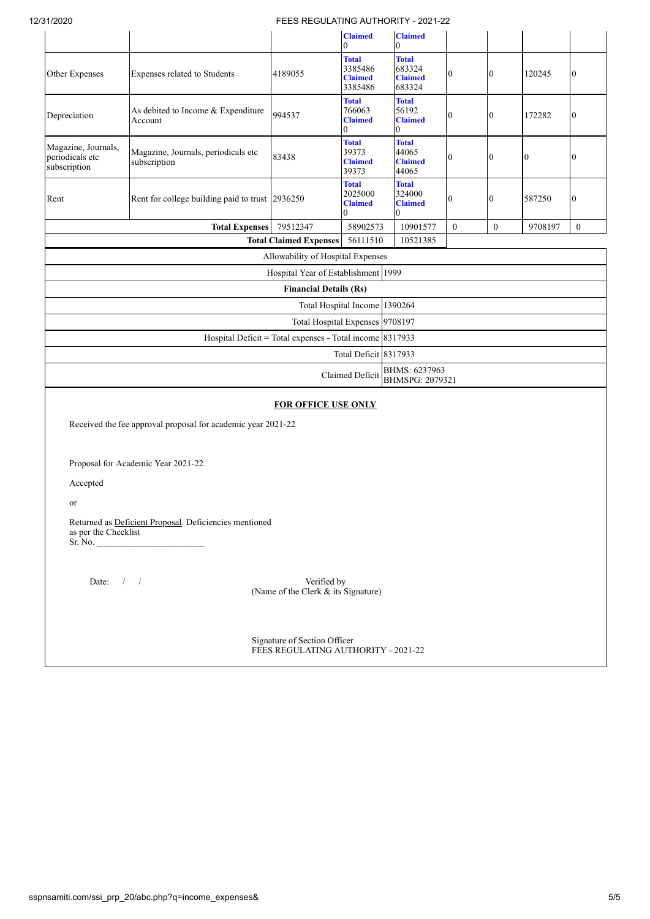|  |  |  | **Claimed** 0 | **Claimed** 0 |  |  |  |  |
|---|---|---|---|---|---|---|---|---|
| Other Expenses | Expenses related to Students | 4189055 | **Total** 3385486 **Claimed** 3385486 | **Total** 683324 **Claimed** 683324 | 0 | 0 | 120245 | 0 |
| Depreciation | As debited to Income & Expenditure Account | 994537 | **Total** 766063 **Claimed** 0 | **Total** 56192 **Claimed** 0 | 0 | 0 | 172282 | 0 |
| Magazine, Journals, periodicals etc subscription | Magazine, Journals, periodicals etc subscription | 83438 | **Total** 39373 **Claimed** 39373 | **Total** 44065 **Claimed** 44065 | 0 | 0 | 0 | 0 |
| Rent | Rent for college building paid to trust | 2936250 | **Total** 2025000 **Claimed** 0 | **Total** 324000 **Claimed** 0 | 0 | 0 | 587250 | 0 |
|  | **Total Expenses** |  | 79512347 | 58902573 | 10901577 | 0 | 0 | 9708197 | 0 |
|  | **Total Claimed Expenses** |  | 56111510 | 10521385 |  |  |  |  |

| Allowability of Hospital Expenses |  |
|---|---|
| Hospital Year of Establishment | 1999 |
| **Financial Details (Rs)** |  |
| Total Hospital Income | 1390264 |
| Total Hospital Expenses | 9708197 |
| Hospital Deficit = Total expenses - Total income | 8317933 |
| Total Deficit | 8317933 |
| Claimed Deficit | BHMS: 6237963<br>BHMSPG: 2079321 |

**FOR OFFICE USE ONLY**

Received the fee approval proposal for academic year 2021-22

Proposal for Academic Year 2021-22

Accepted

or

Returned as Deficient Proposal. Deficiencies mentioned as per the Checklist
Sr. No. ________________________

Date: / /

Verified by
(Name of the Clerk & its Signature)

Signature of Section Officer
FEES REGULATING AUTHORITY - 2021-22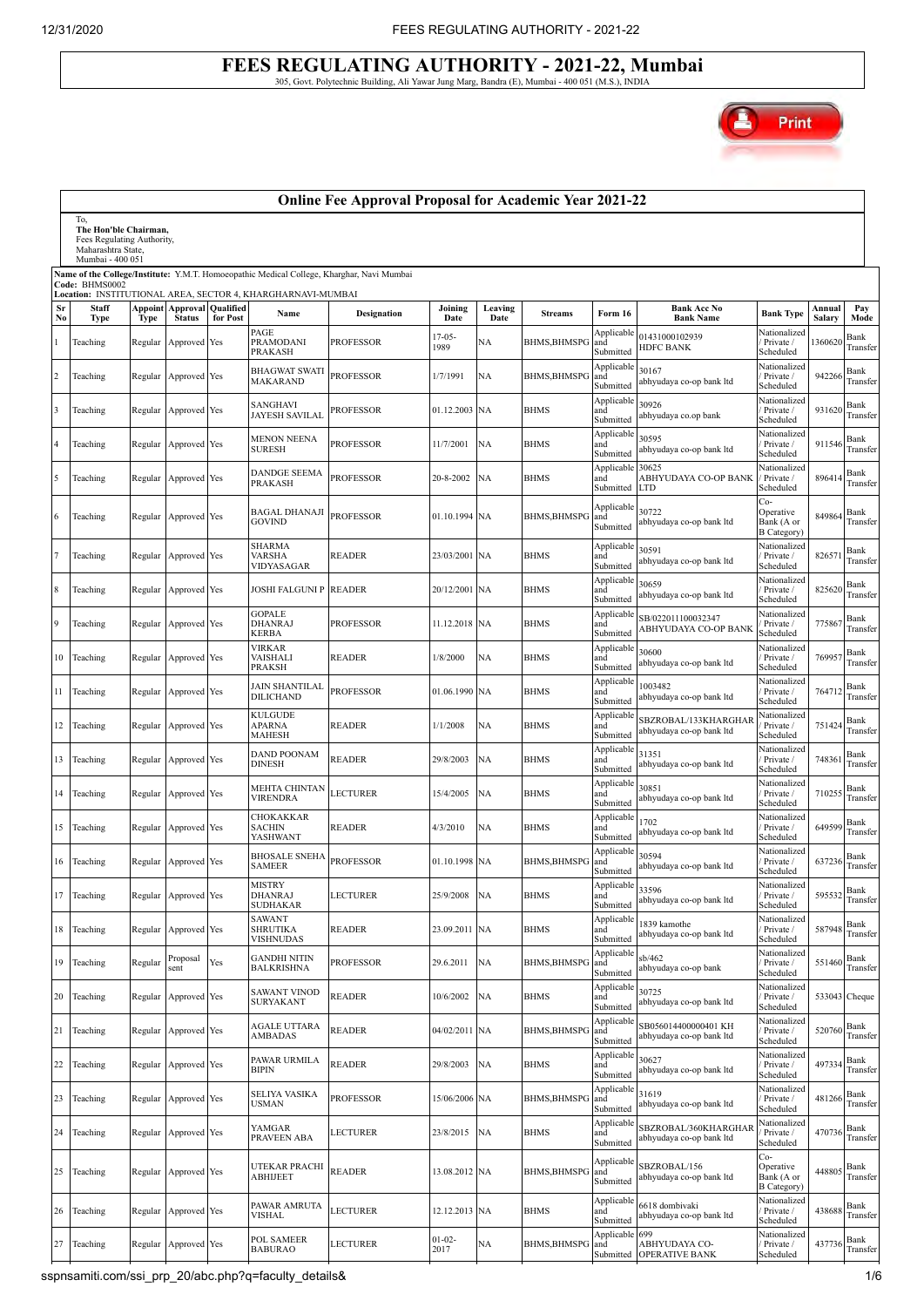# FEES REGULATING AUTHORITY - 2021-22, Mumbai

305, Govt. Polytechnic Building, Ali Yawar Jung Marg, Bandra (E), Mumbai - 400 051 (M.S.), INDIA

## Online Fee Approval Proposal for Academic Year 2021-22

To,
**The Hon'ble Chairman,**
Fees Regulating Authority,
Maharashtra State,
Mumbai - 400 051

**Name of the College/Institute:** Y.M.T. Homoeopathic Medical College, Kharghar, Navi Mumbai
**Code:** BHMS0002
**Location:** INSTITUTIONAL AREA, SECTOR 4, KHARGHARNAVI-MUMBAI

| Sr No | Staff Type | Appoint Type | Approval Status | Qualified for Post | Name | Designation | Joining Date | Leaving Date | Streams | Form 16 | Bank Acc No Bank Name | Bank Type | Annual Salary | Pay Mode |
|---|---|---|---|---|---|---|---|---|---|---|---|---|---|---|
| 1 | Teaching | Regular | Approved | Yes | PAGE PRAMODANI PRAKASH | PROFESSOR | 17-05-1989 | NA | BHMS,BHMSPG | Applicable and Submitted | 01431000102939 HDFC BANK | Nationalized / Private / Scheduled | 1360620 | Bank Transfer |
| 2 | Teaching | Regular | Approved | Yes | BHAGWAT SWATI MAKARAND | PROFESSOR | 1/7/1991 | NA | BHMS,BHMSPG | Applicable and Submitted | 30167 abhyudaya co-op bank ltd | Nationalized / Private / Scheduled | 942266 | Bank Transfer |
| 3 | Teaching | Regular | Approved | Yes | SANGHAVI JAYESH SAVILAL | PROFESSOR | 01.12.2003 | NA | BHMS | Applicable and Submitted | 30926 abhyudaya co.op bank | Nationalized / Private / Scheduled | 931620 | Bank Transfer |
| 4 | Teaching | Regular | Approved | Yes | MENON NEENA SURESH | PROFESSOR | 11/7/2001 | NA | BHMS | Applicable and Submitted | 30595 abhyudaya co-op bank ltd | Nationalized / Private / Scheduled | 911546 | Bank Transfer |
| 5 | Teaching | Regular | Approved | Yes | DANDGE SEEMA PRAKASH | PROFESSOR | 20-8-2002 | NA | BHMS | Applicable and Submitted | 30625 ABHYUDAYA CO-OP BANK LTD | Nationalized / Private / Scheduled | 896414 | Bank Transfer |
| 6 | Teaching | Regular | Approved | Yes | BAGAL DHANAJI GOVIND | PROFESSOR | 01.10.1994 | NA | BHMS,BHMSPG | Applicable and Submitted | 30722 abhyudaya co-op bank ltd | Co-Operative Bank (A or B Category) | 849864 | Bank Transfer |
| 7 | Teaching | Regular | Approved | Yes | SHARMA VARSHA VIDYASAGAR | READER | 23/03/2001 | NA | BHMS | Applicable and Submitted | 30591 abhyudaya co-op bank ltd | Nationalized / Private / Scheduled | 826571 | Bank Transfer |
| 8 | Teaching | Regular | Approved | Yes | JOSHI FALGUNI P | READER | 20/12/2001 | NA | BHMS | Applicable and Submitted | 30659 abhyudaya co-op bank ltd | Nationalized / Private / Scheduled | 825620 | Bank Transfer |
| 9 | Teaching | Regular | Approved | Yes | GOPALE DHANRAJ KERBA | PROFESSOR | 11.12.2018 | NA | BHMS | Applicable and Submitted | SB/022011100032347 ABHYUDAYA CO-OP BANK | Nationalized / Private / Scheduled | 775867 | Bank Transfer |
| 10 | Teaching | Regular | Approved | Yes | VIRKAR VAISHALI PRAKSH | READER | 1/8/2000 | NA | BHMS | Applicable and Submitted | 30600 abhyudaya co-op bank ltd | Nationalized / Private / Scheduled | 769957 | Bank Transfer |
| 11 | Teaching | Regular | Approved | Yes | JAIN SHANTILAL DILICHAND | PROFESSOR | 01.06.1990 | NA | BHMS | Applicable and Submitted | 1003482 abhyudaya co-op bank ltd | Nationalized / Private / Scheduled | 764712 | Bank Transfer |
| 12 | Teaching | Regular | Approved | Yes | KULGUDE APARNA MAHESH | READER | 1/1/2008 | NA | BHMS | Applicable and Submitted | SBZROBAL/133KHARGHAR abhyudaya co-op bank ltd | Nationalized / Private / Scheduled | 751424 | Bank Transfer |
| 13 | Teaching | Regular | Approved | Yes | DAND POONAM DINESH | READER | 29/8/2003 | NA | BHMS | Applicable and Submitted | 31351 abhyudaya co-op bank ltd | Nationalized / Private / Scheduled | 748361 | Bank Transfer |
| 14 | Teaching | Regular | Approved | Yes | MEHTA CHINTAN VIRENDRA | LECTURER | 15/4/2005 | NA | BHMS | Applicable and Submitted | 30851 abhyudaya co-op bank ltd | Nationalized / Private / Scheduled | 710255 | Bank Transfer |
| 15 | Teaching | Regular | Approved | Yes | CHOKAKKAR SACHIN YASHWANT | READER | 4/3/2010 | NA | BHMS | Applicable and Submitted | 1702 abhyudaya co-op bank ltd | Nationalized / Private / Scheduled | 649599 | Bank Transfer |
| 16 | Teaching | Regular | Approved | Yes | BHOSALE SNEHA SAMEER | PROFESSOR | 01.10.1998 | NA | BHMS,BHMSPG | Applicable and Submitted | 30594 abhyudaya co-op bank ltd | Nationalized / Private / Scheduled | 637236 | Bank Transfer |
| 17 | Teaching | Regular | Approved | Yes | MISTRY DHANRAJ SUDHAKAR | LECTURER | 25/9/2008 | NA | BHMS | Applicable and Submitted | 33596 abhyudaya co-op bank ltd | Nationalized / Private / Scheduled | 595532 | Bank Transfer |
| 18 | Teaching | Regular | Approved | Yes | SAWANT SHRUTIKA VISHNUDAS | READER | 23.09.2011 | NA | BHMS | Applicable and Submitted | 1839 kamothe abhyudaya co-op bank ltd | Nationalized / Private / Scheduled | 587948 | Bank Transfer |
| 19 | Teaching | Regular | Proposal sent | Yes | GANDHI NITIN BALKRISHNA | PROFESSOR | 29.6.2011 | NA | BHMS,BHMSPG | Applicable and Submitted | sb/462 abhyudaya co-op bank | Nationalized / Private / Scheduled | 551460 | Bank Transfer |
| 20 | Teaching | Regular | Approved | Yes | SAWANT VINOD SURYAKANT | READER | 10/6/2002 | NA | BHMS | Applicable and Submitted | 30725 abhyudaya co-op bank ltd | Nationalized / Private / Scheduled | 533043 | Cheque |
| 21 | Teaching | Regular | Approved | Yes | AGALE UTTARA AMBADAS | READER | 04/02/2011 | NA | BHMS,BHMSPG | Applicable and Submitted | SB056014400000401 KH abhyudaya co-op bank ltd | Nationalized / Private / Scheduled | 520760 | Bank Transfer |
| 22 | Teaching | Regular | Approved | Yes | PAWAR URMILA BIPIN | READER | 29/8/2003 | NA | BHMS | Applicable and Submitted | 30627 abhyudaya co-op bank ltd | Nationalized / Private / Scheduled | 497334 | Bank Transfer |
| 23 | Teaching | Regular | Approved | Yes | SELIYA VASIKA USMAN | PROFESSOR | 15/06/2006 | NA | BHMS,BHMSPG | Applicable and Submitted | 31619 abhyudaya co-op bank ltd | Nationalized / Private / Scheduled | 481266 | Bank Transfer |
| 24 | Teaching | Regular | Approved | Yes | YAMGAR PRAVEEN ABA | LECTURER | 23/8/2015 | NA | BHMS | Applicable and Submitted | SBZROBAL/360KHARGHAR abhyudaya co-op bank ltd | Nationalized / Private / Scheduled | 470736 | Bank Transfer |
| 25 | Teaching | Regular | Approved | Yes | UTEKAR PRACHI ABHIJEET | READER | 13.08.2012 | NA | BHMS,BHMSPG | Applicable and Submitted | SBZROBAL/156 abhyudaya co-op bank ltd | Co-Operative Bank (A or B Category) | 448805 | Bank Transfer |
| 26 | Teaching | Regular | Approved | Yes | PAWAR AMRUTA VISHAL | LECTURER | 12.12.2013 | NA | BHMS | Applicable and Submitted | 6618 dombivaki abhyudaya co-op bank ltd | Nationalized / Private / Scheduled | 438688 | Bank Transfer |
| 27 | Teaching | Regular | Approved | Yes | POL SAMEER BABURAO | LECTURER | 01-02-2017 | NA | BHMS,BHMSPG | Applicable and Submitted | 699 ABHYUDAYA CO-OPERATIVE BANK | Nationalized / Private / Scheduled | 437736 | Bank Transfer |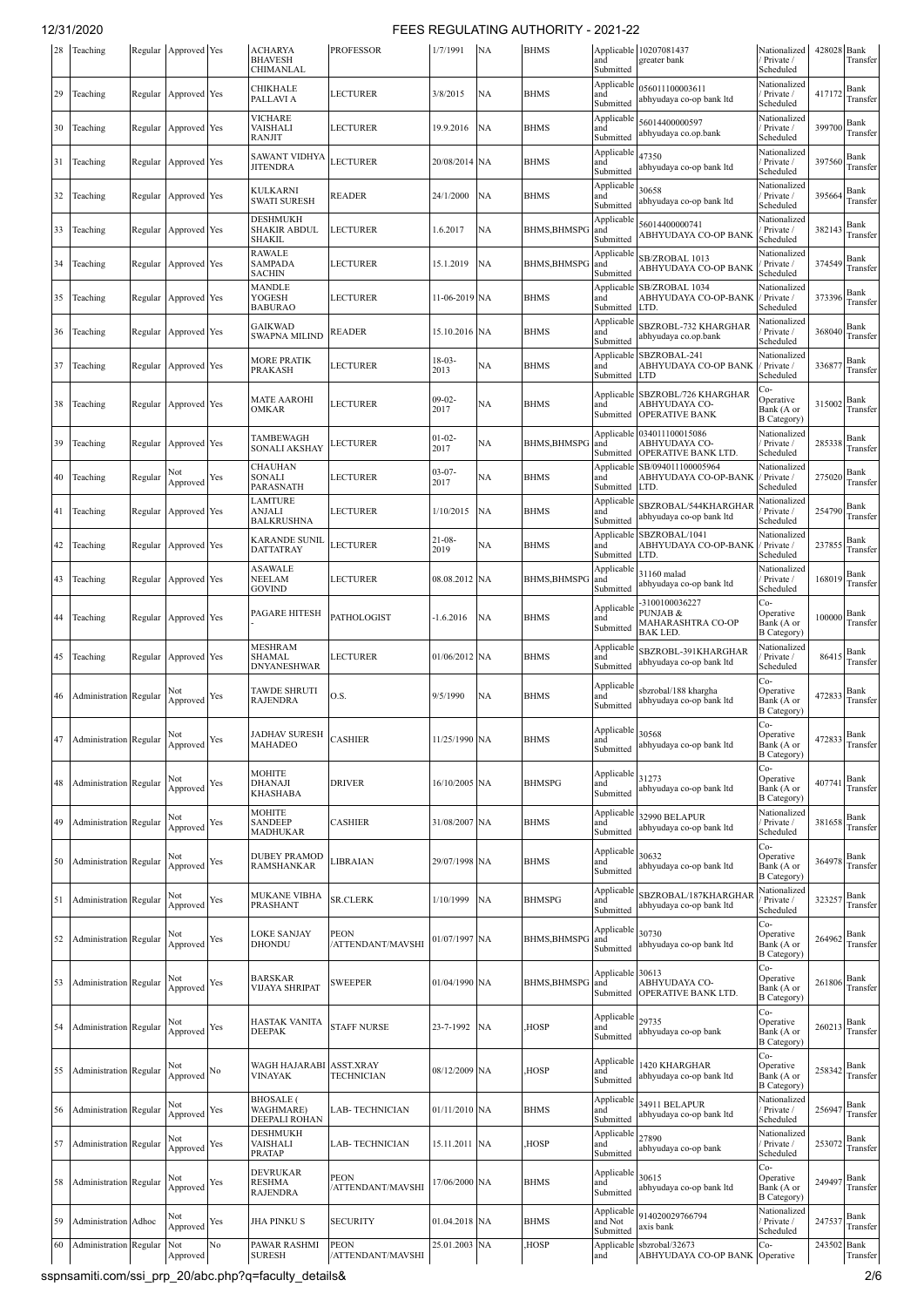| 28 | Teaching | Regular | Approved | Yes | ACHARYA BHAVESH CHIMANLAL | PROFESSOR | 1/7/1991 | NA | BHMS | Applicable and Submitted | 10207081437 greater bank | Nationalized / Private / Scheduled | 428028 | Bank Transfer |
|---|---|---|---|---|---|---|---|---|---|---|---|---|---|---|
| 29 | Teaching | Regular | Approved | Yes | CHIKHALE PALLAVI A | LECTURER | 3/8/2015 | NA | BHMS | Applicable and Submitted | 056011100003611 abhyudaya co-op bank ltd | Nationalized / Private / Scheduled | 417172 | Bank Transfer |
| 30 | Teaching | Regular | Approved | Yes | VICHARE VAISHALI RANJIT | LECTURER | 19.9.2016 | NA | BHMS | Applicable and Submitted | 56014400000597 abhyudaya co.op.bank | Nationalized / Private / Scheduled | 399700 | Bank Transfer |
| 31 | Teaching | Regular | Approved | Yes | SAWANT VIDHYA JITENDRA | LECTURER | 20/08/2014 | NA | BHMS | Applicable and Submitted | 47350 abhyudaya co-op bank ltd | Nationalized / Private / Scheduled | 397560 | Bank Transfer |
| 32 | Teaching | Regular | Approved | Yes | KULKARNI SWATI SURESH | READER | 24/1/2000 | NA | BHMS | Applicable and Submitted | 30658 abhyudaya co-op bank ltd | Nationalized / Private / Scheduled | 395664 | Bank Transfer |
| 33 | Teaching | Regular | Approved | Yes | DESHMUKH SHAKIR ABDUL SHAKIL | LECTURER | 1.6.2017 | NA | BHMS,BHMSPG | Applicable and Submitted | 56014400000741 ABHYUDAYA CO-OP BANK | Nationalized / Private / Scheduled | 382143 | Bank Transfer |
| 34 | Teaching | Regular | Approved | Yes | RAWALE SAMPADA SACHIN | LECTURER | 15.1.2019 | NA | BHMS,BHMSPG | Applicable and Submitted | SB/ZROBAL 1013 ABHYUDAYA CO-OP BANK | Nationalized / Private / Scheduled | 374549 | Bank Transfer |
| 35 | Teaching | Regular | Approved | Yes | MANDLE YOGESH BABURAO | LECTURER | 11-06-2019 | NA | BHMS | Applicable and Submitted | SB/ZROBAL 1034 ABHYUDAYA CO-OP-BANK LTD. | Nationalized / Private / Scheduled | 373396 | Bank Transfer |
| 36 | Teaching | Regular | Approved | Yes | GAIKWAD SWAPNA MILIND | READER | 15.10.2016 | NA | BHMS | Applicable and Submitted | SBZROBL-732 KHARGHAR abhyudaya co.op.bank | Nationalized / Private / Scheduled | 368040 | Bank Transfer |
| 37 | Teaching | Regular | Approved | Yes | MORE PRATIK PRAKASH | LECTURER | 18-03-2013 | NA | BHMS | Applicable and Submitted | SBZROBAL-241 ABHYUDAYA CO-OP BANK LTD | Nationalized / Private / Scheduled | 336877 | Bank Transfer |
| 38 | Teaching | Regular | Approved | Yes | MATE AAROHI OMKAR | LECTURER | 09-02-2017 | NA | BHMS | Applicable and Submitted | SBZROBL/726 KHARGHAR ABHYUDAYA CO-OPERATIVE BANK | Co-Operative Bank (A or B Category) | 315002 | Bank Transfer |
| 39 | Teaching | Regular | Approved | Yes | TAMBEWAGH SONALI AKSHAY | LECTURER | 01-02-2017 | NA | BHMS,BHMSPG | Applicable and Submitted | 034011100015086 ABHYUDAYA CO-OPERATIVE BANK LTD. | Nationalized / Private / Scheduled | 285338 | Bank Transfer |
| 40 | Teaching | Regular | Not Approved | Yes | CHAUHAN SONALI PARASNATH | LECTURER | 03-07-2017 | NA | BHMS | Applicable and Submitted | SB/094011100005964 ABHYUDAYA CO-OP-BANK LTD. | Nationalized / Private / Scheduled | 275020 | Bank Transfer |
| 41 | Teaching | Regular | Approved | Yes | LAMTURE ANJALI BALKRUSHNA | LECTURER | 1/10/2015 | NA | BHMS | Applicable and Submitted | SBZROBAL/544KHARGHAR abhyudaya co-op bank ltd | Nationalized / Private / Scheduled | 254790 | Bank Transfer |
| 42 | Teaching | Regular | Approved | Yes | KARANDE SUNIL DATTATRAY | LECTURER | 21-08-2019 | NA | BHMS | Applicable and Submitted | SBZROBAL/1041 ABHYUDAYA CO-OP-BANK LTD. | Nationalized / Private / Scheduled | 237855 | Bank Transfer |
| 43 | Teaching | Regular | Approved | Yes | ASAWALE NEELAM GOVIND | LECTURER | 08.08.2012 | NA | BHMS,BHMSPG | Applicable and Submitted | 31160 malad abhyudaya co-op bank ltd | Nationalized / Private / Scheduled | 168019 | Bank Transfer |
| 44 | Teaching | Regular | Approved | Yes | PAGARE HITESH - | PATHOLOGIST | -1.6.2016 | NA | BHMS | Applicable and Submitted | -3100100036227 PUNJAB & MAHARASHTRA CO-OP BAK LED. | Co-Operative Bank (A or B Category) | 100000 | Bank Transfer |
| 45 | Teaching | Regular | Approved | Yes | MESHRAM SHAMAL DNYANESHWAR | LECTURER | 01/06/2012 | NA | BHMS | Applicable and Submitted | SBZROBL-391KHARGHAR abhyudaya co-op bank ltd | Nationalized / Private / Scheduled | 86415 | Bank Transfer |
| 46 | Administration | Regular | Not Approved | Yes | TAWDE SHRUTI RAJENDRA | O.S. | 9/5/1990 | NA | BHMS | Applicable and Submitted | sbzrobal/188 khargha abhyudaya co-op bank ltd | Co-Operative Bank (A or B Category) | 472833 | Bank Transfer |
| 47 | Administration | Regular | Not Approved | Yes | JADHAV SURESH MAHADEO | CASHIER | 11/25/1990 | NA | BHMS | Applicable and Submitted | 30568 abhyudaya co-op bank ltd | Co-Operative Bank (A or B Category) | 472833 | Bank Transfer |
| 48 | Administration | Regular | Not Approved | Yes | MOHITE DHANAJI KHASHABA | DRIVER | 16/10/2005 | NA | BHMSPG | Applicable and Submitted | 31273 abhyudaya co-op bank ltd | Co-Operative Bank (A or B Category) | 407741 | Bank Transfer |
| 49 | Administration | Regular | Not Approved | Yes | MOHITE SANDEEP MADHUKAR | CASHIER | 31/08/2007 | NA | BHMS | Applicable and Submitted | 32990 BELAPUR abhyudaya co-op bank ltd | Nationalized / Private / Scheduled | 381658 | Bank Transfer |
| 50 | Administration | Regular | Not Approved | Yes | DUBEY PRAMOD RAMSHANKAR | LIBRAIAN | 29/07/1998 | NA | BHMS | Applicable and Submitted | 30632 abhyudaya co-op bank ltd | Co-Operative Bank (A or B Category) | 364978 | Bank Transfer |
| 51 | Administration | Regular | Not Approved | Yes | MUKANE VIBHA PRASHANT | SR.CLERK | 1/10/1999 | NA | BHMSPG | Applicable and Submitted | SBZROBAL/187KHARGHAR abhyudaya co-op bank ltd | Nationalized / Private / Scheduled | 323257 | Bank Transfer |
| 52 | Administration | Regular | Not Approved | Yes | LOKE SANJAY DHONDU | PEON /ATTENDANT/MAVSHI | 01/07/1997 | NA | BHMS,BHMSPG | Applicable and Submitted | 30730 abhyudaya co-op bank ltd | Co-Operative Bank (A or B Category) | 264962 | Bank Transfer |
| 53 | Administration | Regular | Not Approved | Yes | BARSKAR VIJAYA SHRIPAT | SWEEPER | 01/04/1990 | NA | BHMS,BHMSPG | Applicable and Submitted | 30613 ABHYUDAYA CO-OPERATIVE BANK LTD. | Co-Operative Bank (A or B Category) | 261806 | Bank Transfer |
| 54 | Administration | Regular | Not Approved | Yes | HASTAK VANITA DEEPAK | STAFF NURSE | 23-7-1992 | NA | ,HOSP | Applicable and Submitted | 29735 abhyudaya co-op bank | Co-Operative Bank (A or B Category) | 260213 | Bank Transfer |
| 55 | Administration | Regular | Not Approved | No | WAGH HAJARABI VINAYAK | ASST.XRAY TECHNICIAN | 08/12/2009 | NA | ,HOSP | Applicable and Submitted | 1420 KHARGHAR abhyudaya co-op bank ltd | Co-Operative Bank (A or B Category) | 258342 | Bank Transfer |
| 56 | Administration | Regular | Not Approved | Yes | BHOSALE ( WAGHMARE) DEEPALI ROHAN | LAB- TECHNICIAN | 01/11/2010 | NA | BHMS | Applicable and Submitted | 34911 BELAPUR abhyudaya co-op bank ltd | Nationalized / Private / Scheduled | 256947 | Bank Transfer |
| 57 | Administration | Regular | Not Approved | Yes | DESHMUKH VAISHALI PRATAP | LAB- TECHNICIAN | 15.11.2011 | NA | ,HOSP | Applicable and Submitted | 27890 abhyudaya co-op bank | Nationalized / Private / Scheduled | 253072 | Bank Transfer |
| 58 | Administration | Regular | Not Approved | Yes | DEVRUKAR RESHMA RAJENDRA | PEON /ATTENDANT/MAVSHI | 17/06/2000 | NA | BHMS | Applicable and Submitted | 30615 abhyudaya co-op bank ltd | Co-Operative Bank (A or B Category) | 249497 | Bank Transfer |
| 59 | Administration | Adhoc | Not Approved | Yes | JHA PINKU S | SECURITY | 01.04.2018 | NA | BHMS | Applicable and Not Submitted | 914020029766794 axis bank | Nationalized / Private / Scheduled | 247537 | Bank Transfer |
| 60 | Administration | Regular | Not Approved | No | PAWAR RASHMI SURESH | PEON /ATTENDANT/MAVSHI | 25.01.2003 | NA | ,HOSP | Applicable and | sbzrobal/32673 ABHYUDAYA CO-OP BANK | Co-Operative | 243502 | Bank Transfer |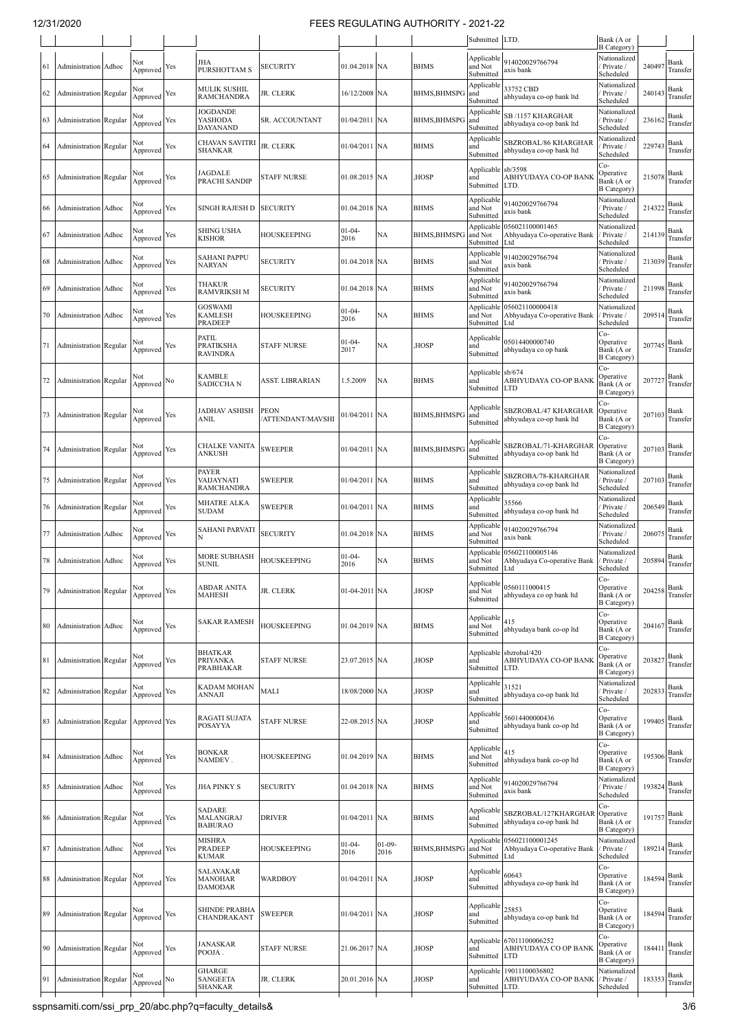| | | | | | | | | | | Submitted | LTD. | Bank (A or B Category) | | |
|---|---|---|---|---|---|---|---|---|---|---|---|---|---|---|
| 61 | Administration | Adhoc | Not Approved | Yes | JHA PURSHOTTAM S | SECURITY | 01.04.2018 | NA | BHMS | Applicable and Not Submitted | 914020029766794 axis bank | Nationalized / Private / Scheduled | 240497 | Bank Transfer |
| 62 | Administration | Regular | Not Approved | Yes | MULIK SUSHIL RAMCHANDRA | JR. CLERK | 16/12/2008 | NA | BHMS,BHMSPG | Applicable and Submitted | 33752 CBD abhyudaya co-op bank ltd | Nationalized / Private / Scheduled | 240143 | Bank Transfer |
| 63 | Administration | Regular | Not Approved | Yes | JOGDANDE YASHODA DAYANAND | SR. ACCOUNTANT | 01/04/2011 | NA | BHMS,BHMSPG | Applicable and Submitted | SB /1157 KHARGHAR abhyudaya co-op bank ltd | Nationalized / Private / Scheduled | 236162 | Bank Transfer |
| 64 | Administration | Regular | Not Approved | Yes | CHAVAN SAVITRI SHANKAR | JR. CLERK | 01/04/2011 | NA | BHMS | Applicable and Submitted | SBZROBAL/86 KHARGHAR abhyudaya co-op bank ltd | Nationalized / Private / Scheduled | 229743 | Bank Transfer |
| 65 | Administration | Regular | Not Approved | Yes | JAGDALE PRACHI SANDIP | STAFF NURSE | 01.08.2015 | NA | ,HOSP | Applicable and Submitted | sb/3598 ABHYUDAYA CO-OP BANK LTD. | Co-Operative Bank (A or B Category) | 215078 | Bank Transfer |
| 66 | Administration | Adhoc | Not Approved | Yes | SINGH RAJESH D | SECURITY | 01.04.2018 | NA | BHMS | Applicable and Not Submitted | 914020029766794 axis bank | Nationalized / Private / Scheduled | 214322 | Bank Transfer |
| 67 | Administration | Adhoc | Not Approved | Yes | SHING USHA KISHOR | HOUSKEEPING | 01-04-2016 | NA | BHMS,BHMSPG | Applicable and Not Submitted | 056021100001465 Abhyudaya Co-operative Bank Ltd | Nationalized / Private / Scheduled | 214139 | Bank Transfer |
| 68 | Administration | Adhoc | Not Approved | Yes | SAHANI PAPPU NARYAN | SECURITY | 01.04.2018 | NA | BHMS | Applicable and Not Submitted | 914020029766794 axis bank | Nationalized / Private / Scheduled | 213039 | Bank Transfer |
| 69 | Administration | Adhoc | Not Approved | Yes | THAKUR RAMVRIKSH M | SECURITY | 01.04.2018 | NA | BHMS | Applicable and Not Submitted | 914020029766794 axis bank | Nationalized / Private / Scheduled | 211998 | Bank Transfer |
| 70 | Administration | Adhoc | Not Approved | Yes | GOSWAMI KAMLESH PRADEEP | HOUSKEEPING | 01-04-2016 | NA | BHMS | Applicable and Not Submitted | 056021100000418 Abhyudaya Co-operative Bank Ltd | Nationalized / Private / Scheduled | 209514 | Bank Transfer |
| 71 | Administration | Regular | Not Approved | Yes | PATIL PRATIKSHA RAVINDRA | STAFF NURSE | 01-04-2017 | NA | ,HOSP | Applicable and Submitted | 05014400000740 abhyudaya co op bank | Co-Operative Bank (A or B Category) | 207745 | Bank Transfer |
| 72 | Administration | Regular | Not Approved | No | KAMBLE SADICCHA N | ASST. LIBRARIAN | 1.5.2009 | NA | BHMS | Applicable and Submitted | sb/674 ABHYUDAYA CO-OP BANK LTD | Co-Operative Bank (A or B Category) | 207727 | Bank Transfer |
| 73 | Administration | Regular | Not Approved | Yes | JADHAV ASHISH ANIL | PEON /ATTENDANT/MAVSHI | 01/04/2011 | NA | BHMS,BHMSPG | Applicable and Submitted | SBZROBAL/47 KHARGHAR abhyudaya co-op bank ltd | Co-Operative Bank (A or B Category) | 207103 | Bank Transfer |
| 74 | Administration | Regular | Not Approved | Yes | CHALKE VANITA ANKUSH | SWEEPER | 01/04/2011 | NA | BHMS,BHMSPG | Applicable and Submitted | SBZROBAL/71-KHARGHAR abhyudaya co-op bank ltd | Co-Operative Bank (A or B Category) | 207103 | Bank Transfer |
| 75 | Administration | Regular | Not Approved | Yes | PAYER VAIJAYNATI RAMCHANDRA | SWEEPER | 01/04/2011 | NA | BHMS | Applicable and Submitted | SBZROBA/78-KHARGHAR abhyudaya co-op bank ltd | Nationalized / Private / Scheduled | 207103 | Bank Transfer |
| 76 | Administration | Regular | Not Approved | Yes | MHATRE ALKA SUDAM | SWEEPER | 01/04/2011 | NA | BHMS | Applicable and Submitted | 35566 abhyudaya co-op bank ltd | Nationalized / Private / Scheduled | 206549 | Bank Transfer |
| 77 | Administration | Adhoc | Not Approved | Yes | SAHANI PARVATI N | SECURITY | 01.04.2018 | NA | BHMS | Applicable and Not Submitted | 914020029766794 axis bank | Nationalized / Private / Scheduled | 206075 | Bank Transfer |
| 78 | Administration | Adhoc | Not Approved | Yes | MORE SUBHASH SUNIL | HOUSKEEPING | 01-04-2016 | NA | BHMS | Applicable and Not Submitted | 056021100005146 Abhyudaya Co-operative Bank Ltd | Nationalized / Private / Scheduled | 205894 | Bank Transfer |
| 79 | Administration | Regular | Not Approved | Yes | ABDAR ANITA MAHESH | JR. CLERK | 01-04-2011 | NA | ,HOSP | Applicable and Not Submitted | 0560111000415 abhyudaya co op bank ltd | Co-Operative Bank (A or B Category) | 204258 | Bank Transfer |
| 80 | Administration | Adhoc | Not Approved | Yes | SAKAR RAMESH . | HOUSKEEPING | 01.04.2019 | NA | BHMS | Applicable and Not Submitted | 415 abhyudaya bank co-op ltd | Co-Operative Bank (A or B Category) | 204167 | Bank Transfer |
| 81 | Administration | Regular | Not Approved | Yes | BHATKAR PRIYANKA PRABHAKAR | STAFF NURSE | 23.07.2015 | NA | ,HOSP | Applicable and Submitted | sbzrobal/420 ABHYUDAYA CO-OP BANK LTD. | Co-Operative Bank (A or B Category) | 203827 | Bank Transfer |
| 82 | Administration | Regular | Not Approved | Yes | KADAM MOHAN ANNAJI | MALI | 18/08/2000 | NA | ,HOSP | Applicable and Submitted | 31521 abhyudaya co-op bank ltd | Nationalized / Private / Scheduled | 202833 | Bank Transfer |
| 83 | Administration | Regular | Approved | Yes | RAGATI SUJATA POSAYYA | STAFF NURSE | 22-08.2015 | NA | ,HOSP | Applicable and Submitted | 56014400000436 abhyudaya bank co-op ltd | Co-Operative Bank (A or B Category) | 199405 | Bank Transfer |
| 84 | Administration | Adhoc | Not Approved | Yes | BONKAR NAMDEV . | HOUSKEEPING | 01.04.2019 | NA | BHMS | Applicable and Not Submitted | 415 abhyudaya bank co-op ltd | Co-Operative Bank (A or B Category) | 195306 | Bank Transfer |
| 85 | Administration | Adhoc | Not Approved | Yes | JHA PINKY S | SECURITY | 01.04.2018 | NA | BHMS | Applicable and Not Submitted | 914020029766794 axis bank | Nationalized / Private / Scheduled | 193824 | Bank Transfer |
| 86 | Administration | Regular | Not Approved | Yes | SADARE MALANGRAJ BABURAO | DRIVER | 01/04/2011 | NA | BHMS | Applicable and Submitted | SBZROBAL/127KHARGHAR abhyudaya co-op bank ltd | Co-Operative Bank (A or B Category) | 191757 | Bank Transfer |
| 87 | Administration | Adhoc | Not Approved | Yes | MISHRA PRADEEP KUMAR | HOUSKEEPING | 01-04-2016 | 01-09-2016 | BHMS,BHMSPG | Applicable and Not Submitted | 056021100001245 Abhyudaya Co-operative Bank Ltd | Nationalized / Private / Scheduled | 189214 | Bank Transfer |
| 88 | Administration | Regular | Not Approved | Yes | SALAVAKAR MANOHAR DAMODAR | WARDBOY | 01/04/2011 | NA | ,HOSP | Applicable and Submitted | 60643 abhyudaya co-op bank ltd | Co-Operative Bank (A or B Category) | 184594 | Bank Transfer |
| 89 | Administration | Regular | Not Approved | Yes | SHINDE PRABHA CHANDRAKANT | SWEEPER | 01/04/2011 | NA | ,HOSP | Applicable and Submitted | 25853 abhyudaya co-op bank ltd | Co-Operative Bank (A or B Category) | 184594 | Bank Transfer |
| 90 | Administration | Regular | Not Approved | Yes | JANASKAR POOJA . | STAFF NURSE | 21.06.2017 | NA | ,HOSP | Applicable and Submitted | 67011100006252 ABHYUDAYA CO OP BANK LTD | Co-Operative Bank (A or B Category) | 184411 | Bank Transfer |
| 91 | Administration | Regular | Not Approved | No | GHARGE SANGEETA SHANKAR | JR. CLERK | 20.01.2016 | NA | ,HOSP | Applicable and Submitted | 19011100036802 ABHYUDAYA CO-OP BANK LTD. | Nationalized / Private / Scheduled | 183353 | Bank Transfer |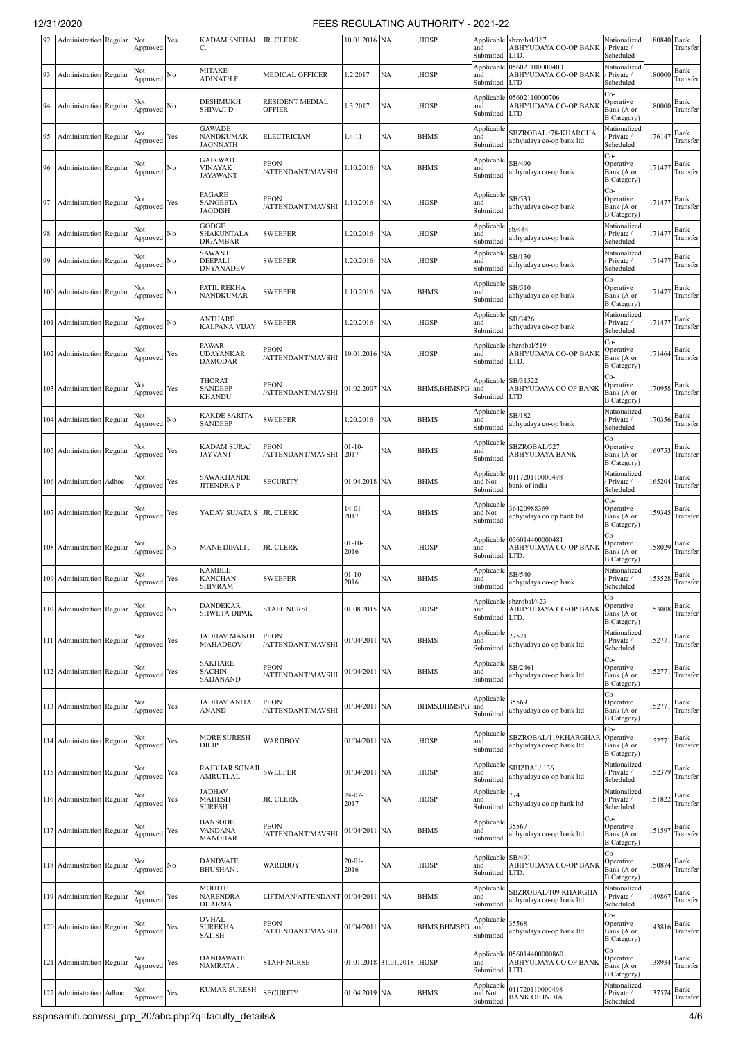| 92 | Administration | Regular | Not Approved | Yes | KADAM SNEHAL C. | JR. CLERK | 10.01.2016 | NA | ,HOSP | Applicable and Submitted | sbzrobal/167 ABHYUDAYA CO-OP BANK LTD. | Nationalized / Private / Scheduled | 180840 | Bank Transfer |
|---|---|---|---|---|---|---|---|---|---|---|---|---|---|---|
| 93 | Administration | Regular | Not Approved | No | MITAKE ADINATH F | MEDICAL OFFICER | 1.2.2017 | NA | ,HOSP | Applicable and Submitted | 056021100000400 ABHYUDAYA CO-OP BANK LTD | Nationalized / Private / Scheduled | 180000 | Bank Transfer |
| 94 | Administration | Regular | Not Approved | No | DESHMUKH SHIVAJI D | RESIDENT MEDIAL OFFIER | 1.3.2017 | NA | ,HOSP | Applicable and Submitted | 05602110000706 ABHYUDAYA CO-OP BANK LTD | Co-Operative Bank (A or B Category) | 180000 | Bank Transfer |
| 95 | Administration | Regular | Not Approved | Yes | GAWADE NANDKUMAR JAGNNATH | ELECTRICIAN | 1.4.11 | NA | BHMS | Applicable and Submitted | SBZROBAL /78-KHARGHA abhyudaya co-op bank ltd | Nationalized / Private / Scheduled | 176147 | Bank Transfer |
| 96 | Administration | Regular | Not Approved | No | GAIKWAD VINAYAK JAYAWANT | PEON /ATTENDANT/MAVSHI | 1.10.2016 | NA | BHMS | Applicable and Submitted | SB/490 abhyudaya co-op bank | Co-Operative Bank (A or B Category) | 171477 | Bank Transfer |
| 97 | Administration | Regular | Not Approved | Yes | PAGARE SANGEETA JAGDISH | PEON /ATTENDANT/MAVSHI | 1.10.2016 | NA | ,HOSP | Applicable and Submitted | SB/533 abhyudaya co-op bank | Co-Operative Bank (A or B Category) | 171477 | Bank Transfer |
| 98 | Administration | Regular | Not Approved | No | GODGE SHAKUNTALA DIGAMBAR | SWEEPER | 1.20.2016 | NA | ,HOSP | Applicable and Submitted | sb/484 abhyudaya co-op bank | Nationalized / Private / Scheduled | 171477 | Bank Transfer |
| 99 | Administration | Regular | Not Approved | No | SAWANT DEEPALI DNYANADEV | SWEEPER | 1.20.2016 | NA | ,HOSP | Applicable and Submitted | SB/130 abhyudaya co-op bank | Nationalized / Private / Scheduled | 171477 | Bank Transfer |
| 100 | Administration | Regular | Not Approved | No | PATIL REKHA NANDKUMAR | SWEEPER | 1.10.2016 | NA | BHMS | Applicable and Submitted | SB/510 abhyudaya co-op bank | Co-Operative Bank (A or B Category) | 171477 | Bank Transfer |
| 101 | Administration | Regular | Not Approved | No | ANTHARE KALPANA VIJAY | SWEEPER | 1.20.2016 | NA | ,HOSP | Applicable and Submitted | SB/3426 abhyudaya co-op bank | Nationalized / Private / Scheduled | 171477 | Bank Transfer |
| 102 | Administration | Regular | Not Approved | Yes | PAWAR UDAYANKAR DAMODAR | PEON /ATTENDANT/MAVSHI | 10.01.2016 | NA | ,HOSP | Applicable and Submitted | sbzrobal/519 ABHYUDAYA CO-OP BANK LTD. | Co-Operative Bank (A or B Category) | 171464 | Bank Transfer |
| 103 | Administration | Regular | Not Approved | Yes | THORAT SANDEEP KHANDU | PEON /ATTENDANT/MAVSHI | 01.02.2007 | NA | BHMS,BHMSPG | Applicable and Submitted | SB/31522 ABHYUDAYA CO OP BANK LTD | Co-Operative Bank (A or B Category) | 170958 | Bank Transfer |
| 104 | Administration | Regular | Not Approved | No | KAKDE SARITA SANDEEP | SWEEPER | 1.20.2016 | NA | BHMS | Applicable and Submitted | SB/182 abhyudaya co-op bank | Nationalized / Private / Scheduled | 170356 | Bank Transfer |
| 105 | Administration | Regular | Not Approved | Yes | KADAM SURAJ JAYVANT | PEON /ATTENDANT/MAVSHI | 01-10-2017 | NA | BHMS | Applicable and Submitted | SBZROBAL/527 ABHYUDAYA BANK | Co-Operative Bank (A or B Category) | 169753 | Bank Transfer |
| 106 | Administration | Adhoc | Not Approved | Yes | SAWAKHANDE JITENDRA P | SECURITY | 01.04.2018 | NA | BHMS | Applicable and Not Submitted | 011720110000498 bank of india | Nationalized / Private / Scheduled | 165204 | Bank Transfer |
| 107 | Administration | Regular | Not Approved | Yes | YADAV SUJATA S | JR. CLERK | 14-01-2017 | NA | BHMS | Applicable and Not Submitted | 36420988369 abhyudaya co op bank ltd | Co-Operative Bank (A or B Category) | 159345 | Bank Transfer |
| 108 | Administration | Regular | Not Approved | No | MANE DIPALI . | JR. CLERK | 01-10-2016 | NA | ,HOSP | Applicable and Submitted | 056014400000481 ABHYUDAYA CO-OP BANK LTD. | Co-Operative Bank (A or B Category) | 158029 | Bank Transfer |
| 109 | Administration | Regular | Not Approved | Yes | KAMBLE KANCHAN SHIVRAM | SWEEPER | 01-10-2016 | NA | BHMS | Applicable and Submitted | SB/540 abhyudaya co-op bank | Nationalized / Private / Scheduled | 153528 | Bank Transfer |
| 110 | Administration | Regular | Not Approved | No | DANDEKAR SHWETA DIPAK | STAFF NURSE | 01.08.2015 | NA | ,HOSP | Applicable and Submitted | sbzrobal/423 ABHYUDAYA CO-OP BANK LTD. | Co-Operative Bank (A or B Category) | 153008 | Bank Transfer |
| 111 | Administration | Regular | Not Approved | Yes | JADHAV MANOJ MAHADEOV | PEON /ATTENDANT/MAVSHI | 01/04/2011 | NA | BHMS | Applicable and Submitted | 27521 abhyudaya co-op bank ltd | Nationalized / Private / Scheduled | 152771 | Bank Transfer |
| 112 | Administration | Regular | Not Approved | Yes | SAKHARE SACHIN SADANAND | PEON /ATTENDANT/MAVSHI | 01/04/2011 | NA | BHMS | Applicable and Submitted | SB/2461 abhyudaya co-op bank ltd | Co-Operative Bank (A or B Category) | 152771 | Bank Transfer |
| 113 | Administration | Regular | Not Approved | Yes | JADHAV ANITA ANAND | PEON /ATTENDANT/MAVSHI | 01/04/2011 | NA | BHMS,BHMSPG | Applicable and Submitted | 35569 abhyudaya co-op bank ltd | Co-Operative Bank (A or B Category) | 152771 | Bank Transfer |
| 114 | Administration | Regular | Not Approved | Yes | MORE SURESH DILIP | WARDBOY | 01/04/2011 | NA | ,HOSP | Applicable and Submitted | SBZROBAL/119KHARGHAR abhyudaya co-op bank ltd | Co-Operative Bank (A or B Category) | 152771 | Bank Transfer |
| 115 | Administration | Regular | Not Approved | Yes | RAJBHAR SONAJI AMRUTLAL | SWEEPER | 01/04/2011 | NA | ,HOSP | Applicable and Submitted | SBIZBAL/ 136 abhyudaya co-op bank ltd | Nationalized / Private / Scheduled | 152379 | Bank Transfer |
| 116 | Administration | Regular | Not Approved | Yes | JADHAV MAHESH SURESH | JR. CLERK | 24-07-2017 | NA | ,HOSP | Applicable and Submitted | 774 abhyudaya co op bank ltd | Nationalized / Private / Scheduled | 151822 | Bank Transfer |
| 117 | Administration | Regular | Not Approved | Yes | BANSODE VANDANA MANOHAR | PEON /ATTENDANT/MAVSHI | 01/04/2011 | NA | BHMS | Applicable and Submitted | 35567 abhyudaya co-op bank ltd | Co-Operative Bank (A or B Category) | 151597 | Bank Transfer |
| 118 | Administration | Regular | Not Approved | No | DANDVATE BHUSHAN . | WARDBOY | 20-01-2016 | NA | ,HOSP | Applicable and Submitted | SB/491 ABHYUDAYA CO-OP BANK LTD. | Co-Operative Bank (A or B Category) | 150874 | Bank Transfer |
| 119 | Administration | Regular | Not Approved | Yes | MOHITE NARENDRA DHARMA | LIFTMAN/ATTENDANT | 01/04/2011 | NA | BHMS | Applicable and Submitted | SBZROBAL/109 KHARGHA abhyudaya co-op bank ltd | Nationalized / Private / Scheduled | 149867 | Bank Transfer |
| 120 | Administration | Regular | Not Approved | Yes | OVHAL SUREKHA SATISH | PEON /ATTENDANT/MAVSHI | 01/04/2011 | NA | BHMS,BHMSPG | Applicable and Submitted | 35568 abhyudaya co-op bank ltd | Co-Operative Bank (A or B Category) | 143816 | Bank Transfer |
| 121 | Administration | Regular | Not Approved | Yes | DANDAWATE NAMRATA . | STAFF NURSE | 01.01.2018 | 31.01.2018 | ,HOSP | Applicable and Submitted | 056014400000860 ABHYUDAYA CO OP BANK LTD | Co-Operative Bank (A or B Category) | 138934 | Bank Transfer |
| 122 | Administration | Adhoc | Not Approved | Yes | KUMAR SURESH . | SECURITY | 01.04.2019 | NA | BHMS | Applicable and Not Submitted | 011720110000498 BANK OF INDIA | Nationalized / Private / Scheduled | 137574 | Bank Transfer |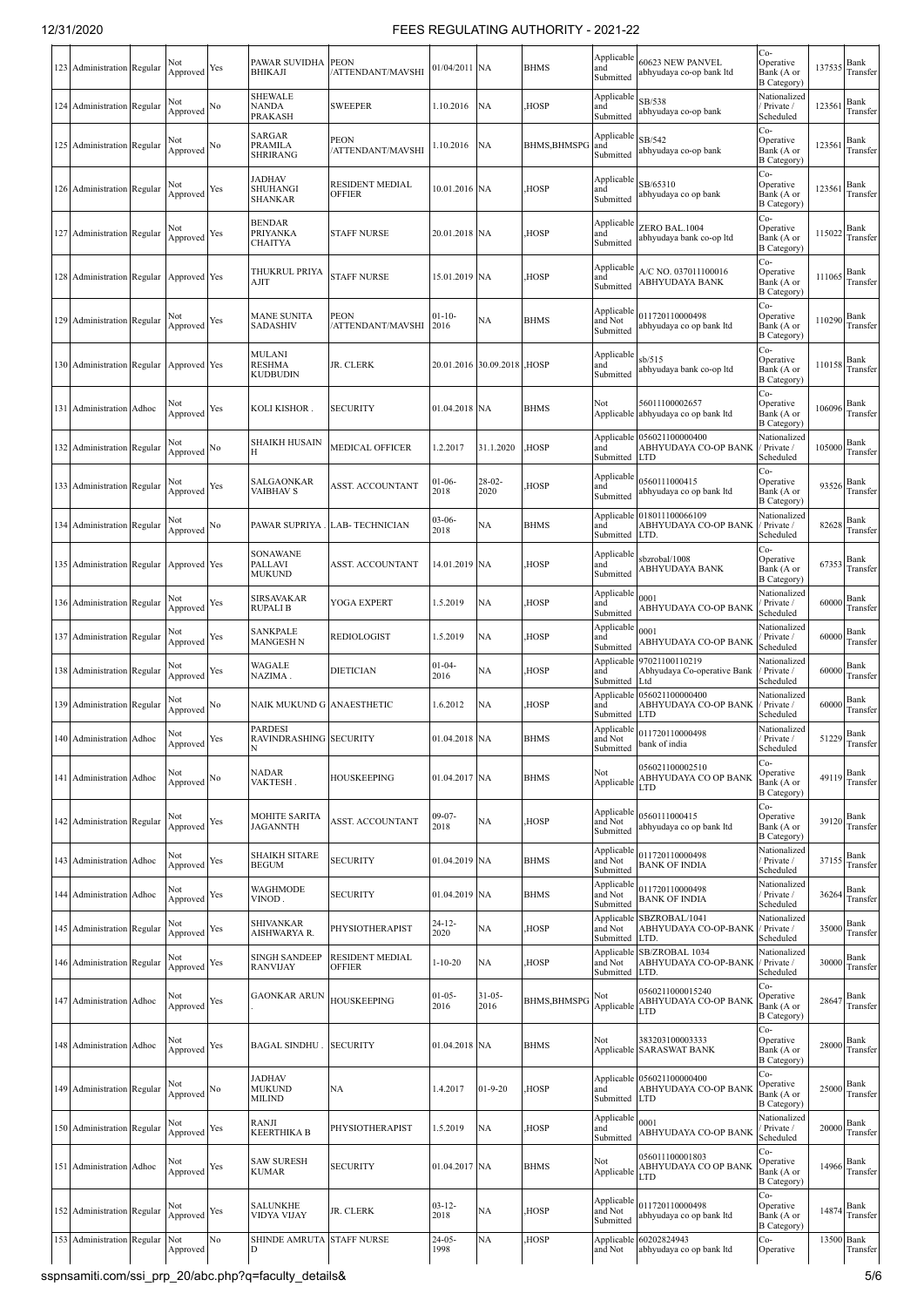| 123 | Administration | Regular | Not Approved | Yes | PAWAR SUVIDHA BHIKAJI | PEON /ATTENDANT/MAVSHI | 01/04/2011 | NA | BHMS | Applicable and Submitted | 60623 NEW PANVEL abhyudaya co-op bank ltd | Co-Operative Bank (A or B Category) | 137535 | Bank Transfer |
|---|---|---|---|---|---|---|---|---|---|---|---|---|---|---|
| 124 | Administration | Regular | Not Approved | No | SHEWALE NANDA PRAKASH | SWEEPER | 1.10.2016 | NA | ,HOSP | Applicable and Submitted | SB/538 abhyudaya co-op bank | Nationalized / Private / Scheduled | 123561 | Bank Transfer |
| 125 | Administration | Regular | Not Approved | No | SARGAR PRAMILA SHRIRANG | PEON /ATTENDANT/MAVSHI | 1.10.2016 | NA | BHMS,BHMSPG | Applicable and Submitted | SB/542 abhyudaya co-op bank | Co-Operative Bank (A or B Category) | 123561 | Bank Transfer |
| 126 | Administration | Regular | Not Approved | Yes | JADHAV SHUHANGI SHANKAR | RESIDENT MEDIAL OFFIER | 10.01.2016 | NA | ,HOSP | Applicable and Submitted | SB/65310 abhyudaya co op bank | Co-Operative Bank (A or B Category) | 123561 | Bank Transfer |
| 127 | Administration | Regular | Not Approved | Yes | BENDAR PRIYANKA CHAITYA | STAFF NURSE | 20.01.2018 | NA | ,HOSP | Applicable and Submitted | ZERO BAL.1004 abhyudaya bank co-op ltd | Co-Operative Bank (A or B Category) | 115022 | Bank Transfer |
| 128 | Administration | Regular | Approved | Yes | THUKRUL PRIYA AJIT | STAFF NURSE | 15.01.2019 | NA | ,HOSP | Applicable and Submitted | A/C NO. 037011100016 ABHYUDAYA BANK | Co-Operative Bank (A or B Category) | 111065 | Bank Transfer |
| 129 | Administration | Regular | Not Approved | Yes | MANE SUNITA SADASHIV | PEON /ATTENDANT/MAVSHI | 01-10-2016 | NA | BHMS | Applicable and Not Submitted | 011720110000498 abhyudaya co op bank ltd | Co-Operative Bank (A or B Category) | 110290 | Bank Transfer |
| 130 | Administration | Regular | Approved | Yes | MULANI RESHMA KUDBUDIN | JR. CLERK | 20.01.2016 | 30.09.2018 | ,HOSP | Applicable and Submitted | sb/515 abhyudaya bank co-op ltd | Co-Operative Bank (A or B Category) | 110158 | Bank Transfer |
| 131 | Administration | Adhoc | Not Approved | Yes | KOLI KISHOR . | SECURITY | 01.04.2018 | NA | BHMS | Not Applicable | 56011100002657 abhyudaya co op bank ltd | Co-Operative Bank (A or B Category) | 106096 | Bank Transfer |
| 132 | Administration | Regular | Not Approved | No | SHAIKH HUSAIN H | MEDICAL OFFICER | 1.2.2017 | 31.1.2020 | ,HOSP | Applicable and Submitted | 056021100000400 ABHYUDAYA CO-OP BANK LTD | Nationalized / Private / Scheduled | 105000 | Bank Transfer |
| 133 | Administration | Regular | Not Approved | Yes | SALGAONKAR VAIBHAV S | ASST. ACCOUNTANT | 01-06-2018 | 28-02-2020 | ,HOSP | Applicable and Submitted | 0560111000415 abhyudaya co op bank ltd | Co-Operative Bank (A or B Category) | 93526 | Bank Transfer |
| 134 | Administration | Regular | Not Approved | No | PAWAR SUPRIYA . | LAB- TECHNICIAN | 03-06-2018 | NA | BHMS | Applicable and Submitted | 018011100066109 ABHYUDAYA CO-OP BANK LTD. | Nationalized / Private / Scheduled | 82628 | Bank Transfer |
| 135 | Administration | Regular | Approved | Yes | SONAWANE PALLAVI MUKUND | ASST. ACCOUNTANT | 14.01.2019 | NA | ,HOSP | Applicable and Submitted | sbzrobal/1008 ABHYUDAYA BANK | Co-Operative Bank (A or B Category) | 67353 | Bank Transfer |
| 136 | Administration | Regular | Not Approved | Yes | SIRSAVAKAR RUPALI B | YOGA EXPERT | 1.5.2019 | NA | ,HOSP | Applicable and Submitted | 0001 ABHYUDAYA CO-OP BANK | Nationalized / Private / Scheduled | 60000 | Bank Transfer |
| 137 | Administration | Regular | Not Approved | Yes | SANKPALE MANGESH N | REDIOLOGIST | 1.5.2019 | NA | ,HOSP | Applicable and Submitted | 0001 ABHYUDAYA CO-OP BANK | Nationalized / Private / Scheduled | 60000 | Bank Transfer |
| 138 | Administration | Regular | Not Approved | Yes | WAGALE NAZIMA . | DIETICIAN | 01-04-2016 | NA | ,HOSP | Applicable and Submitted | 97021100110219 Abhyudaya Co-operative Bank Ltd | Nationalized / Private / Scheduled | 60000 | Bank Transfer |
| 139 | Administration | Regular | Not Approved | No | NAIK MUKUND G | ANAESTHETIC | 1.6.2012 | NA | ,HOSP | Applicable and Submitted | 056021100000400 ABHYUDAYA CO-OP BANK LTD | Nationalized / Private / Scheduled | 60000 | Bank Transfer |
| 140 | Administration | Adhoc | Not Approved | Yes | PARDESI RAVINDRASHING N | SECURITY | 01.04.2018 | NA | BHMS | Applicable and Not Submitted | 011720110000498 bank of india | Nationalized / Private / Scheduled | 51229 | Bank Transfer |
| 141 | Administration | Adhoc | Not Approved | No | NADAR VAKTESH . | HOUSKEEPING | 01.04.2017 | NA | BHMS | Not Applicable | 056021100002510 ABHYUDAYA CO OP BANK LTD | Co-Operative Bank (A or B Category) | 49119 | Bank Transfer |
| 142 | Administration | Regular | Not Approved | Yes | MOHITE SARITA JAGANNTH | ASST. ACCOUNTANT | 09-07-2018 | NA | ,HOSP | Applicable and Not Submitted | 0560111000415 abhyudaya co op bank ltd | Co-Operative Bank (A or B Category) | 39120 | Bank Transfer |
| 143 | Administration | Adhoc | Not Approved | Yes | SHAIKH SITARE BEGUM | SECURITY | 01.04.2019 | NA | BHMS | Applicable and Not Submitted | 011720110000498 BANK OF INDIA | Nationalized / Private / Scheduled | 37155 | Bank Transfer |
| 144 | Administration | Adhoc | Not Approved | Yes | WAGHMODE VINOD . | SECURITY | 01.04.2019 | NA | BHMS | Applicable and Not Submitted | 011720110000498 BANK OF INDIA | Nationalized / Private / Scheduled | 36264 | Bank Transfer |
| 145 | Administration | Regular | Not Approved | Yes | SHIVANKAR AISHWARYA R. | PHYSIOTHERAPIST | 24-12-2020 | NA | ,HOSP | Applicable and Not Submitted | SBZROBAL/1041 ABHYUDAYA CO-OP-BANK LTD. | Nationalized / Private / Scheduled | 35000 | Bank Transfer |
| 146 | Administration | Regular | Not Approved | Yes | SINGH SANDEEP RANVIJAY | RESIDENT MEDIAL OFFIER | 1-10-20 | NA | ,HOSP | Applicable and Not Submitted | SB/ZROBAL 1034 ABHYUDAYA CO-OP-BANK LTD. | Nationalized / Private / Scheduled | 30000 | Bank Transfer |
| 147 | Administration | Adhoc | Not Approved | Yes | GAONKAR ARUN . | HOUSKEEPING | 01-05-2016 | 31-05-2016 | BHMS,BHMSPG | Not Applicable | 0560211000015240 ABHYUDAYA CO-OP BANK LTD | Co-Operative Bank (A or B Category) | 28647 | Bank Transfer |
| 148 | Administration | Adhoc | Not Approved | Yes | BAGAL SINDHU . | SECURITY | 01.04.2018 | NA | BHMS | Not Applicable | 383203100003333 SARASWAT BANK | Co-Operative Bank (A or B Category) | 28000 | Bank Transfer |
| 149 | Administration | Regular | Not Approved | No | JADHAV MUKUND MILIND | NA | 1.4.2017 | 01-9-20 | ,HOSP | Applicable and Submitted | 056021100000400 ABHYUDAYA CO-OP BANK LTD | Co-Operative Bank (A or B Category) | 25000 | Bank Transfer |
| 150 | Administration | Regular | Not Approved | Yes | RANJI KEERTHIKA B | PHYSIOTHERAPIST | 1.5.2019 | NA | ,HOSP | Applicable and Submitted | 0001 ABHYUDAYA CO-OP BANK | Nationalized / Private / Scheduled | 20000 | Bank Transfer |
| 151 | Administration | Adhoc | Not Approved | Yes | SAW SURESH KUMAR | SECURITY | 01.04.2017 | NA | BHMS | Not Applicable | 056011100001803 ABHYUDAYA CO OP BANK LTD | Co-Operative Bank (A or B Category) | 14966 | Bank Transfer |
| 152 | Administration | Regular | Not Approved | Yes | SALUNKHE VIDYA VIJAY | JR. CLERK | 03-12-2018 | NA | ,HOSP | Applicable and Not Submitted | 011720110000498 abhyudaya co op bank ltd | Co-Operative Bank (A or B Category) | 14874 | Bank Transfer |
| 153 | Administration | Regular | Not Approved | No | SHINDE AMRUTA D | STAFF NURSE | 24-05-1998 | NA | ,HOSP | Applicable and Not | 60202824943 abhyudaya co op bank ltd | Co-Operative | 13500 | Bank Transfer |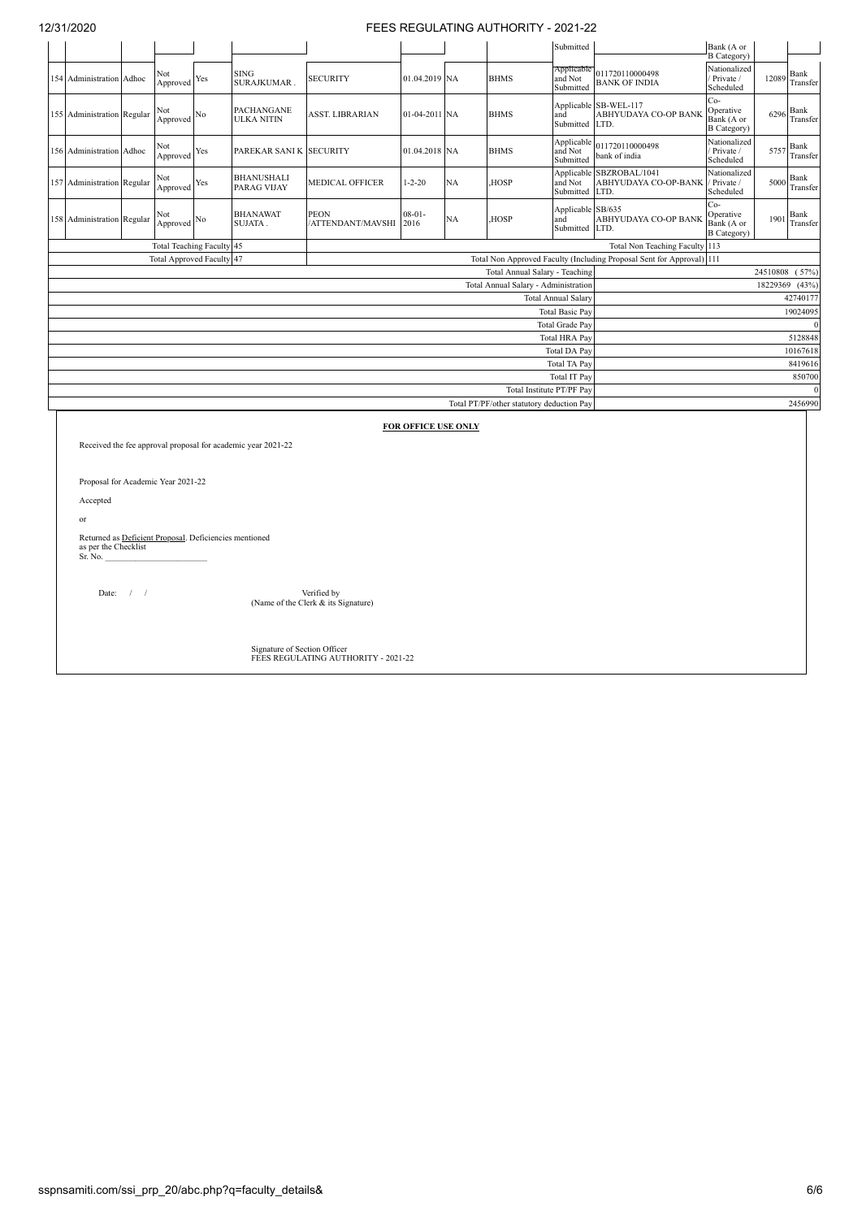| | | | | | | | | | | Submitted | | Bank (A or B Category) | | |
|---|---|---|---|---|---|---|---|---|---|---|---|---|---|---|
| 154 | Administration | Adhoc | Not Approved | Yes | SING SURAJKUMAR . | SECURITY | 01.04.2019 | NA | BHMS | Applicable and Not Submitted | 011720110000498 BANK OF INDIA | Nationalized / Private / Scheduled | 12089 | Bank Transfer |
| 155 | Administration | Regular | Not Approved | No | PACHANGANE ULKA NITIN | ASST. LIBRARIAN | 01-04-2011 | NA | BHMS | Applicable and Submitted | SB-WEL-117 ABHYUDAYA CO-OP BANK LTD. | Co-Operative Bank (A or B Category) | 6296 | Bank Transfer |
| 156 | Administration | Adhoc | Not Approved | Yes | PAREKAR SANI K | SECURITY | 01.04.2018 | NA | BHMS | Applicable and Not Submitted | 011720110000498 bank of india | Nationalized / Private / Scheduled | 5757 | Bank Transfer |
| 157 | Administration | Regular | Not Approved | Yes | BHANUSHALI PARAG VIJAY | MEDICAL OFFICER | 1-2-20 | NA | ,HOSP | Applicable and Not Submitted | SBZROBAL/1041 ABHYUDAYA CO-OP-BANK LTD. | Nationalized / Private / Scheduled | 5000 | Bank Transfer |
| 158 | Administration | Regular | Not Approved | No | BHANAWAT SUJATA . | PEON /ATTENDANT/MAVSHI | 08-01-2016 | NA | ,HOSP | Applicable and Submitted | SB/635 ABHYUDAYA CO-OP BANK LTD. | Co-Operative Bank (A or B Category) | 1901 | Bank Transfer |

| | |
|---|---|
| Total Teaching Faculty | 45 |
| Total Approved Faculty | 47 |
| Total Non Teaching Faculty | 113 |
| Total Non Approved Faculty (Including Proposal Sent for Approval) | 111 |
| Total Annual Salary - Teaching | 24510808 ( 57%) |
| Total Annual Salary - Administration | 18229369 (43%) |
| Total Annual Salary | 42740177 |
| Total Basic Pay | 19024095 |
| Total Grade Pay | 0 |
| Total HRA Pay | 5128848 |
| Total DA Pay | 10167618 |
| Total TA Pay | 8419616 |
| Total IT Pay | 850700 |
| Total Institute PT/PF Pay | 0 |
| Total PT/PF/other statutory deduction Pay | 2456990 |

**FOR OFFICE USE ONLY**

Received the fee approval proposal for academic year 2021-22

Proposal for Academic Year 2021-22

Accepted

or

Returned as Deficient Proposal. Deficiencies mentioned as per the Checklist
Sr. No. ________________________

Date: / /

Verified by
(Name of the Clerk & its Signature)

Signature of Section Officer
FEES REGULATING AUTHORITY - 2021-22